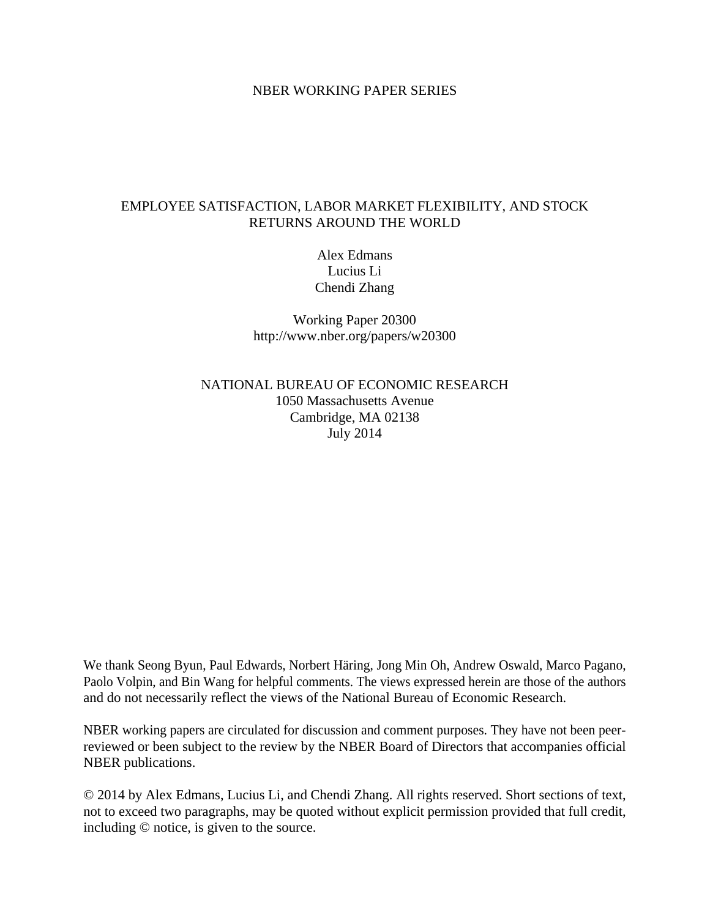NBER WORKING PAPER SERIES

# EMPLOYEE SATISFACTION, LABOR MARKET FLEXIBILITY, AND STOCK RETURNS AROUND THE WORLD

Alex Edmans
Lucius Li
Chendi Zhang

Working Paper 20300
http://www.nber.org/papers/w20300

NATIONAL BUREAU OF ECONOMIC RESEARCH
1050 Massachusetts Avenue
Cambridge, MA 02138
July 2014

We thank Seong Byun, Paul Edwards, Norbert Häring, Jong Min Oh, Andrew Oswald, Marco Pagano, Paolo Volpin, and Bin Wang for helpful comments. The views expressed herein are those of the authors and do not necessarily reflect the views of the National Bureau of Economic Research.

NBER working papers are circulated for discussion and comment purposes. They have not been peer-reviewed or been subject to the review by the NBER Board of Directors that accompanies official NBER publications.

© 2014 by Alex Edmans, Lucius Li, and Chendi Zhang. All rights reserved. Short sections of text, not to exceed two paragraphs, may be quoted without explicit permission provided that full credit, including © notice, is given to the source.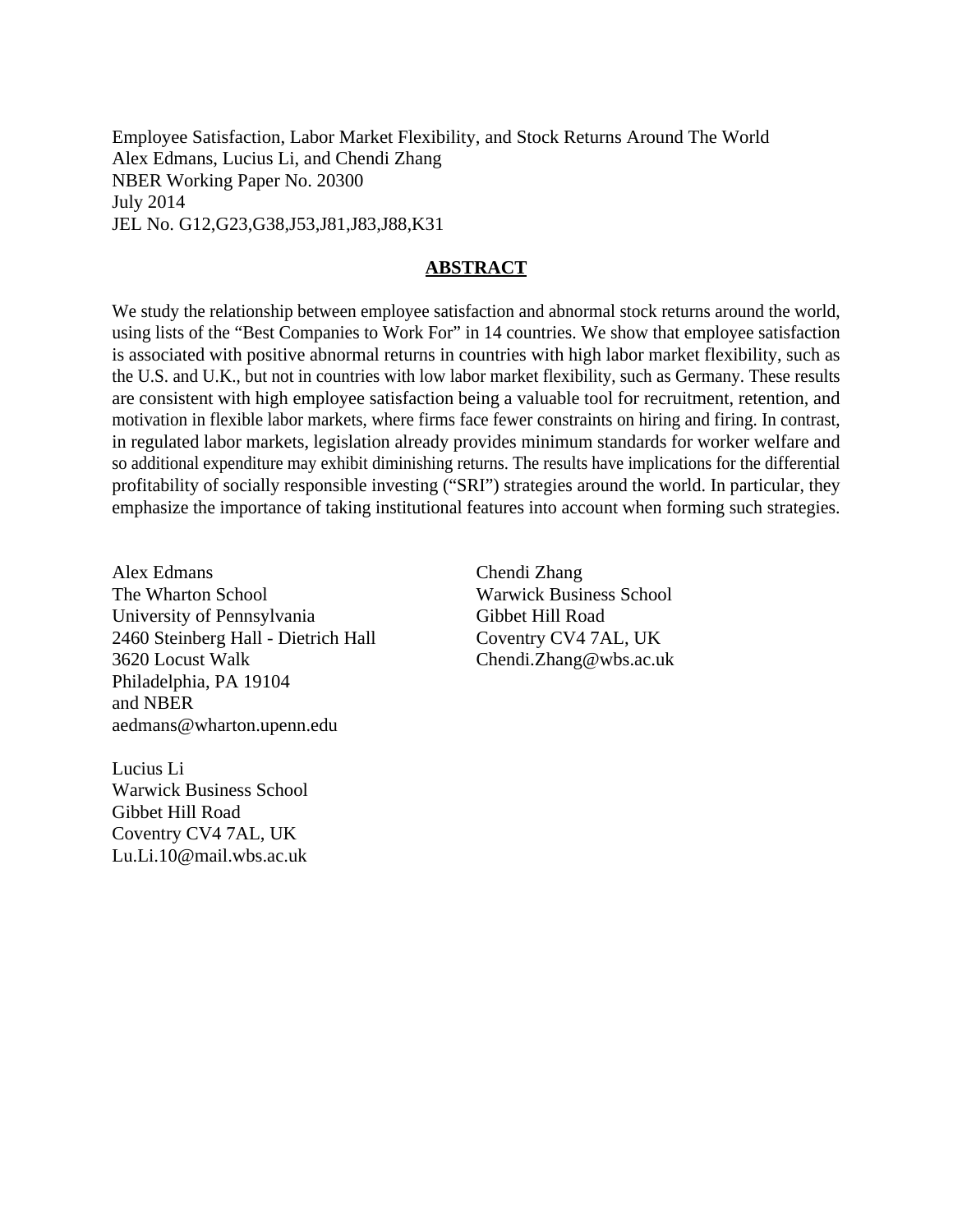Employee Satisfaction, Labor Market Flexibility, and Stock Returns Around The World
Alex Edmans, Lucius Li, and Chendi Zhang
NBER Working Paper No. 20300
July 2014
JEL No. G12,G23,G38,J53,J81,J83,J88,K31

## ABSTRACT

We study the relationship between employee satisfaction and abnormal stock returns around the world, using lists of the "Best Companies to Work For" in 14 countries. We show that employee satisfaction is associated with positive abnormal returns in countries with high labor market flexibility, such as the U.S. and U.K., but not in countries with low labor market flexibility, such as Germany. These results are consistent with high employee satisfaction being a valuable tool for recruitment, retention, and motivation in flexible labor markets, where firms face fewer constraints on hiring and firing. In contrast, in regulated labor markets, legislation already provides minimum standards for worker welfare and so additional expenditure may exhibit diminishing returns. The results have implications for the differential profitability of socially responsible investing ("SRI") strategies around the world. In particular, they emphasize the importance of taking institutional features into account when forming such strategies.

Alex Edmans
The Wharton School
University of Pennsylvania
2460 Steinberg Hall - Dietrich Hall
3620 Locust Walk
Philadelphia, PA 19104
and NBER
aedmans@wharton.upenn.edu

Lucius Li
Warwick Business School
Gibbet Hill Road
Coventry CV4 7AL, UK
Lu.Li.10@mail.wbs.ac.uk

Chendi Zhang
Warwick Business School
Gibbet Hill Road
Coventry CV4 7AL, UK
Chendi.Zhang@wbs.ac.uk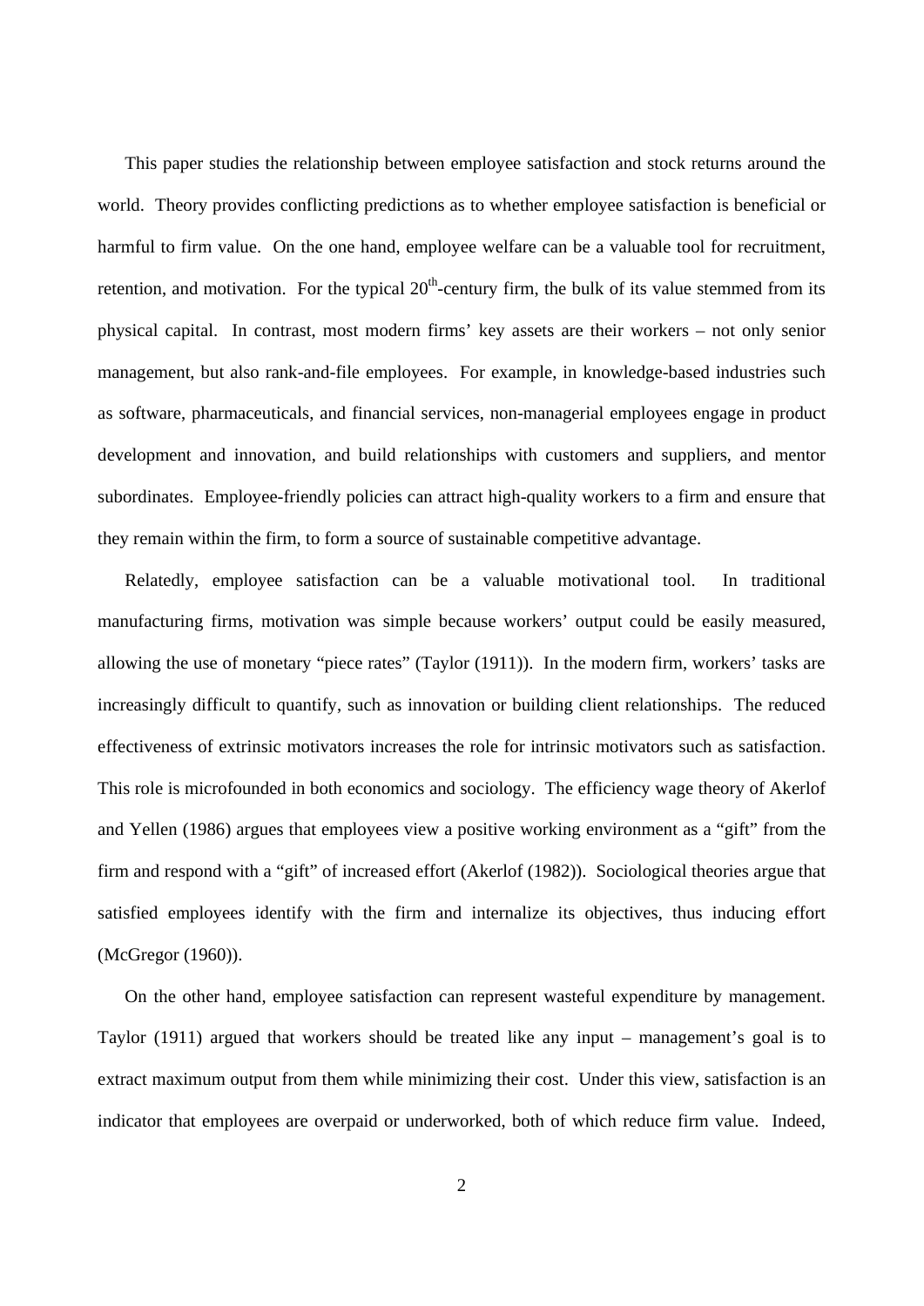This paper studies the relationship between employee satisfaction and stock returns around the world. Theory provides conflicting predictions as to whether employee satisfaction is beneficial or harmful to firm value. On the one hand, employee welfare can be a valuable tool for recruitment, retention, and motivation. For the typical $20^{th}$-century firm, the bulk of its value stemmed from its physical capital. In contrast, most modern firms' key assets are their workers – not only senior management, but also rank-and-file employees. For example, in knowledge-based industries such as software, pharmaceuticals, and financial services, non-managerial employees engage in product development and innovation, and build relationships with customers and suppliers, and mentor subordinates. Employee-friendly policies can attract high-quality workers to a firm and ensure that they remain within the firm, to form a source of sustainable competitive advantage.

Relatedly, employee satisfaction can be a valuable motivational tool. In traditional manufacturing firms, motivation was simple because workers' output could be easily measured, allowing the use of monetary "piece rates" (Taylor (1911)). In the modern firm, workers' tasks are increasingly difficult to quantify, such as innovation or building client relationships. The reduced effectiveness of extrinsic motivators increases the role for intrinsic motivators such as satisfaction. This role is microfounded in both economics and sociology. The efficiency wage theory of Akerlof and Yellen (1986) argues that employees view a positive working environment as a "gift" from the firm and respond with a "gift" of increased effort (Akerlof (1982)). Sociological theories argue that satisfied employees identify with the firm and internalize its objectives, thus inducing effort (McGregor (1960)).

On the other hand, employee satisfaction can represent wasteful expenditure by management. Taylor (1911) argued that workers should be treated like any input – management's goal is to extract maximum output from them while minimizing their cost. Under this view, satisfaction is an indicator that employees are overpaid or underworked, both of which reduce firm value. Indeed,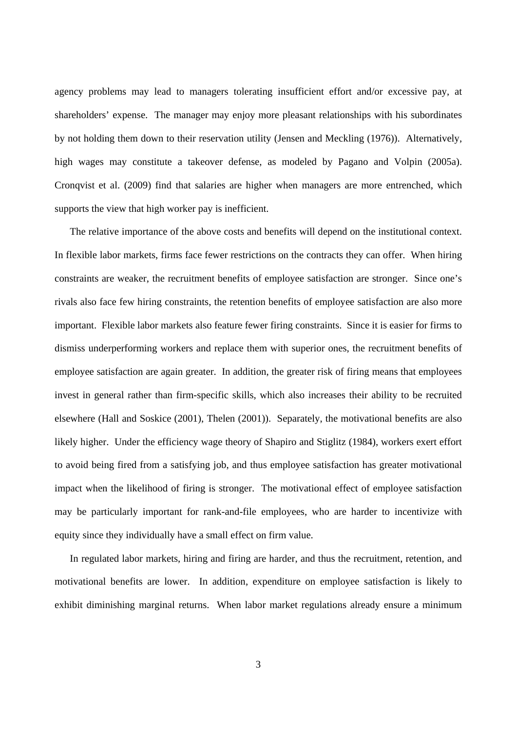agency problems may lead to managers tolerating insufficient effort and/or excessive pay, at shareholders' expense. The manager may enjoy more pleasant relationships with his subordinates by not holding them down to their reservation utility (Jensen and Meckling (1976)). Alternatively, high wages may constitute a takeover defense, as modeled by Pagano and Volpin (2005a). Cronqvist et al. (2009) find that salaries are higher when managers are more entrenched, which supports the view that high worker pay is inefficient.

The relative importance of the above costs and benefits will depend on the institutional context. In flexible labor markets, firms face fewer restrictions on the contracts they can offer. When hiring constraints are weaker, the recruitment benefits of employee satisfaction are stronger. Since one's rivals also face few hiring constraints, the retention benefits of employee satisfaction are also more important. Flexible labor markets also feature fewer firing constraints. Since it is easier for firms to dismiss underperforming workers and replace them with superior ones, the recruitment benefits of employee satisfaction are again greater. In addition, the greater risk of firing means that employees invest in general rather than firm-specific skills, which also increases their ability to be recruited elsewhere (Hall and Soskice (2001), Thelen (2001)). Separately, the motivational benefits are also likely higher. Under the efficiency wage theory of Shapiro and Stiglitz (1984), workers exert effort to avoid being fired from a satisfying job, and thus employee satisfaction has greater motivational impact when the likelihood of firing is stronger. The motivational effect of employee satisfaction may be particularly important for rank-and-file employees, who are harder to incentivize with equity since they individually have a small effect on firm value.

In regulated labor markets, hiring and firing are harder, and thus the recruitment, retention, and motivational benefits are lower. In addition, expenditure on employee satisfaction is likely to exhibit diminishing marginal returns. When labor market regulations already ensure a minimum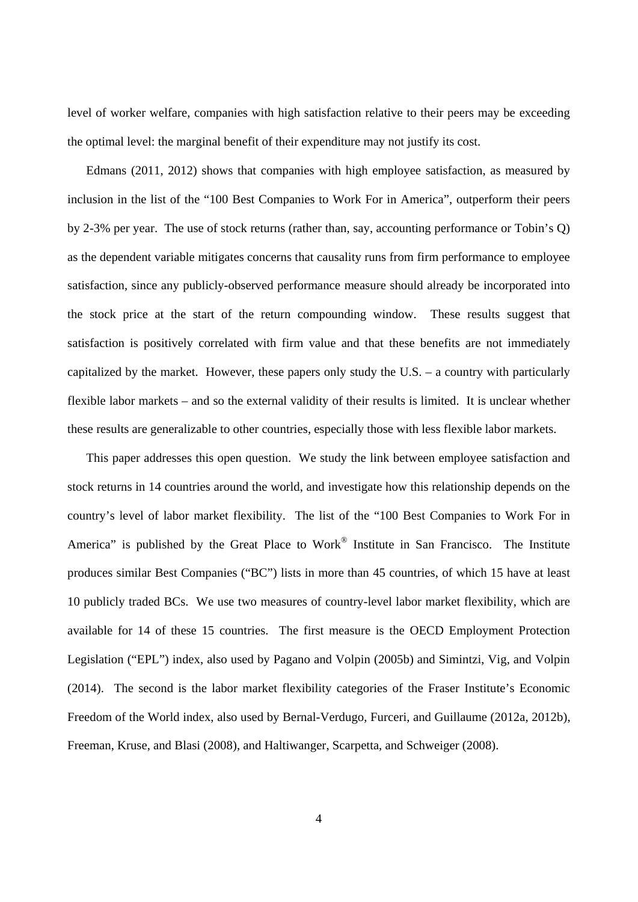level of worker welfare, companies with high satisfaction relative to their peers may be exceeding the optimal level: the marginal benefit of their expenditure may not justify its cost.

Edmans (2011, 2012) shows that companies with high employee satisfaction, as measured by inclusion in the list of the "100 Best Companies to Work For in America", outperform their peers by 2-3% per year. The use of stock returns (rather than, say, accounting performance or Tobin's Q) as the dependent variable mitigates concerns that causality runs from firm performance to employee satisfaction, since any publicly-observed performance measure should already be incorporated into the stock price at the start of the return compounding window. These results suggest that satisfaction is positively correlated with firm value and that these benefits are not immediately capitalized by the market. However, these papers only study the U.S. – a country with particularly flexible labor markets – and so the external validity of their results is limited. It is unclear whether these results are generalizable to other countries, especially those with less flexible labor markets.

This paper addresses this open question. We study the link between employee satisfaction and stock returns in 14 countries around the world, and investigate how this relationship depends on the country's level of labor market flexibility. The list of the "100 Best Companies to Work For in America" is published by the Great Place to Work® Institute in San Francisco. The Institute produces similar Best Companies ("BC") lists in more than 45 countries, of which 15 have at least 10 publicly traded BCs. We use two measures of country-level labor market flexibility, which are available for 14 of these 15 countries. The first measure is the OECD Employment Protection Legislation ("EPL") index, also used by Pagano and Volpin (2005b) and Simintzi, Vig, and Volpin (2014). The second is the labor market flexibility categories of the Fraser Institute's Economic Freedom of the World index, also used by Bernal-Verdugo, Furceri, and Guillaume (2012a, 2012b), Freeman, Kruse, and Blasi (2008), and Haltiwanger, Scarpetta, and Schweiger (2008).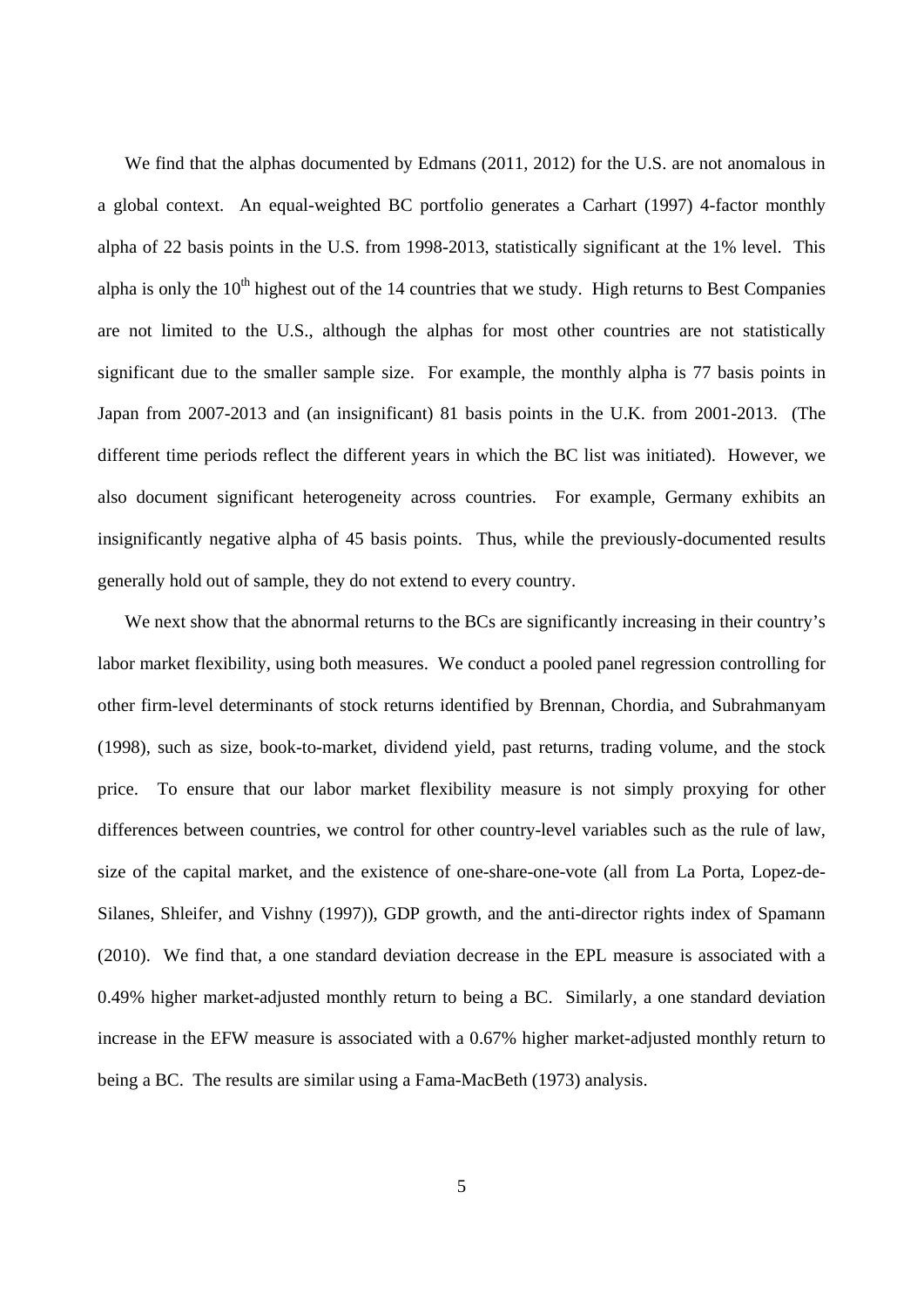We find that the alphas documented by Edmans (2011, 2012) for the U.S. are not anomalous in a global context. An equal-weighted BC portfolio generates a Carhart (1997) 4-factor monthly alpha of 22 basis points in the U.S. from 1998-2013, statistically significant at the 1% level. This alpha is only the 10th highest out of the 14 countries that we study. High returns to Best Companies are not limited to the U.S., although the alphas for most other countries are not statistically significant due to the smaller sample size. For example, the monthly alpha is 77 basis points in Japan from 2007-2013 and (an insignificant) 81 basis points in the U.K. from 2001-2013. (The different time periods reflect the different years in which the BC list was initiated). However, we also document significant heterogeneity across countries. For example, Germany exhibits an insignificantly negative alpha of 45 basis points. Thus, while the previously-documented results generally hold out of sample, they do not extend to every country.

We next show that the abnormal returns to the BCs are significantly increasing in their country's labor market flexibility, using both measures. We conduct a pooled panel regression controlling for other firm-level determinants of stock returns identified by Brennan, Chordia, and Subrahmanyam (1998), such as size, book-to-market, dividend yield, past returns, trading volume, and the stock price. To ensure that our labor market flexibility measure is not simply proxying for other differences between countries, we control for other country-level variables such as the rule of law, size of the capital market, and the existence of one-share-one-vote (all from La Porta, Lopez-de-Silanes, Shleifer, and Vishny (1997)), GDP growth, and the anti-director rights index of Spamann (2010). We find that, a one standard deviation decrease in the EPL measure is associated with a 0.49% higher market-adjusted monthly return to being a BC. Similarly, a one standard deviation increase in the EFW measure is associated with a 0.67% higher market-adjusted monthly return to being a BC. The results are similar using a Fama-MacBeth (1973) analysis.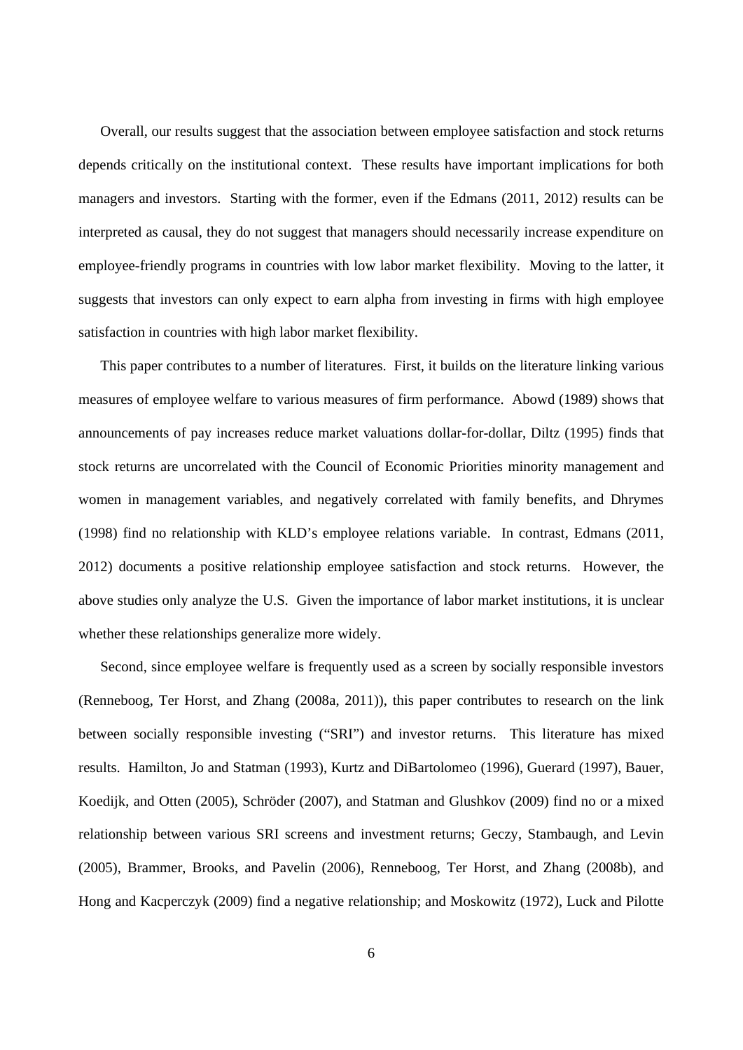Overall, our results suggest that the association between employee satisfaction and stock returns depends critically on the institutional context. These results have important implications for both managers and investors. Starting with the former, even if the Edmans (2011, 2012) results can be interpreted as causal, they do not suggest that managers should necessarily increase expenditure on employee-friendly programs in countries with low labor market flexibility. Moving to the latter, it suggests that investors can only expect to earn alpha from investing in firms with high employee satisfaction in countries with high labor market flexibility.

This paper contributes to a number of literatures. First, it builds on the literature linking various measures of employee welfare to various measures of firm performance. Abowd (1989) shows that announcements of pay increases reduce market valuations dollar-for-dollar, Diltz (1995) finds that stock returns are uncorrelated with the Council of Economic Priorities minority management and women in management variables, and negatively correlated with family benefits, and Dhrymes (1998) find no relationship with KLD's employee relations variable. In contrast, Edmans (2011, 2012) documents a positive relationship employee satisfaction and stock returns. However, the above studies only analyze the U.S. Given the importance of labor market institutions, it is unclear whether these relationships generalize more widely.

Second, since employee welfare is frequently used as a screen by socially responsible investors (Renneboog, Ter Horst, and Zhang (2008a, 2011)), this paper contributes to research on the link between socially responsible investing ("SRI") and investor returns. This literature has mixed results. Hamilton, Jo and Statman (1993), Kurtz and DiBartolomeo (1996), Guerard (1997), Bauer, Koedijk, and Otten (2005), Schröder (2007), and Statman and Glushkov (2009) find no or a mixed relationship between various SRI screens and investment returns; Geczy, Stambaugh, and Levin (2005), Brammer, Brooks, and Pavelin (2006), Renneboog, Ter Horst, and Zhang (2008b), and Hong and Kacperczyk (2009) find a negative relationship; and Moskowitz (1972), Luck and Pilotte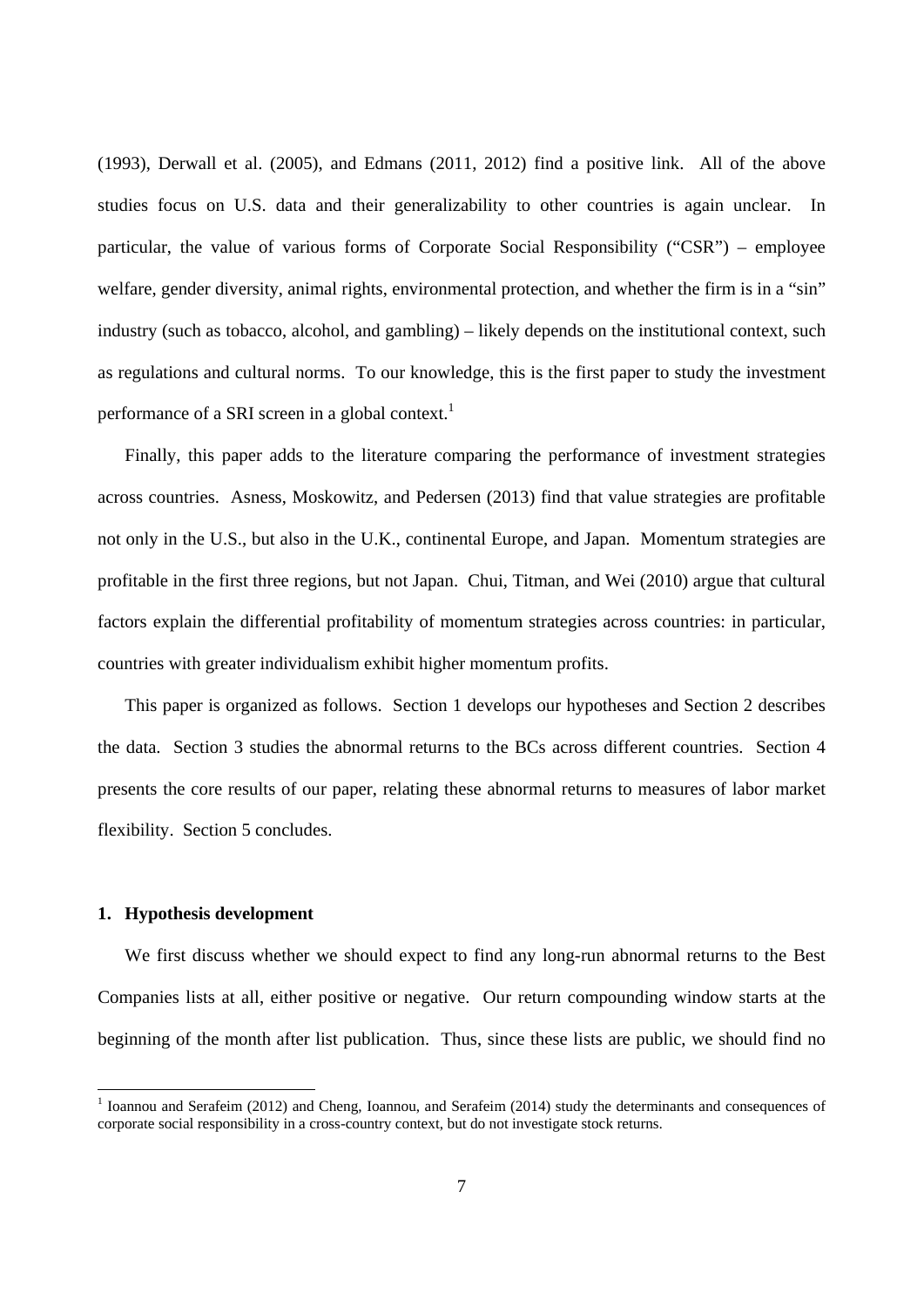(1993), Derwall et al. (2005), and Edmans (2011, 2012) find a positive link. All of the above studies focus on U.S. data and their generalizability to other countries is again unclear. In particular, the value of various forms of Corporate Social Responsibility ("CSR") – employee welfare, gender diversity, animal rights, environmental protection, and whether the firm is in a "sin" industry (such as tobacco, alcohol, and gambling) – likely depends on the institutional context, such as regulations and cultural norms. To our knowledge, this is the first paper to study the investment performance of a SRI screen in a global context.[1]

Finally, this paper adds to the literature comparing the performance of investment strategies across countries. Asness, Moskowitz, and Pedersen (2013) find that value strategies are profitable not only in the U.S., but also in the U.K., continental Europe, and Japan. Momentum strategies are profitable in the first three regions, but not Japan. Chui, Titman, and Wei (2010) argue that cultural factors explain the differential profitability of momentum strategies across countries: in particular, countries with greater individualism exhibit higher momentum profits.

This paper is organized as follows. Section 1 develops our hypotheses and Section 2 describes the data. Section 3 studies the abnormal returns to the BCs across different countries. Section 4 presents the core results of our paper, relating these abnormal returns to measures of labor market flexibility. Section 5 concludes.

## 1. Hypothesis development

We first discuss whether we should expect to find any long-run abnormal returns to the Best Companies lists at all, either positive or negative. Our return compounding window starts at the beginning of the month after list publication. Thus, since these lists are public, we should find no

[1] Ioannou and Serafeim (2012) and Cheng, Ioannou, and Serafeim (2014) study the determinants and consequences of corporate social responsibility in a cross-country context, but do not investigate stock returns.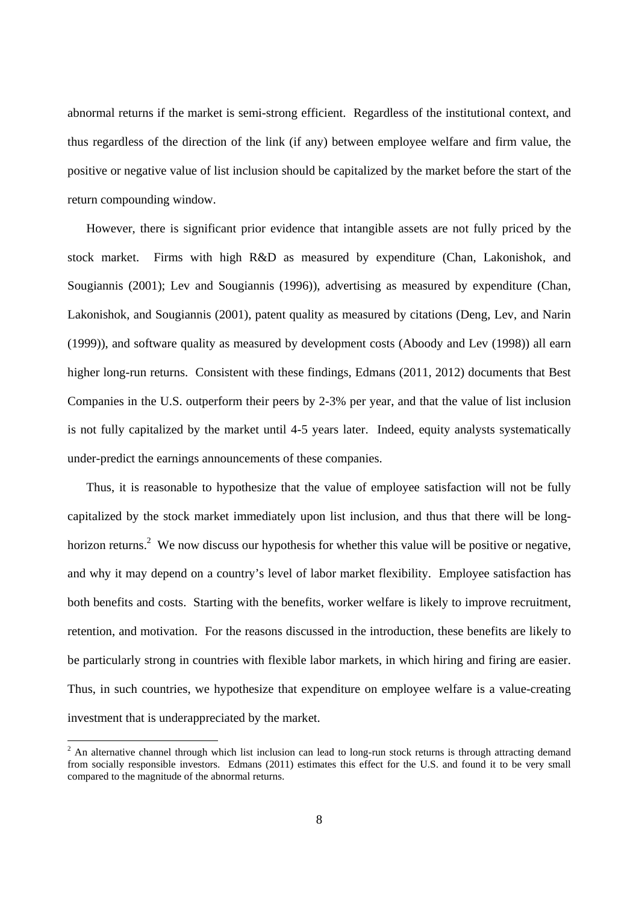abnormal returns if the market is semi-strong efficient. Regardless of the institutional context, and thus regardless of the direction of the link (if any) between employee welfare and firm value, the positive or negative value of list inclusion should be capitalized by the market before the start of the return compounding window.

However, there is significant prior evidence that intangible assets are not fully priced by the stock market. Firms with high R&D as measured by expenditure (Chan, Lakonishok, and Sougiannis (2001); Lev and Sougiannis (1996)), advertising as measured by expenditure (Chan, Lakonishok, and Sougiannis (2001), patent quality as measured by citations (Deng, Lev, and Narin (1999)), and software quality as measured by development costs (Aboody and Lev (1998)) all earn higher long-run returns. Consistent with these findings, Edmans (2011, 2012) documents that Best Companies in the U.S. outperform their peers by 2-3% per year, and that the value of list inclusion is not fully capitalized by the market until 4-5 years later. Indeed, equity analysts systematically under-predict the earnings announcements of these companies.

Thus, it is reasonable to hypothesize that the value of employee satisfaction will not be fully capitalized by the stock market immediately upon list inclusion, and thus that there will be long-horizon returns.[2] We now discuss our hypothesis for whether this value will be positive or negative, and why it may depend on a country's level of labor market flexibility. Employee satisfaction has both benefits and costs. Starting with the benefits, worker welfare is likely to improve recruitment, retention, and motivation. For the reasons discussed in the introduction, these benefits are likely to be particularly strong in countries with flexible labor markets, in which hiring and firing are easier. Thus, in such countries, we hypothesize that expenditure on employee welfare is a value-creating investment that is underappreciated by the market.

[2] An alternative channel through which list inclusion can lead to long-run stock returns is through attracting demand from socially responsible investors. Edmans (2011) estimates this effect for the U.S. and found it to be very small compared to the magnitude of the abnormal returns.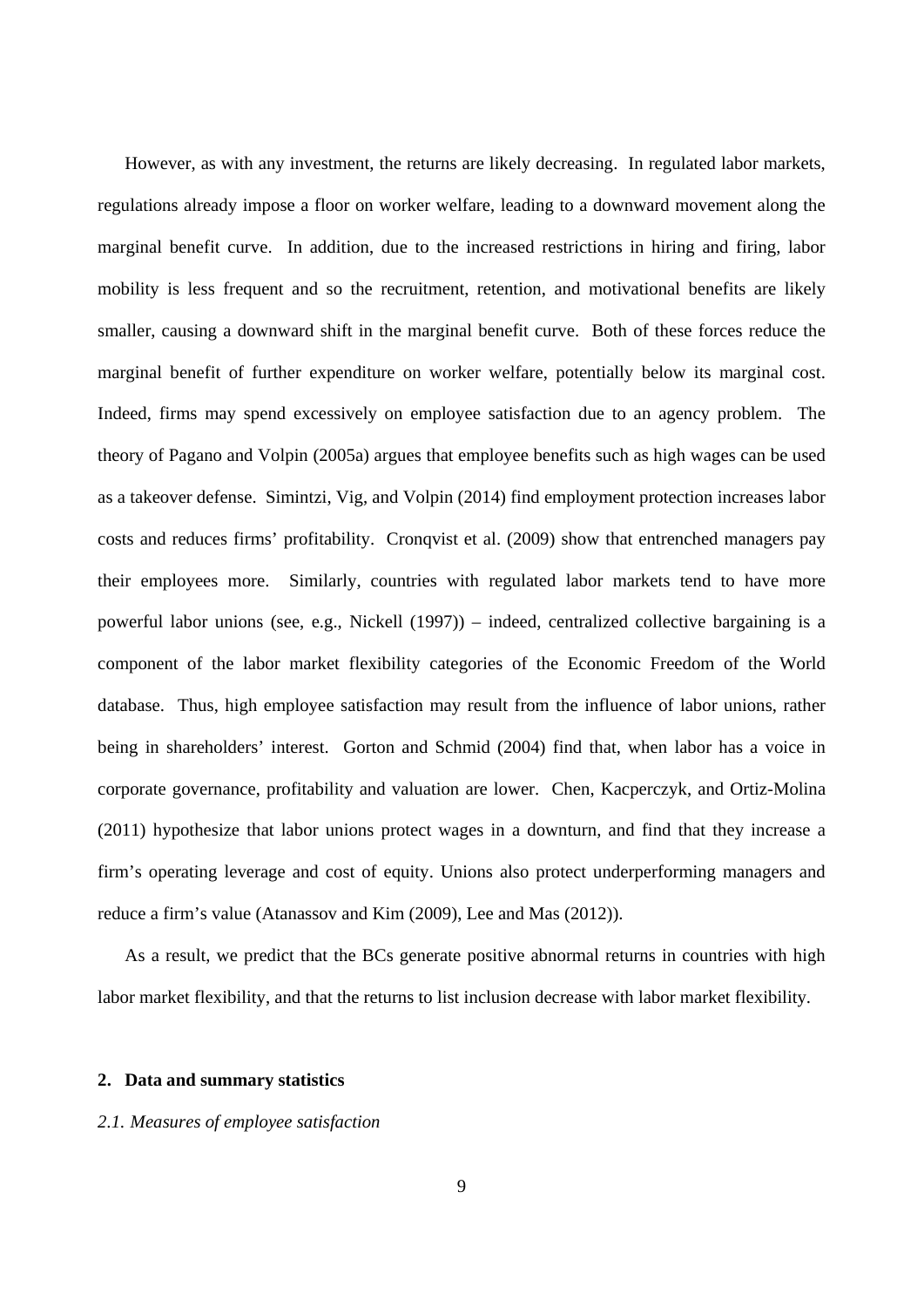However, as with any investment, the returns are likely decreasing. In regulated labor markets, regulations already impose a floor on worker welfare, leading to a downward movement along the marginal benefit curve. In addition, due to the increased restrictions in hiring and firing, labor mobility is less frequent and so the recruitment, retention, and motivational benefits are likely smaller, causing a downward shift in the marginal benefit curve. Both of these forces reduce the marginal benefit of further expenditure on worker welfare, potentially below its marginal cost. Indeed, firms may spend excessively on employee satisfaction due to an agency problem. The theory of Pagano and Volpin (2005a) argues that employee benefits such as high wages can be used as a takeover defense. Simintzi, Vig, and Volpin (2014) find employment protection increases labor costs and reduces firms' profitability. Cronqvist et al. (2009) show that entrenched managers pay their employees more. Similarly, countries with regulated labor markets tend to have more powerful labor unions (see, e.g., Nickell (1997)) – indeed, centralized collective bargaining is a component of the labor market flexibility categories of the Economic Freedom of the World database. Thus, high employee satisfaction may result from the influence of labor unions, rather being in shareholders' interest. Gorton and Schmid (2004) find that, when labor has a voice in corporate governance, profitability and valuation are lower. Chen, Kacperczyk, and Ortiz-Molina (2011) hypothesize that labor unions protect wages in a downturn, and find that they increase a firm's operating leverage and cost of equity. Unions also protect underperforming managers and reduce a firm's value (Atanassov and Kim (2009), Lee and Mas (2012)).

As a result, we predict that the BCs generate positive abnormal returns in countries with high labor market flexibility, and that the returns to list inclusion decrease with labor market flexibility.

## 2. Data and summary statistics

### *2.1. Measures of employee satisfaction*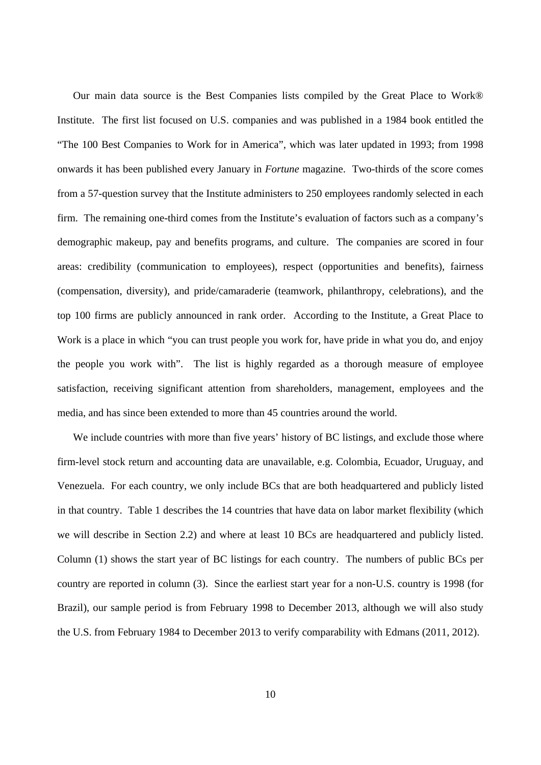Our main data source is the Best Companies lists compiled by the Great Place to Work® Institute. The first list focused on U.S. companies and was published in a 1984 book entitled the "The 100 Best Companies to Work for in America", which was later updated in 1993; from 1998 onwards it has been published every January in *Fortune* magazine. Two-thirds of the score comes from a 57-question survey that the Institute administers to 250 employees randomly selected in each firm. The remaining one-third comes from the Institute's evaluation of factors such as a company's demographic makeup, pay and benefits programs, and culture. The companies are scored in four areas: credibility (communication to employees), respect (opportunities and benefits), fairness (compensation, diversity), and pride/camaraderie (teamwork, philanthropy, celebrations), and the top 100 firms are publicly announced in rank order. According to the Institute, a Great Place to Work is a place in which "you can trust people you work for, have pride in what you do, and enjoy the people you work with". The list is highly regarded as a thorough measure of employee satisfaction, receiving significant attention from shareholders, management, employees and the media, and has since been extended to more than 45 countries around the world.

We include countries with more than five years' history of BC listings, and exclude those where firm-level stock return and accounting data are unavailable, e.g. Colombia, Ecuador, Uruguay, and Venezuela. For each country, we only include BCs that are both headquartered and publicly listed in that country. Table 1 describes the 14 countries that have data on labor market flexibility (which we will describe in Section 2.2) and where at least 10 BCs are headquartered and publicly listed. Column (1) shows the start year of BC listings for each country. The numbers of public BCs per country are reported in column (3). Since the earliest start year for a non-U.S. country is 1998 (for Brazil), our sample period is from February 1998 to December 2013, although we will also study the U.S. from February 1984 to December 2013 to verify comparability with Edmans (2011, 2012).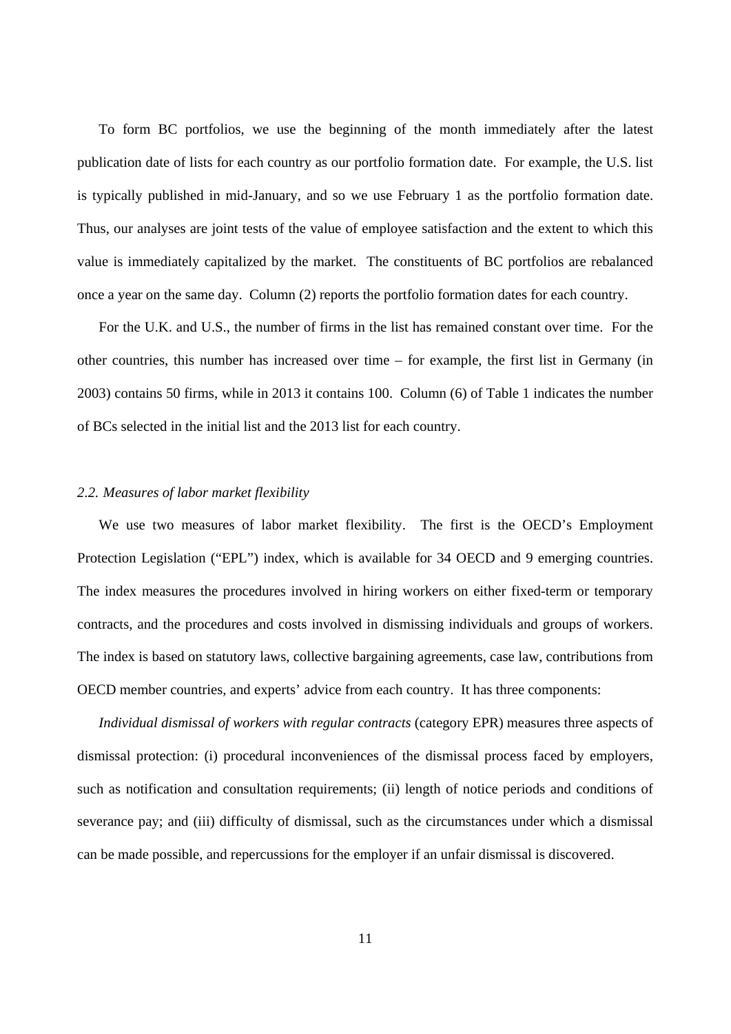To form BC portfolios, we use the beginning of the month immediately after the latest publication date of lists for each country as our portfolio formation date. For example, the U.S. list is typically published in mid-January, and so we use February 1 as the portfolio formation date. Thus, our analyses are joint tests of the value of employee satisfaction and the extent to which this value is immediately capitalized by the market. The constituents of BC portfolios are rebalanced once a year on the same day. Column (2) reports the portfolio formation dates for each country.

For the U.K. and U.S., the number of firms in the list has remained constant over time. For the other countries, this number has increased over time – for example, the first list in Germany (in 2003) contains 50 firms, while in 2013 it contains 100. Column (6) of Table 1 indicates the number of BCs selected in the initial list and the 2013 list for each country.

### *2.2. Measures of labor market flexibility*

We use two measures of labor market flexibility. The first is the OECD's Employment Protection Legislation ("EPL") index, which is available for 34 OECD and 9 emerging countries. The index measures the procedures involved in hiring workers on either fixed-term or temporary contracts, and the procedures and costs involved in dismissing individuals and groups of workers. The index is based on statutory laws, collective bargaining agreements, case law, contributions from OECD member countries, and experts' advice from each country. It has three components:

*Individual dismissal of workers with regular contracts* (category EPR) measures three aspects of dismissal protection: (i) procedural inconveniences of the dismissal process faced by employers, such as notification and consultation requirements; (ii) length of notice periods and conditions of severance pay; and (iii) difficulty of dismissal, such as the circumstances under which a dismissal can be made possible, and repercussions for the employer if an unfair dismissal is discovered.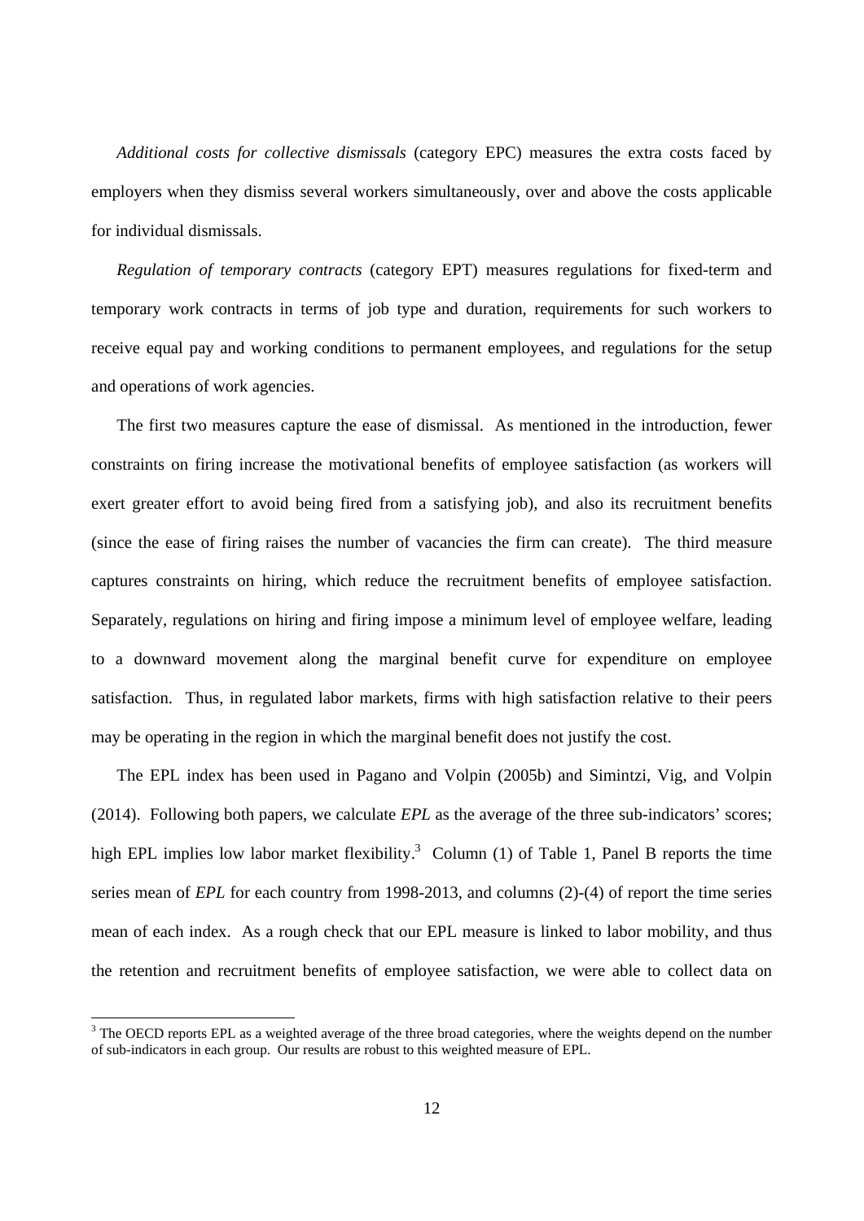*Additional costs for collective dismissals* (category EPC) measures the extra costs faced by employers when they dismiss several workers simultaneously, over and above the costs applicable for individual dismissals.

*Regulation of temporary contracts* (category EPT) measures regulations for fixed-term and temporary work contracts in terms of job type and duration, requirements for such workers to receive equal pay and working conditions to permanent employees, and regulations for the setup and operations of work agencies.

The first two measures capture the ease of dismissal. As mentioned in the introduction, fewer constraints on firing increase the motivational benefits of employee satisfaction (as workers will exert greater effort to avoid being fired from a satisfying job), and also its recruitment benefits (since the ease of firing raises the number of vacancies the firm can create). The third measure captures constraints on hiring, which reduce the recruitment benefits of employee satisfaction. Separately, regulations on hiring and firing impose a minimum level of employee welfare, leading to a downward movement along the marginal benefit curve for expenditure on employee satisfaction. Thus, in regulated labor markets, firms with high satisfaction relative to their peers may be operating in the region in which the marginal benefit does not justify the cost.

The EPL index has been used in Pagano and Volpin (2005b) and Simintzi, Vig, and Volpin (2014). Following both papers, we calculate *EPL* as the average of the three sub-indicators' scores; high EPL implies low labor market flexibility.[3] Column (1) of Table 1, Panel B reports the time series mean of *EPL* for each country from 1998-2013, and columns (2)-(4) of report the time series mean of each index. As a rough check that our EPL measure is linked to labor mobility, and thus the retention and recruitment benefits of employee satisfaction, we were able to collect data on

[3] The OECD reports EPL as a weighted average of the three broad categories, where the weights depend on the number of sub-indicators in each group. Our results are robust to this weighted measure of EPL.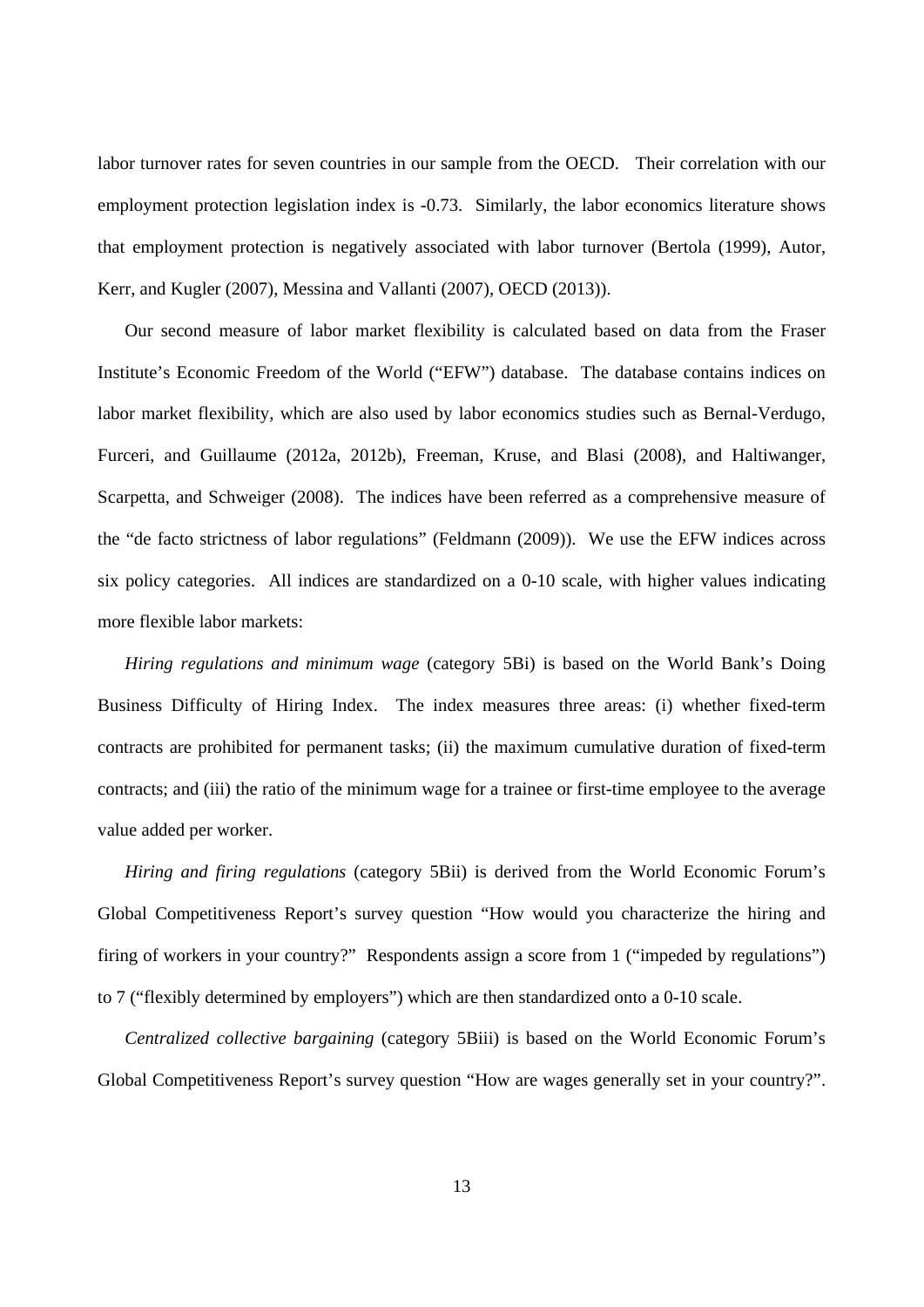labor turnover rates for seven countries in our sample from the OECD. Their correlation with our employment protection legislation index is -0.73. Similarly, the labor economics literature shows that employment protection is negatively associated with labor turnover (Bertola (1999), Autor, Kerr, and Kugler (2007), Messina and Vallanti (2007), OECD (2013)).

Our second measure of labor market flexibility is calculated based on data from the Fraser Institute's Economic Freedom of the World ("EFW") database. The database contains indices on labor market flexibility, which are also used by labor economics studies such as Bernal-Verdugo, Furceri, and Guillaume (2012a, 2012b), Freeman, Kruse, and Blasi (2008), and Haltiwanger, Scarpetta, and Schweiger (2008). The indices have been referred as a comprehensive measure of the "de facto strictness of labor regulations" (Feldmann (2009)). We use the EFW indices across six policy categories. All indices are standardized on a 0-10 scale, with higher values indicating more flexible labor markets:

*Hiring regulations and minimum wage* (category 5Bi) is based on the World Bank's Doing Business Difficulty of Hiring Index. The index measures three areas: (i) whether fixed-term contracts are prohibited for permanent tasks; (ii) the maximum cumulative duration of fixed-term contracts; and (iii) the ratio of the minimum wage for a trainee or first-time employee to the average value added per worker.

*Hiring and firing regulations* (category 5Bii) is derived from the World Economic Forum's Global Competitiveness Report's survey question "How would you characterize the hiring and firing of workers in your country?" Respondents assign a score from 1 ("impeded by regulations") to 7 ("flexibly determined by employers") which are then standardized onto a 0-10 scale.

*Centralized collective bargaining* (category 5Biii) is based on the World Economic Forum's Global Competitiveness Report's survey question "How are wages generally set in your country?".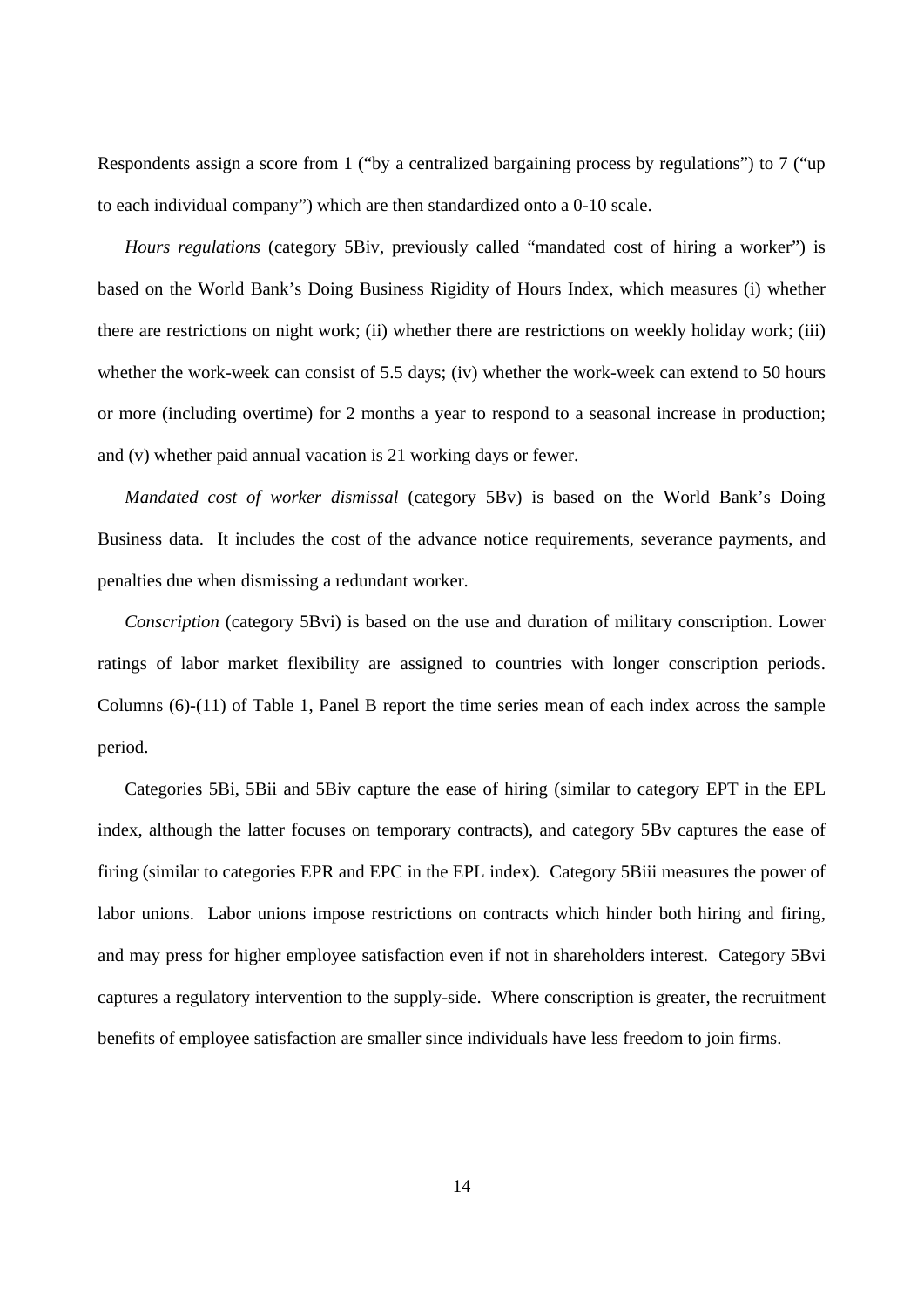Respondents assign a score from 1 ("by a centralized bargaining process by regulations") to 7 ("up to each individual company") which are then standardized onto a 0-10 scale.

*Hours regulations* (category 5Biv, previously called "mandated cost of hiring a worker") is based on the World Bank's Doing Business Rigidity of Hours Index, which measures (i) whether there are restrictions on night work; (ii) whether there are restrictions on weekly holiday work; (iii) whether the work-week can consist of 5.5 days; (iv) whether the work-week can extend to 50 hours or more (including overtime) for 2 months a year to respond to a seasonal increase in production; and (v) whether paid annual vacation is 21 working days or fewer.

*Mandated cost of worker dismissal* (category 5Bv) is based on the World Bank's Doing Business data. It includes the cost of the advance notice requirements, severance payments, and penalties due when dismissing a redundant worker.

*Conscription* (category 5Bvi) is based on the use and duration of military conscription. Lower ratings of labor market flexibility are assigned to countries with longer conscription periods. Columns (6)-(11) of Table 1, Panel B report the time series mean of each index across the sample period.

Categories 5Bi, 5Bii and 5Biv capture the ease of hiring (similar to category EPT in the EPL index, although the latter focuses on temporary contracts), and category 5Bv captures the ease of firing (similar to categories EPR and EPC in the EPL index). Category 5Biii measures the power of labor unions. Labor unions impose restrictions on contracts which hinder both hiring and firing, and may press for higher employee satisfaction even if not in shareholders interest. Category 5Bvi captures a regulatory intervention to the supply-side. Where conscription is greater, the recruitment benefits of employee satisfaction are smaller since individuals have less freedom to join firms.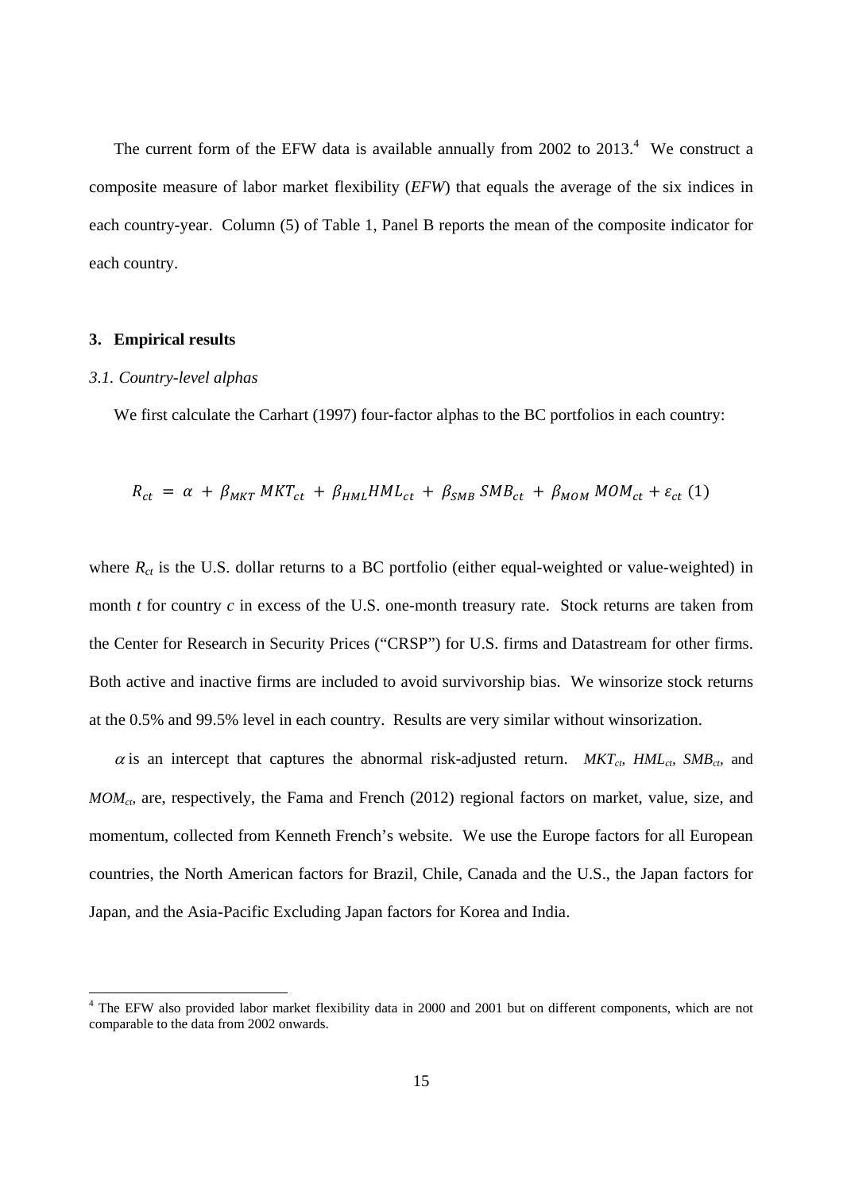The current form of the EFW data is available annually from 2002 to 2013.[4] We construct a composite measure of labor market flexibility (*EFW*) that equals the average of the six indices in each country-year. Column (5) of Table 1, Panel B reports the mean of the composite indicator for each country.

## 3. Empirical results

### *3.1. Country-level alphas*

We first calculate the Carhart (1997) four-factor alphas to the BC portfolios in each country:

$$R_{ct} = \alpha + \beta_{MKT}\, MKT_{ct} + \beta_{HML} HML_{ct} + \beta_{SMB}\, SMB_{ct} + \beta_{MOM}\, MOM_{ct} + \varepsilon_{ct} \quad (1)$$

where $R_{ct}$ is the U.S. dollar returns to a BC portfolio (either equal-weighted or value-weighted) in month $t$ for country $c$ in excess of the U.S. one-month treasury rate. Stock returns are taken from the Center for Research in Security Prices ("CRSP") for U.S. firms and Datastream for other firms. Both active and inactive firms are included to avoid survivorship bias. We winsorize stock returns at the 0.5% and 99.5% level in each country. Results are very similar without winsorization.

$\alpha$ is an intercept that captures the abnormal risk-adjusted return. $MKT_{ct}$, $HML_{ct}$, $SMB_{ct}$, and $MOM_{ct}$, are, respectively, the Fama and French (2012) regional factors on market, value, size, and momentum, collected from Kenneth French's website. We use the Europe factors for all European countries, the North American factors for Brazil, Chile, Canada and the U.S., the Japan factors for Japan, and the Asia-Pacific Excluding Japan factors for Korea and India.

[4] The EFW also provided labor market flexibility data in 2000 and 2001 but on different components, which are not comparable to the data from 2002 onwards.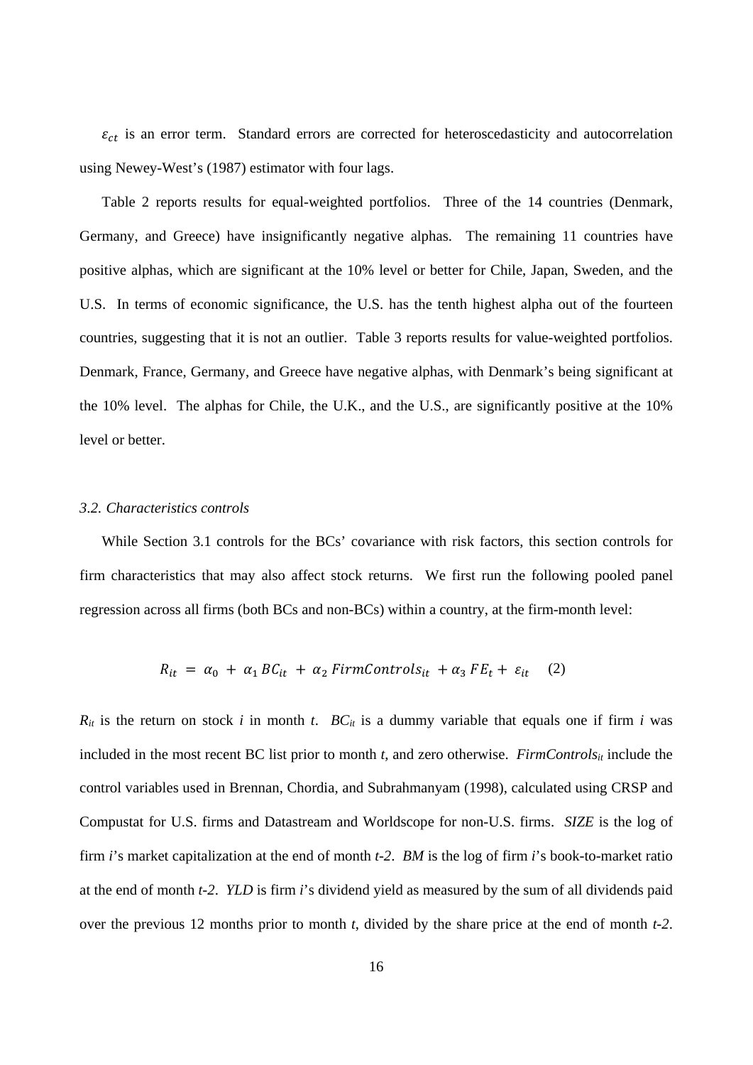$\varepsilon_{ct}$ is an error term. Standard errors are corrected for heteroscedasticity and autocorrelation using Newey-West's (1987) estimator with four lags.

Table 2 reports results for equal-weighted portfolios. Three of the 14 countries (Denmark, Germany, and Greece) have insignificantly negative alphas. The remaining 11 countries have positive alphas, which are significant at the 10% level or better for Chile, Japan, Sweden, and the U.S. In terms of economic significance, the U.S. has the tenth highest alpha out of the fourteen countries, suggesting that it is not an outlier. Table 3 reports results for value-weighted portfolios. Denmark, France, Germany, and Greece have negative alphas, with Denmark's being significant at the 10% level. The alphas for Chile, the U.K., and the U.S., are significantly positive at the 10% level or better.

### *3.2. Characteristics controls*

While Section 3.1 controls for the BCs' covariance with risk factors, this section controls for firm characteristics that may also affect stock returns. We first run the following pooled panel regression across all firms (both BCs and non-BCs) within a country, at the firm-month level:

$$R_{it} = \alpha_0 + \alpha_1 BC_{it} + \alpha_2 FirmControls_{it} + \alpha_3 FE_t + \varepsilon_{it} \quad (2)$$

$R_{it}$ is the return on stock *i* in month *t*. $BC_{it}$ is a dummy variable that equals one if firm *i* was included in the most recent BC list prior to month *t*, and zero otherwise. $FirmControls_{it}$ include the control variables used in Brennan, Chordia, and Subrahmanyam (1998), calculated using CRSP and Compustat for U.S. firms and Datastream and Worldscope for non-U.S. firms. *SIZE* is the log of firm *i*'s market capitalization at the end of month *t-2*. *BM* is the log of firm *i*'s book-to-market ratio at the end of month *t-2*. *YLD* is firm *i*'s dividend yield as measured by the sum of all dividends paid over the previous 12 months prior to month *t*, divided by the share price at the end of month *t-2*.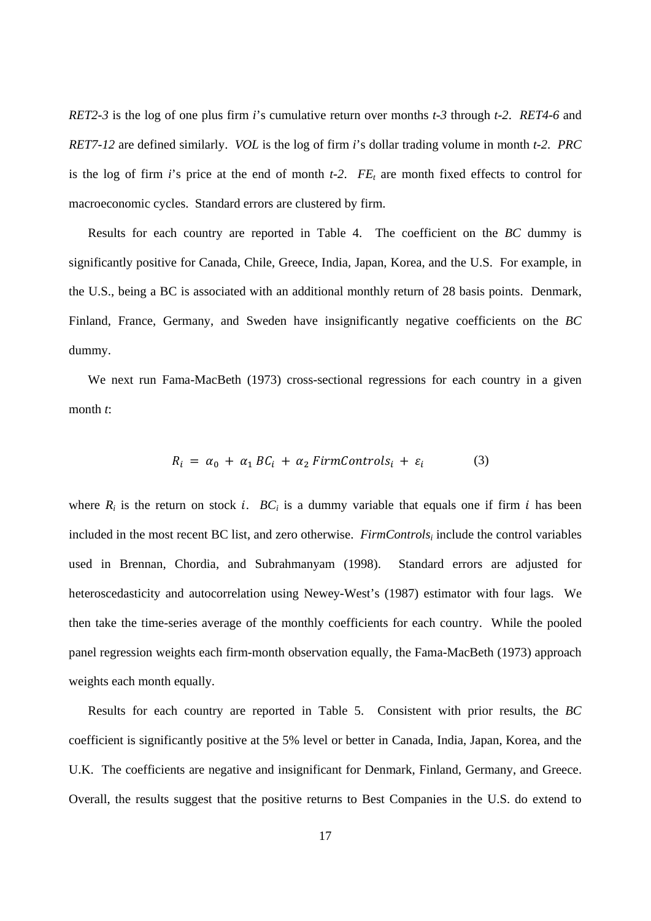*RET2-3* is the log of one plus firm *i*'s cumulative return over months *t-3* through *t-2*. *RET4-6* and *RET7-12* are defined similarly. *VOL* is the log of firm *i*'s dollar trading volume in month *t-2*. *PRC* is the log of firm *i*'s price at the end of month *t-2*. $FE_t$ are month fixed effects to control for macroeconomic cycles. Standard errors are clustered by firm.

Results for each country are reported in Table 4. The coefficient on the *BC* dummy is significantly positive for Canada, Chile, Greece, India, Japan, Korea, and the U.S. For example, in the U.S., being a BC is associated with an additional monthly return of 28 basis points. Denmark, Finland, France, Germany, and Sweden have insignificantly negative coefficients on the *BC* dummy.

We next run Fama-MacBeth (1973) cross-sectional regressions for each country in a given month *t*:

$$R_i = \alpha_0 + \alpha_1 BC_i + \alpha_2 FirmControls_i + \varepsilon_i \qquad (3)$$

where $R_i$ is the return on stock $i$. $BC_i$ is a dummy variable that equals one if firm $i$ has been included in the most recent BC list, and zero otherwise. $FirmControls_i$ include the control variables used in Brennan, Chordia, and Subrahmanyam (1998). Standard errors are adjusted for heteroscedasticity and autocorrelation using Newey-West's (1987) estimator with four lags. We then take the time-series average of the monthly coefficients for each country. While the pooled panel regression weights each firm-month observation equally, the Fama-MacBeth (1973) approach weights each month equally.

Results for each country are reported in Table 5. Consistent with prior results, the *BC* coefficient is significantly positive at the 5% level or better in Canada, India, Japan, Korea, and the U.K. The coefficients are negative and insignificant for Denmark, Finland, Germany, and Greece. Overall, the results suggest that the positive returns to Best Companies in the U.S. do extend to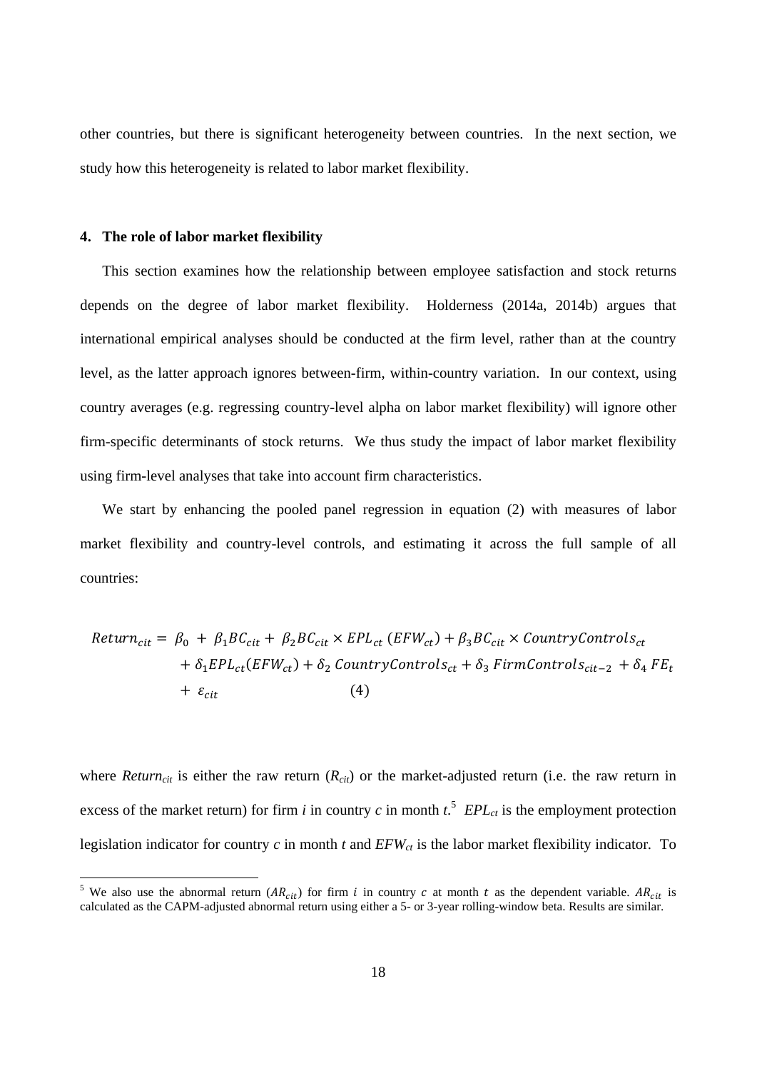other countries, but there is significant heterogeneity between countries. In the next section, we study how this heterogeneity is related to labor market flexibility.

## 4. The role of labor market flexibility

This section examines how the relationship between employee satisfaction and stock returns depends on the degree of labor market flexibility. Holderness (2014a, 2014b) argues that international empirical analyses should be conducted at the firm level, rather than at the country level, as the latter approach ignores between-firm, within-country variation. In our context, using country averages (e.g. regressing country-level alpha on labor market flexibility) will ignore other firm-specific determinants of stock returns. We thus study the impact of labor market flexibility using firm-level analyses that take into account firm characteristics.

We start by enhancing the pooled panel regression in equation (2) with measures of labor market flexibility and country-level controls, and estimating it across the full sample of all countries:

$$
\begin{aligned}
Return_{cit} = \; & \beta_0 + \beta_1 BC_{cit} + \beta_2 BC_{cit} \times EPL_{ct}\,(EFW_{ct}) + \beta_3 BC_{cit} \times CountryControls_{ct} \\
& + \delta_1 EPL_{ct}(EFW_{ct}) + \delta_2\, CountryControls_{ct} + \delta_3\, FirmControls_{cit-2} + \delta_4\, FE_t \\
& + \varepsilon_{cit} \qquad\qquad (4)
\end{aligned}
$$

where $Return_{cit}$ is either the raw return ($R_{cit}$) or the market-adjusted return (i.e. the raw return in excess of the market return) for firm $i$ in country $c$ in month $t$.[5] $EPL_{ct}$ is the employment protection legislation indicator for country $c$ in month $t$ and $EFW_{ct}$ is the labor market flexibility indicator. To

[5] We also use the abnormal return ($AR_{cit}$) for firm $i$ in country $c$ at month $t$ as the dependent variable. $AR_{cit}$ is calculated as the CAPM-adjusted abnormal return using either a 5- or 3-year rolling-window beta. Results are similar.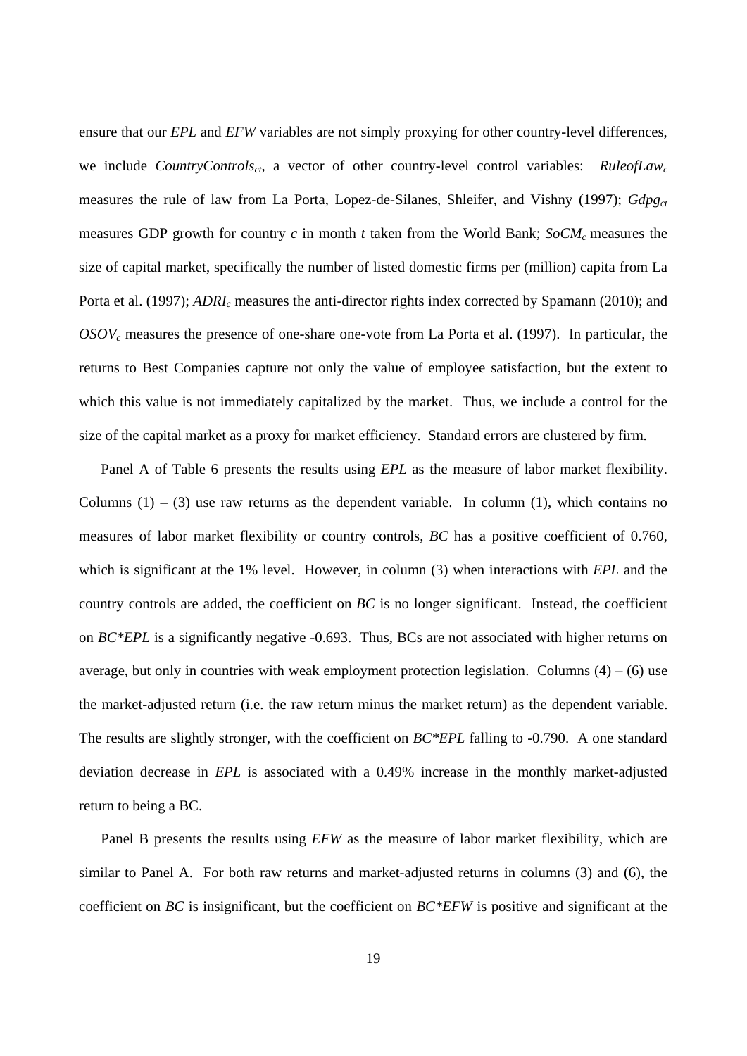ensure that our *EPL* and *EFW* variables are not simply proxying for other country-level differences, we include $CountryControls_{ct}$, a vector of other country-level control variables: $RuleofLaw_c$ measures the rule of law from La Porta, Lopez-de-Silanes, Shleifer, and Vishny (1997); $Gdpg_{ct}$ measures GDP growth for country $c$ in month $t$ taken from the World Bank; $SoCM_c$ measures the size of capital market, specifically the number of listed domestic firms per (million) capita from La Porta et al. (1997); $ADRI_c$ measures the anti-director rights index corrected by Spamann (2010); and $OSOV_c$ measures the presence of one-share one-vote from La Porta et al. (1997). In particular, the returns to Best Companies capture not only the value of employee satisfaction, but the extent to which this value is not immediately capitalized by the market. Thus, we include a control for the size of the capital market as a proxy for market efficiency. Standard errors are clustered by firm.

Panel A of Table 6 presents the results using *EPL* as the measure of labor market flexibility. Columns (1) – (3) use raw returns as the dependent variable. In column (1), which contains no measures of labor market flexibility or country controls, *BC* has a positive coefficient of 0.760, which is significant at the 1% level. However, in column (3) when interactions with *EPL* and the country controls are added, the coefficient on *BC* is no longer significant. Instead, the coefficient on *BC\*EPL* is a significantly negative -0.693. Thus, BCs are not associated with higher returns on average, but only in countries with weak employment protection legislation. Columns (4) – (6) use the market-adjusted return (i.e. the raw return minus the market return) as the dependent variable. The results are slightly stronger, with the coefficient on *BC\*EPL* falling to -0.790. A one standard deviation decrease in *EPL* is associated with a 0.49% increase in the monthly market-adjusted return to being a BC.

Panel B presents the results using *EFW* as the measure of labor market flexibility, which are similar to Panel A. For both raw returns and market-adjusted returns in columns (3) and (6), the coefficient on *BC* is insignificant, but the coefficient on *BC\*EFW* is positive and significant at the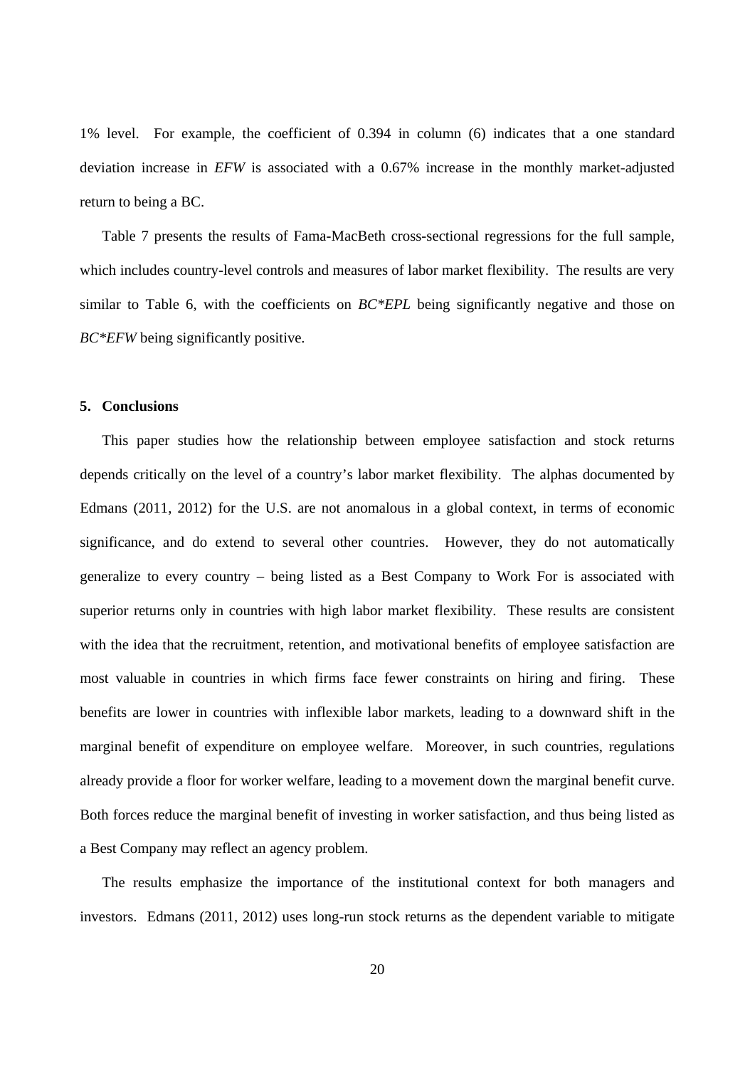1% level. For example, the coefficient of 0.394 in column (6) indicates that a one standard deviation increase in *EFW* is associated with a 0.67% increase in the monthly market-adjusted return to being a BC.

Table 7 presents the results of Fama-MacBeth cross-sectional regressions for the full sample, which includes country-level controls and measures of labor market flexibility. The results are very similar to Table 6, with the coefficients on *BC*EPL* being significantly negative and those on *BC*EFW* being significantly positive.

## 5. Conclusions

This paper studies how the relationship between employee satisfaction and stock returns depends critically on the level of a country's labor market flexibility. The alphas documented by Edmans (2011, 2012) for the U.S. are not anomalous in a global context, in terms of economic significance, and do extend to several other countries. However, they do not automatically generalize to every country – being listed as a Best Company to Work For is associated with superior returns only in countries with high labor market flexibility. These results are consistent with the idea that the recruitment, retention, and motivational benefits of employee satisfaction are most valuable in countries in which firms face fewer constraints on hiring and firing. These benefits are lower in countries with inflexible labor markets, leading to a downward shift in the marginal benefit of expenditure on employee welfare. Moreover, in such countries, regulations already provide a floor for worker welfare, leading to a movement down the marginal benefit curve. Both forces reduce the marginal benefit of investing in worker satisfaction, and thus being listed as a Best Company may reflect an agency problem.

The results emphasize the importance of the institutional context for both managers and investors. Edmans (2011, 2012) uses long-run stock returns as the dependent variable to mitigate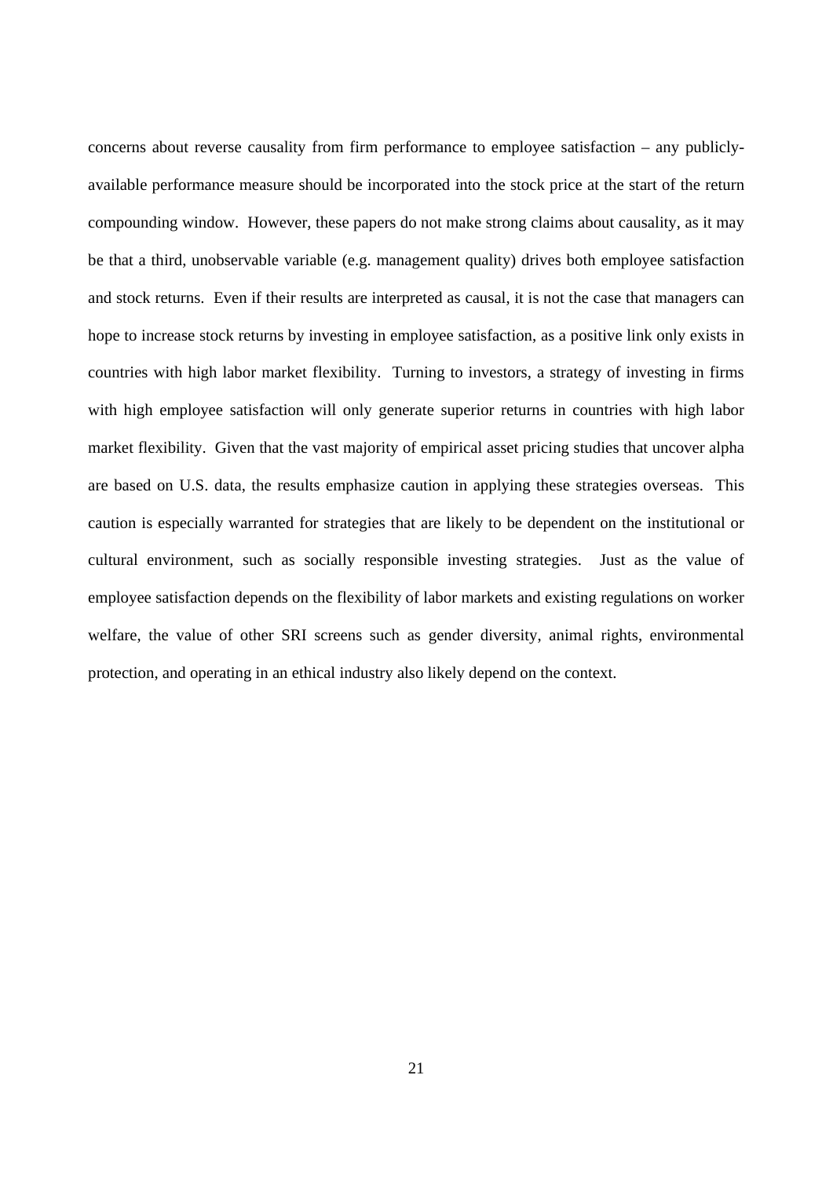concerns about reverse causality from firm performance to employee satisfaction – any publicly-available performance measure should be incorporated into the stock price at the start of the return compounding window. However, these papers do not make strong claims about causality, as it may be that a third, unobservable variable (e.g. management quality) drives both employee satisfaction and stock returns. Even if their results are interpreted as causal, it is not the case that managers can hope to increase stock returns by investing in employee satisfaction, as a positive link only exists in countries with high labor market flexibility. Turning to investors, a strategy of investing in firms with high employee satisfaction will only generate superior returns in countries with high labor market flexibility. Given that the vast majority of empirical asset pricing studies that uncover alpha are based on U.S. data, the results emphasize caution in applying these strategies overseas. This caution is especially warranted for strategies that are likely to be dependent on the institutional or cultural environment, such as socially responsible investing strategies. Just as the value of employee satisfaction depends on the flexibility of labor markets and existing regulations on worker welfare, the value of other SRI screens such as gender diversity, animal rights, environmental protection, and operating in an ethical industry also likely depend on the context.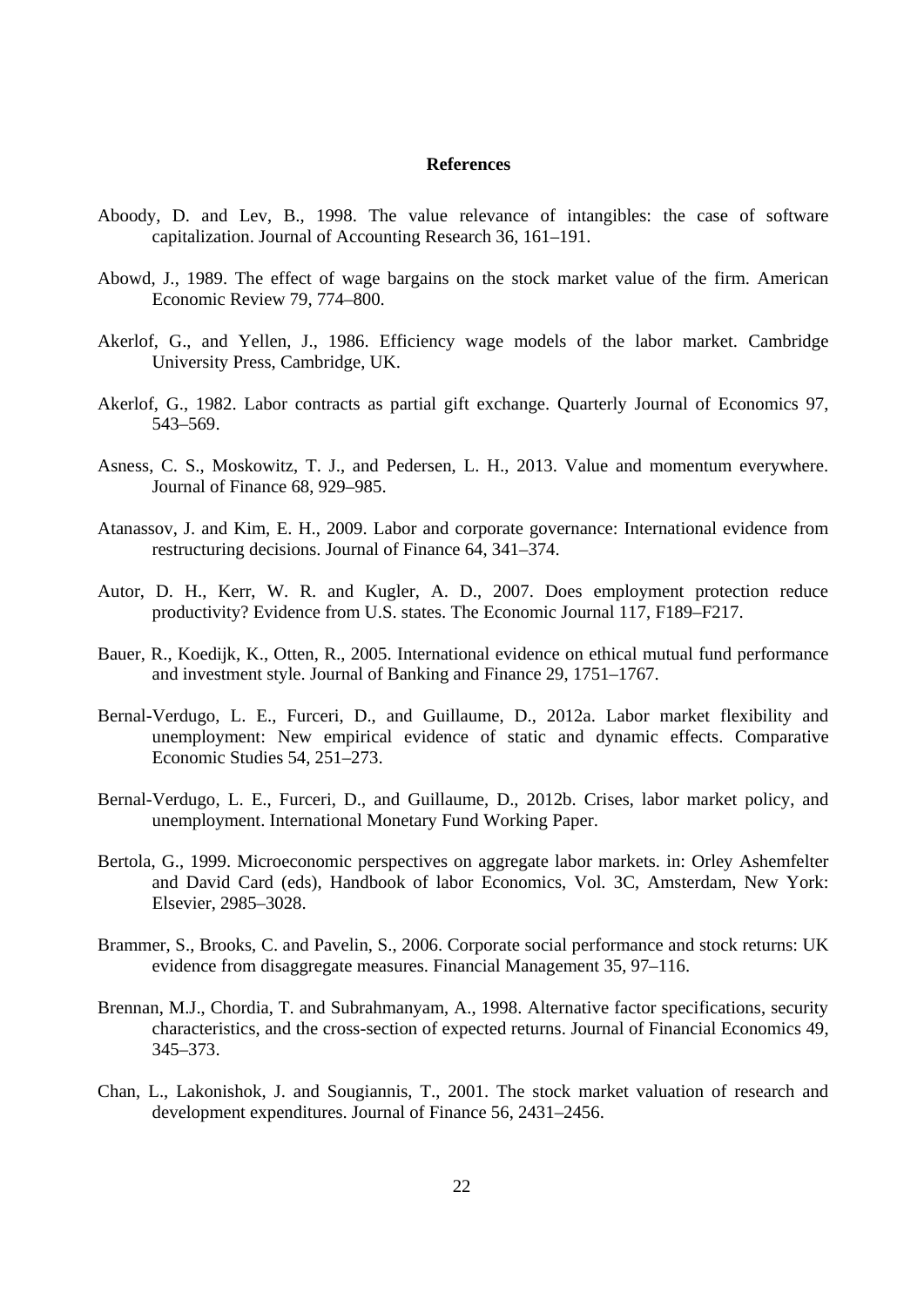## References

Aboody, D. and Lev, B., 1998. The value relevance of intangibles: the case of software capitalization. Journal of Accounting Research 36, 161–191.

Abowd, J., 1989. The effect of wage bargains on the stock market value of the firm. American Economic Review 79, 774–800.

Akerlof, G., and Yellen, J., 1986. Efficiency wage models of the labor market. Cambridge University Press, Cambridge, UK.

Akerlof, G., 1982. Labor contracts as partial gift exchange. Quarterly Journal of Economics 97, 543–569.

Asness, C. S., Moskowitz, T. J., and Pedersen, L. H., 2013. Value and momentum everywhere. Journal of Finance 68, 929–985.

Atanassov, J. and Kim, E. H., 2009. Labor and corporate governance: International evidence from restructuring decisions. Journal of Finance 64, 341–374.

Autor, D. H., Kerr, W. R. and Kugler, A. D., 2007. Does employment protection reduce productivity? Evidence from U.S. states. The Economic Journal 117, F189–F217.

Bauer, R., Koedijk, K., Otten, R., 2005. International evidence on ethical mutual fund performance and investment style. Journal of Banking and Finance 29, 1751–1767.

Bernal-Verdugo, L. E., Furceri, D., and Guillaume, D., 2012a. Labor market flexibility and unemployment: New empirical evidence of static and dynamic effects. Comparative Economic Studies 54, 251–273.

Bernal-Verdugo, L. E., Furceri, D., and Guillaume, D., 2012b. Crises, labor market policy, and unemployment. International Monetary Fund Working Paper.

Bertola, G., 1999. Microeconomic perspectives on aggregate labor markets. in: Orley Ashemfelter and David Card (eds), Handbook of labor Economics, Vol. 3C, Amsterdam, New York: Elsevier, 2985–3028.

Brammer, S., Brooks, C. and Pavelin, S., 2006. Corporate social performance and stock returns: UK evidence from disaggregate measures. Financial Management 35, 97–116.

Brennan, M.J., Chordia, T. and Subrahmanyam, A., 1998. Alternative factor specifications, security characteristics, and the cross-section of expected returns. Journal of Financial Economics 49, 345–373.

Chan, L., Lakonishok, J. and Sougiannis, T., 2001. The stock market valuation of research and development expenditures. Journal of Finance 56, 2431–2456.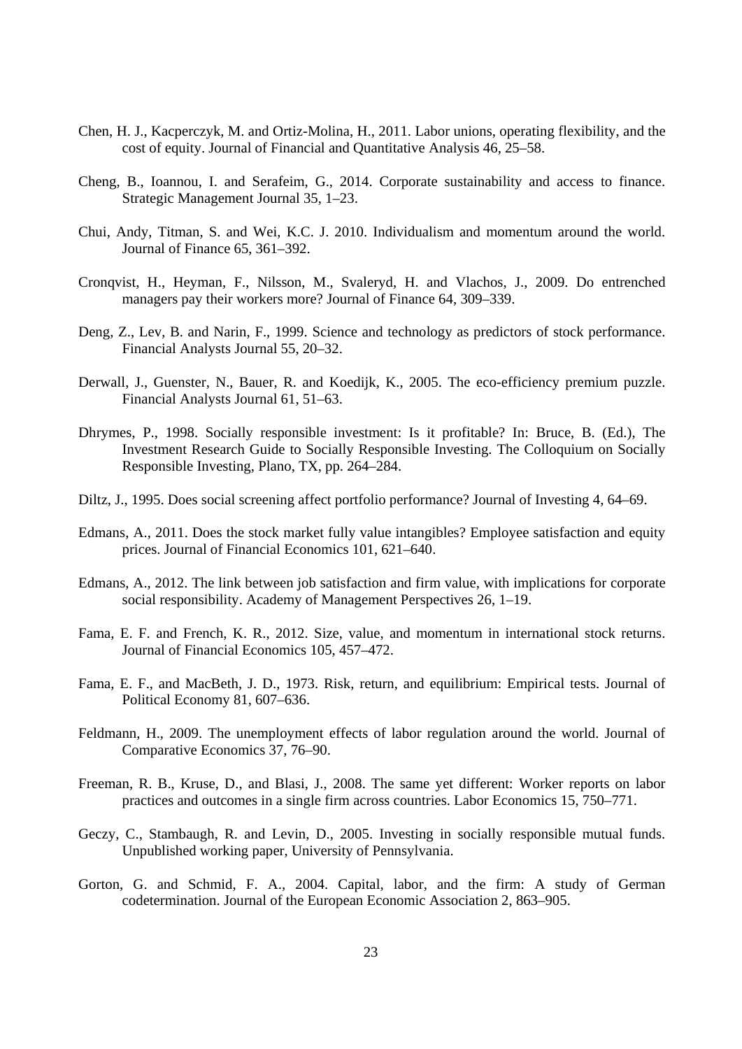Chen, H. J., Kacperczyk, M. and Ortiz-Molina, H., 2011. Labor unions, operating flexibility, and the cost of equity. Journal of Financial and Quantitative Analysis 46, 25–58.

Cheng, B., Ioannou, I. and Serafeim, G., 2014. Corporate sustainability and access to finance. Strategic Management Journal 35, 1–23.

Chui, Andy, Titman, S. and Wei, K.C. J. 2010. Individualism and momentum around the world. Journal of Finance 65, 361–392.

Cronqvist, H., Heyman, F., Nilsson, M., Svaleryd, H. and Vlachos, J., 2009. Do entrenched managers pay their workers more? Journal of Finance 64, 309–339.

Deng, Z., Lev, B. and Narin, F., 1999. Science and technology as predictors of stock performance. Financial Analysts Journal 55, 20–32.

Derwall, J., Guenster, N., Bauer, R. and Koedijk, K., 2005. The eco-efficiency premium puzzle. Financial Analysts Journal 61, 51–63.

Dhrymes, P., 1998. Socially responsible investment: Is it profitable? In: Bruce, B. (Ed.), The Investment Research Guide to Socially Responsible Investing. The Colloquium on Socially Responsible Investing, Plano, TX, pp. 264–284.

Diltz, J., 1995. Does social screening affect portfolio performance? Journal of Investing 4, 64–69.

Edmans, A., 2011. Does the stock market fully value intangibles? Employee satisfaction and equity prices. Journal of Financial Economics 101, 621–640.

Edmans, A., 2012. The link between job satisfaction and firm value, with implications for corporate social responsibility. Academy of Management Perspectives 26, 1–19.

Fama, E. F. and French, K. R., 2012. Size, value, and momentum in international stock returns. Journal of Financial Economics 105, 457–472.

Fama, E. F., and MacBeth, J. D., 1973. Risk, return, and equilibrium: Empirical tests. Journal of Political Economy 81, 607–636.

Feldmann, H., 2009. The unemployment effects of labor regulation around the world. Journal of Comparative Economics 37, 76–90.

Freeman, R. B., Kruse, D., and Blasi, J., 2008. The same yet different: Worker reports on labor practices and outcomes in a single firm across countries. Labor Economics 15, 750–771.

Geczy, C., Stambaugh, R. and Levin, D., 2005. Investing in socially responsible mutual funds. Unpublished working paper, University of Pennsylvania.

Gorton, G. and Schmid, F. A., 2004. Capital, labor, and the firm: A study of German codetermination. Journal of the European Economic Association 2, 863–905.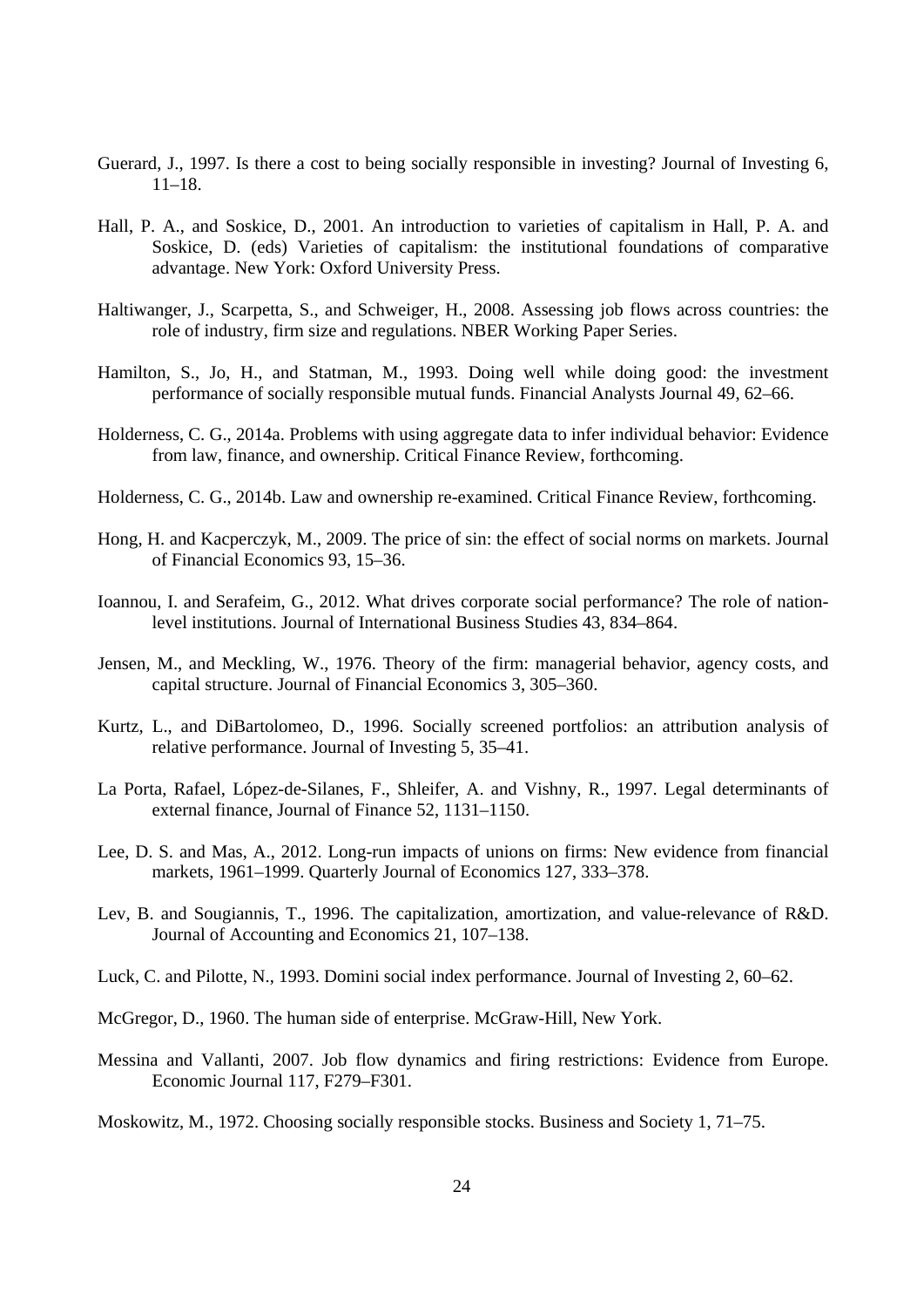Guerard, J., 1997. Is there a cost to being socially responsible in investing? Journal of Investing 6, 11–18.

Hall, P. A., and Soskice, D., 2001. An introduction to varieties of capitalism in Hall, P. A. and Soskice, D. (eds) Varieties of capitalism: the institutional foundations of comparative advantage. New York: Oxford University Press.

Haltiwanger, J., Scarpetta, S., and Schweiger, H., 2008. Assessing job flows across countries: the role of industry, firm size and regulations. NBER Working Paper Series.

Hamilton, S., Jo, H., and Statman, M., 1993. Doing well while doing good: the investment performance of socially responsible mutual funds. Financial Analysts Journal 49, 62–66.

Holderness, C. G., 2014a. Problems with using aggregate data to infer individual behavior: Evidence from law, finance, and ownership. Critical Finance Review, forthcoming.

Holderness, C. G., 2014b. Law and ownership re-examined. Critical Finance Review, forthcoming.

Hong, H. and Kacperczyk, M., 2009. The price of sin: the effect of social norms on markets. Journal of Financial Economics 93, 15–36.

Ioannou, I. and Serafeim, G., 2012. What drives corporate social performance? The role of nation-level institutions. Journal of International Business Studies 43, 834–864.

Jensen, M., and Meckling, W., 1976. Theory of the firm: managerial behavior, agency costs, and capital structure. Journal of Financial Economics 3, 305–360.

Kurtz, L., and DiBartolomeo, D., 1996. Socially screened portfolios: an attribution analysis of relative performance. Journal of Investing 5, 35–41.

La Porta, Rafael, López-de-Silanes, F., Shleifer, A. and Vishny, R., 1997. Legal determinants of external finance, Journal of Finance 52, 1131–1150.

Lee, D. S. and Mas, A., 2012. Long-run impacts of unions on firms: New evidence from financial markets, 1961–1999. Quarterly Journal of Economics 127, 333–378.

Lev, B. and Sougiannis, T., 1996. The capitalization, amortization, and value-relevance of R&D. Journal of Accounting and Economics 21, 107–138.

Luck, C. and Pilotte, N., 1993. Domini social index performance. Journal of Investing 2, 60–62.

McGregor, D., 1960. The human side of enterprise. McGraw-Hill, New York.

Messina and Vallanti, 2007. Job flow dynamics and firing restrictions: Evidence from Europe. Economic Journal 117, F279–F301.

Moskowitz, M., 1972. Choosing socially responsible stocks. Business and Society 1, 71–75.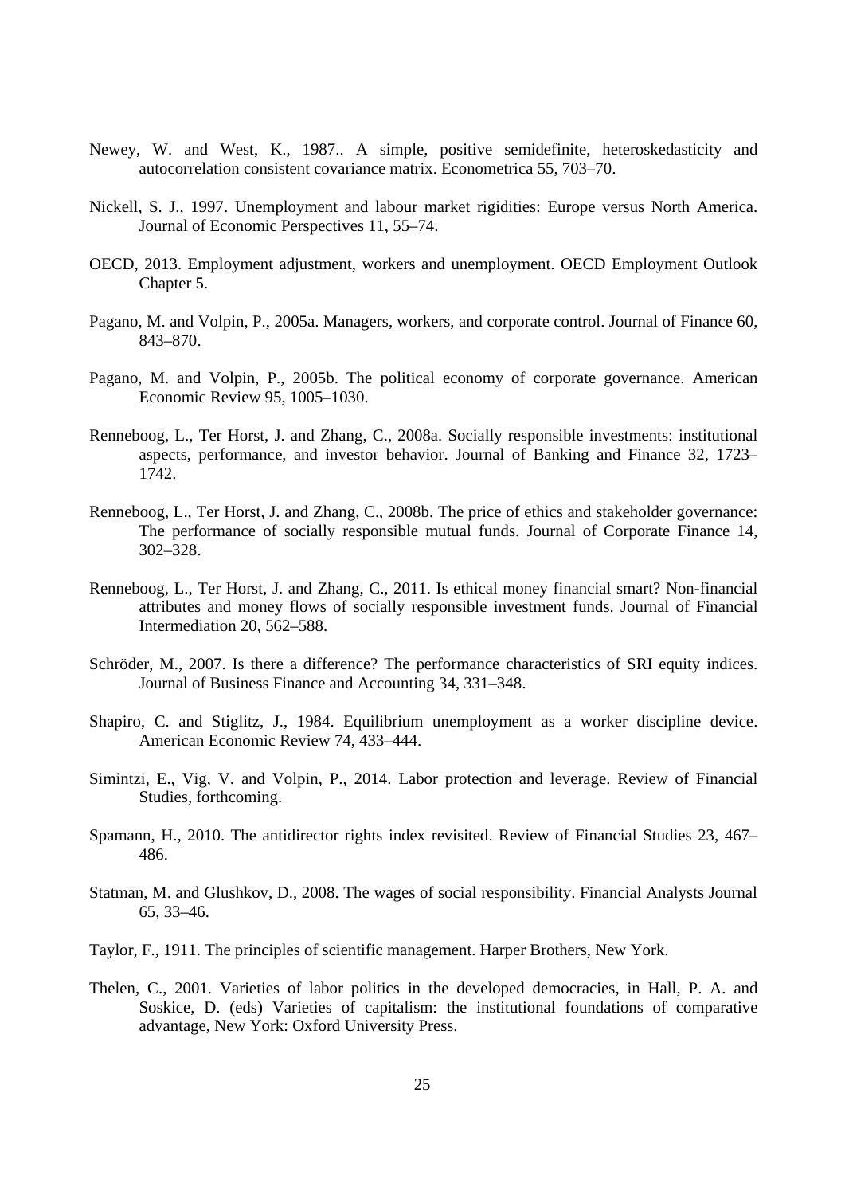Newey, W. and West, K., 1987.. A simple, positive semidefinite, heteroskedasticity and autocorrelation consistent covariance matrix. Econometrica 55, 703–70.

Nickell, S. J., 1997. Unemployment and labour market rigidities: Europe versus North America. Journal of Economic Perspectives 11, 55–74.

OECD, 2013. Employment adjustment, workers and unemployment. OECD Employment Outlook Chapter 5.

Pagano, M. and Volpin, P., 2005a. Managers, workers, and corporate control. Journal of Finance 60, 843–870.

Pagano, M. and Volpin, P., 2005b. The political economy of corporate governance. American Economic Review 95, 1005–1030.

Renneboog, L., Ter Horst, J. and Zhang, C., 2008a. Socially responsible investments: institutional aspects, performance, and investor behavior. Journal of Banking and Finance 32, 1723–1742.

Renneboog, L., Ter Horst, J. and Zhang, C., 2008b. The price of ethics and stakeholder governance: The performance of socially responsible mutual funds. Journal of Corporate Finance 14, 302–328.

Renneboog, L., Ter Horst, J. and Zhang, C., 2011. Is ethical money financial smart? Non-financial attributes and money flows of socially responsible investment funds. Journal of Financial Intermediation 20, 562–588.

Schröder, M., 2007. Is there a difference? The performance characteristics of SRI equity indices. Journal of Business Finance and Accounting 34, 331–348.

Shapiro, C. and Stiglitz, J., 1984. Equilibrium unemployment as a worker discipline device. American Economic Review 74, 433–444.

Simintzi, E., Vig, V. and Volpin, P., 2014. Labor protection and leverage. Review of Financial Studies, forthcoming.

Spamann, H., 2010. The antidirector rights index revisited. Review of Financial Studies 23, 467–486.

Statman, M. and Glushkov, D., 2008. The wages of social responsibility. Financial Analysts Journal 65, 33–46.

Taylor, F., 1911. The principles of scientific management. Harper Brothers, New York.

Thelen, C., 2001. Varieties of labor politics in the developed democracies, in Hall, P. A. and Soskice, D. (eds) Varieties of capitalism: the institutional foundations of comparative advantage, New York: Oxford University Press.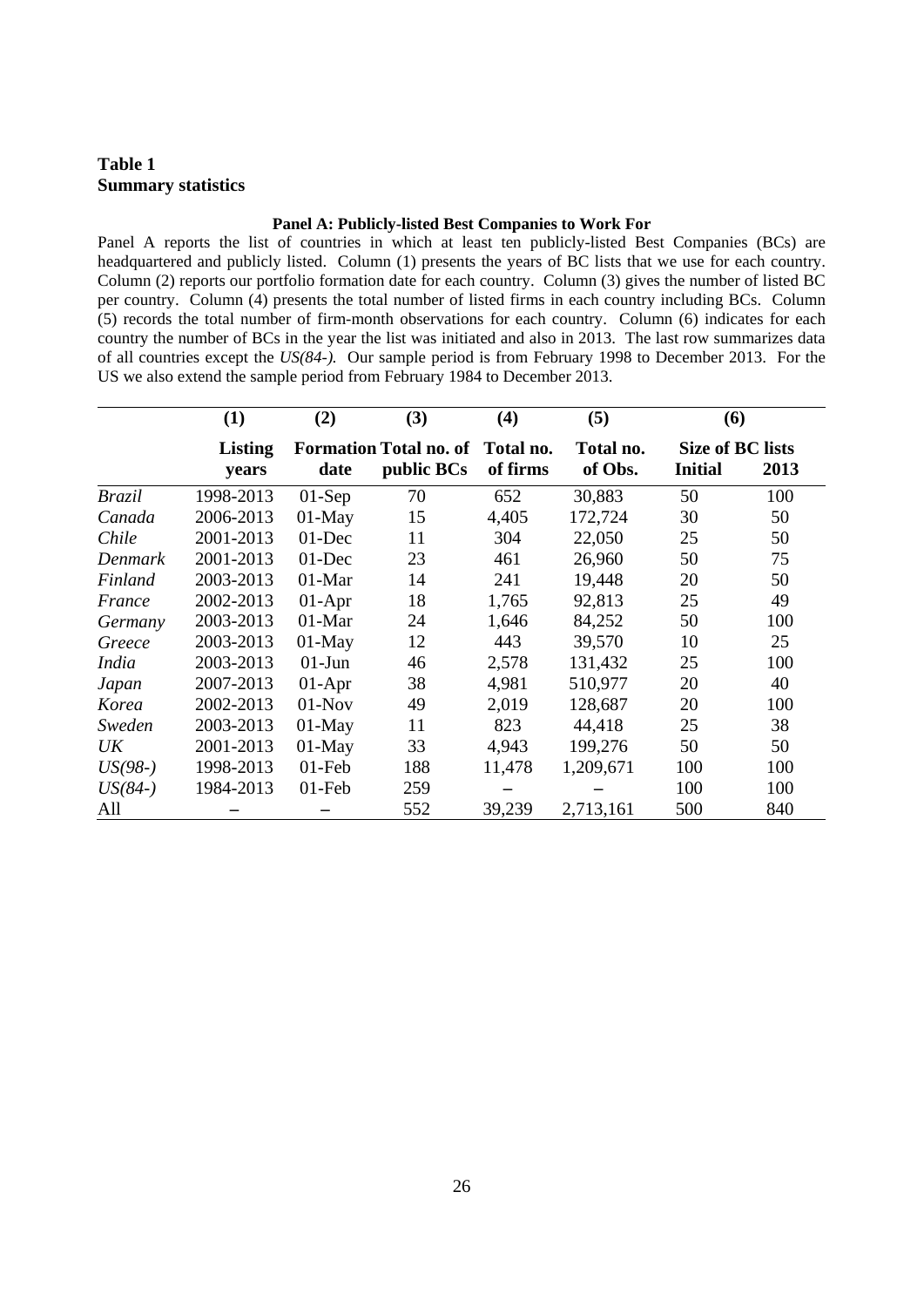**Table 1**
**Summary statistics**

**Panel A: Publicly-listed Best Companies to Work For**

Panel A reports the list of countries in which at least ten publicly-listed Best Companies (BCs) are headquartered and publicly listed. Column (1) presents the years of BC lists that we use for each country. Column (2) reports our portfolio formation date for each country. Column (3) gives the number of listed BC per country. Column (4) presents the total number of listed firms in each country including BCs. Column (5) records the total number of firm-month observations for each country. Column (6) indicates for each country the number of BCs in the year the list was initiated and also in 2013. The last row summarizes data of all countries except the *US(84-)*. Our sample period is from February 1998 to December 2013. For the US we also extend the sample period from February 1984 to December 2013.

| | (1) | (2) | (3) | (4) | (5) | (6) | |
|---|---|---|---|---|---|---|---|
| | **Listing years** | **Formation date** | **Total no. of public BCs** | **Total no. of firms** | **Total no. of Obs.** | **Size of BC lists** | |
| | | | | | | **Initial** | **2013** |
| *Brazil* | 1998-2013 | 01-Sep | 70 | 652 | 30,883 | 50 | 100 |
| *Canada* | 2006-2013 | 01-May | 15 | 4,405 | 172,724 | 30 | 50 |
| *Chile* | 2001-2013 | 01-Dec | 11 | 304 | 22,050 | 25 | 50 |
| *Denmark* | 2001-2013 | 01-Dec | 23 | 461 | 26,960 | 50 | 75 |
| *Finland* | 2003-2013 | 01-Mar | 14 | 241 | 19,448 | 20 | 50 |
| *France* | 2002-2013 | 01-Apr | 18 | 1,765 | 92,813 | 25 | 49 |
| *Germany* | 2003-2013 | 01-Mar | 24 | 1,646 | 84,252 | 50 | 100 |
| *Greece* | 2003-2013 | 01-May | 12 | 443 | 39,570 | 10 | 25 |
| *India* | 2003-2013 | 01-Jun | 46 | 2,578 | 131,432 | 25 | 100 |
| *Japan* | 2007-2013 | 01-Apr | 38 | 4,981 | 510,977 | 20 | 40 |
| *Korea* | 2002-2013 | 01-Nov | 49 | 2,019 | 128,687 | 20 | 100 |
| *Sweden* | 2003-2013 | 01-May | 11 | 823 | 44,418 | 25 | 38 |
| *UK* | 2001-2013 | 01-May | 33 | 4,943 | 199,276 | 50 | 50 |
| *US(98-)* | 1998-2013 | 01-Feb | 188 | 11,478 | 1,209,671 | 100 | 100 |
| *US(84-)* | 1984-2013 | 01-Feb | 259 | – | – | 100 | 100 |
| All | – | – | 552 | 39,239 | 2,713,161 | 500 | 840 |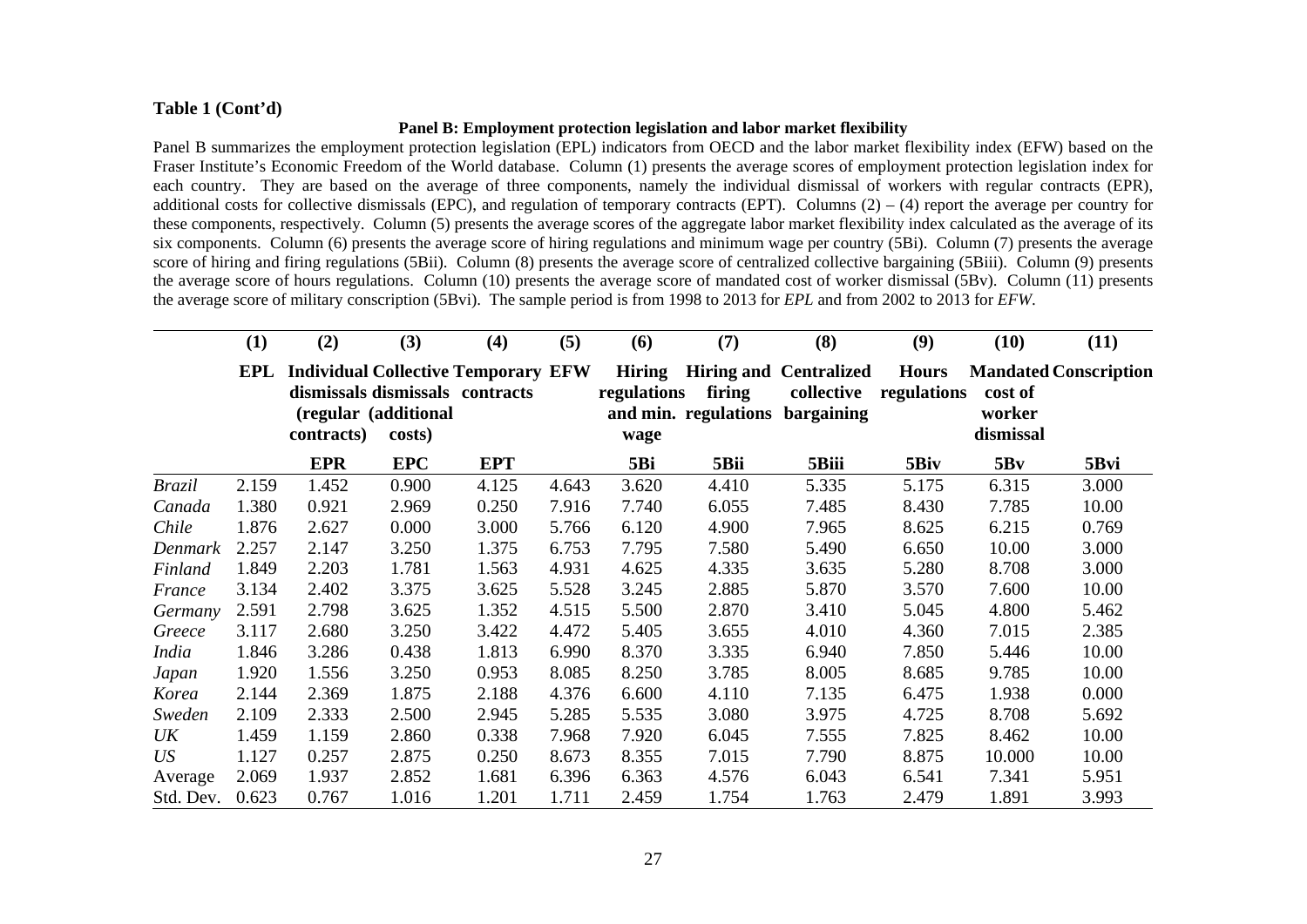**Table 1 (Cont'd)**

**Panel B: Employment protection legislation and labor market flexibility**

Panel B summarizes the employment protection legislation (EPL) indicators from OECD and the labor market flexibility index (EFW) based on the Fraser Institute's Economic Freedom of the World database. Column (1) presents the average scores of employment protection legislation index for each country. They are based on the average of three components, namely the individual dismissal of workers with regular contracts (EPR), additional costs for collective dismissals (EPC), and regulation of temporary contracts (EPT). Columns (2) – (4) report the average per country for these components, respectively. Column (5) presents the average scores of the aggregate labor market flexibility index calculated as the average of its six components. Column (6) presents the average score of hiring regulations and minimum wage per country (5Bi). Column (7) presents the average score of hiring and firing regulations (5Bii). Column (8) presents the average score of centralized collective bargaining (5Biii). Column (9) presents the average score of hours regulations. Column (10) presents the average score of mandated cost of worker dismissal (5Bv). Column (11) presents the average score of military conscription (5Bvi). The sample period is from 1998 to 2013 for *EPL* and from 2002 to 2013 for *EFW*.

| | (1) | (2) | (3) | (4) | (5) | (6) | (7) | (8) | (9) | (10) | (11) |
|---|---|---|---|---|---|---|---|---|---|---|---|
| | **EPL** | **Individual dismissals (regular contracts)** | **Collective dismissals (additional costs)** | **Temporary contracts** | **EFW** | **Hiring regulations and min. wage** | **Hiring and firing regulations** | **Centralized collective bargaining** | **Hours regulations** | **Mandated cost of worker dismissal** | **Conscription** |
| | | **EPR** | **EPC** | **EPT** | | **5Bi** | **5Bii** | **5Biii** | **5Biv** | **5Bv** | **5Bvi** |
| *Brazil* | 2.159 | 1.452 | 0.900 | 4.125 | 4.643 | 3.620 | 4.410 | 5.335 | 5.175 | 6.315 | 3.000 |
| *Canada* | 1.380 | 0.921 | 2.969 | 0.250 | 7.916 | 7.740 | 6.055 | 7.485 | 8.430 | 7.785 | 10.00 |
| *Chile* | 1.876 | 2.627 | 0.000 | 3.000 | 5.766 | 6.120 | 4.900 | 7.965 | 8.625 | 6.215 | 0.769 |
| *Denmark* | 2.257 | 2.147 | 3.250 | 1.375 | 6.753 | 7.795 | 7.580 | 5.490 | 6.650 | 10.00 | 3.000 |
| *Finland* | 1.849 | 2.203 | 1.781 | 1.563 | 4.931 | 4.625 | 4.335 | 3.635 | 5.280 | 8.708 | 3.000 |
| *France* | 3.134 | 2.402 | 3.375 | 3.625 | 5.528 | 3.245 | 2.885 | 5.870 | 3.570 | 7.600 | 10.00 |
| *Germany* | 2.591 | 2.798 | 3.625 | 1.352 | 4.515 | 5.500 | 2.870 | 3.410 | 5.045 | 4.800 | 5.462 |
| *Greece* | 3.117 | 2.680 | 3.250 | 3.422 | 4.472 | 5.405 | 3.655 | 4.010 | 4.360 | 7.015 | 2.385 |
| *India* | 1.846 | 3.286 | 0.438 | 1.813 | 6.990 | 8.370 | 3.335 | 6.940 | 7.850 | 5.446 | 10.00 |
| *Japan* | 1.920 | 1.556 | 3.250 | 0.953 | 8.085 | 8.250 | 3.785 | 8.005 | 8.685 | 9.785 | 10.00 |
| *Korea* | 2.144 | 2.369 | 1.875 | 2.188 | 4.376 | 6.600 | 4.110 | 7.135 | 6.475 | 1.938 | 0.000 |
| *Sweden* | 2.109 | 2.333 | 2.500 | 2.945 | 5.285 | 5.535 | 3.080 | 3.975 | 4.725 | 8.708 | 5.692 |
| *UK* | 1.459 | 1.159 | 2.860 | 0.338 | 7.968 | 7.920 | 6.045 | 7.555 | 7.825 | 8.462 | 10.00 |
| *US* | 1.127 | 0.257 | 2.875 | 0.250 | 8.673 | 8.355 | 7.015 | 7.790 | 8.875 | 10.000 | 10.00 |
| Average | 2.069 | 1.937 | 2.852 | 1.681 | 6.396 | 6.363 | 4.576 | 6.043 | 6.541 | 7.341 | 5.951 |
| Std. Dev. | 0.623 | 0.767 | 1.016 | 1.201 | 1.711 | 2.459 | 1.754 | 1.763 | 2.479 | 1.891 | 3.993 |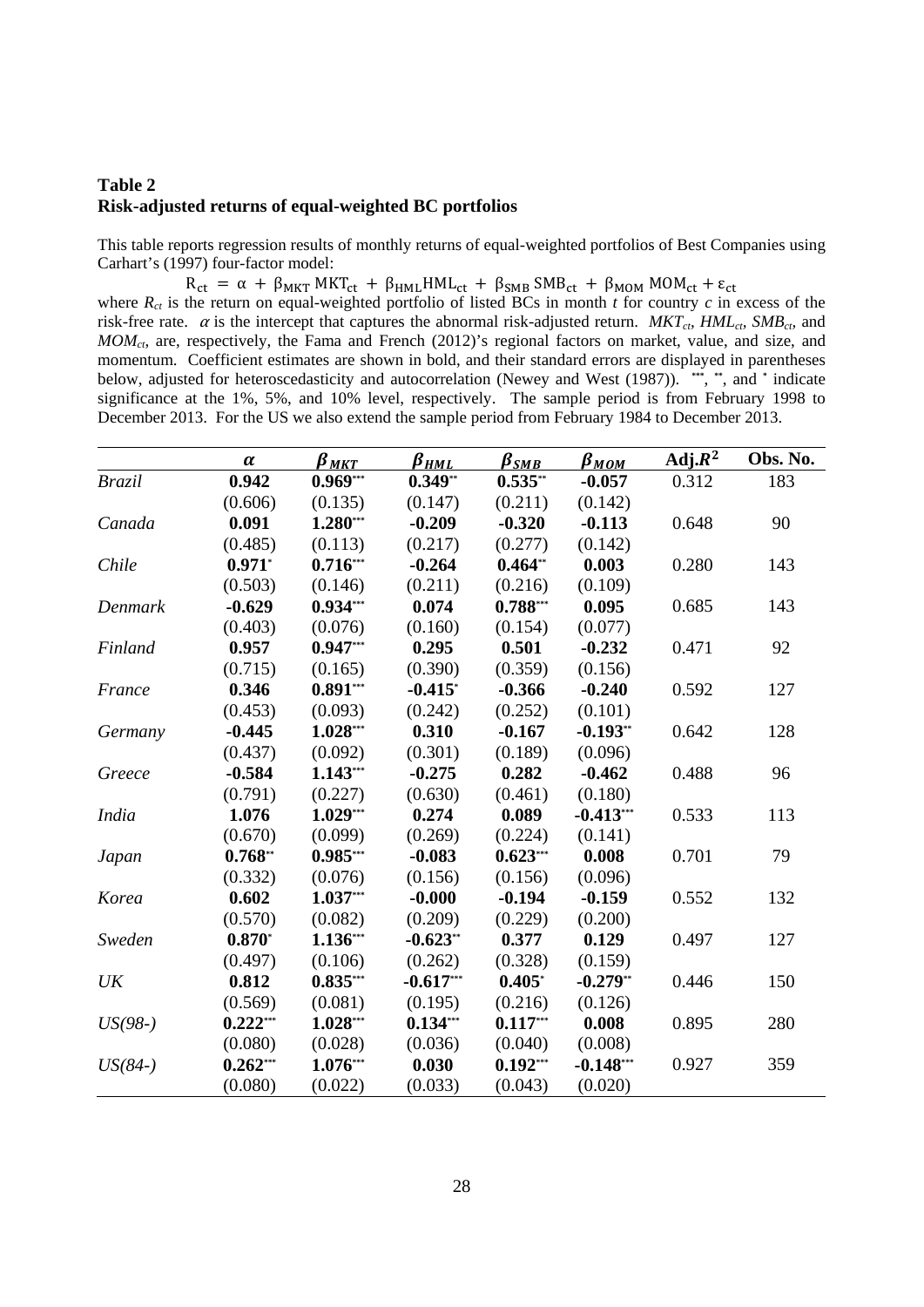**Table 2**
**Risk-adjusted returns of equal-weighted BC portfolios**

This table reports regression results of monthly returns of equal-weighted portfolios of Best Companies using Carhart's (1997) four-factor model:

$$R_{ct} = \alpha + \beta_{MKT} MKT_{ct} + \beta_{HML} HML_{ct} + \beta_{SMB} SMB_{ct} + \beta_{MOM} MOM_{ct} + \varepsilon_{ct}$$

where $R_{ct}$ is the return on equal-weighted portfolio of listed BCs in month $t$ for country $c$ in excess of the risk-free rate. $\alpha$ is the intercept that captures the abnormal risk-adjusted return. $MKT_{ct}$, $HML_{ct}$, $SMB_{ct}$, and $MOM_{ct}$, are, respectively, the Fama and French (2012)'s regional factors on market, value, and size, and momentum. Coefficient estimates are shown in bold, and their standard errors are displayed in parentheses below, adjusted for heteroscedasticity and autocorrelation (Newey and West (1987)). ***, **, and * indicate significance at the 1%, 5%, and 10% level, respectively. The sample period is from February 1998 to December 2013. For the US we also extend the sample period from February 1984 to December 2013.

| | $\alpha$ | $\beta_{MKT}$ | $\beta_{HML}$ | $\beta_{SMB}$ | $\beta_{MOM}$ | Adj.$R^2$ | Obs. No. |
|---|---|---|---|---|---|---|---|
| *Brazil* | **0.942** | **0.969*** ** | **0.349** ** | **0.535** ** | **-0.057** | 0.312 | 183 |
| | (0.606) | (0.135) | (0.147) | (0.211) | (0.142) | | |
| *Canada* | **0.091** | **1.280*** ** | **-0.209** | **-0.320** | **-0.113** | 0.648 | 90 |
| | (0.485) | (0.113) | (0.217) | (0.277) | (0.142) | | |
| *Chile* | **0.971*** | **0.716*** ** | **-0.264** | **0.464** ** | **0.003** | 0.280 | 143 |
| | (0.503) | (0.146) | (0.211) | (0.216) | (0.109) | | |
| *Denmark* | **-0.629** | **0.934*** ** | **0.074** | **0.788*** ** | **0.095** | 0.685 | 143 |
| | (0.403) | (0.076) | (0.160) | (0.154) | (0.077) | | |
| *Finland* | **0.957** | **0.947*** ** | **0.295** | **0.501** | **-0.232** | 0.471 | 92 |
| | (0.715) | (0.165) | (0.390) | (0.359) | (0.156) | | |
| *France* | **0.346** | **0.891*** ** | **-0.415*** | **-0.366** | **-0.240** | 0.592 | 127 |
| | (0.453) | (0.093) | (0.242) | (0.252) | (0.101) | | |
| *Germany* | **-0.445** | **1.028*** ** | **0.310** | **-0.167** | **-0.193** ** | 0.642 | 128 |
| | (0.437) | (0.092) | (0.301) | (0.189) | (0.096) | | |
| *Greece* | **-0.584** | **1.143*** ** | **-0.275** | **0.282** | **-0.462** | 0.488 | 96 |
| | (0.791) | (0.227) | (0.630) | (0.461) | (0.180) | | |
| *India* | **1.076** | **1.029*** ** | **0.274** | **0.089** | **-0.413*** ** | 0.533 | 113 |
| | (0.670) | (0.099) | (0.269) | (0.224) | (0.141) | | |
| *Japan* | **0.768** ** | **0.985*** ** | **-0.083** | **0.623*** ** | **0.008** | 0.701 | 79 |
| | (0.332) | (0.076) | (0.156) | (0.156) | (0.096) | | |
| *Korea* | **0.602** | **1.037*** ** | **-0.000** | **-0.194** | **-0.159** | 0.552 | 132 |
| | (0.570) | (0.082) | (0.209) | (0.229) | (0.200) | | |
| *Sweden* | **0.870*** | **1.136*** ** | **-0.623** ** | **0.377** | **0.129** | 0.497 | 127 |
| | (0.497) | (0.106) | (0.262) | (0.328) | (0.159) | | |
| *UK* | **0.812** | **0.835*** ** | **-0.617*** ** | **0.405*** | **-0.279** ** | 0.446 | 150 |
| | (0.569) | (0.081) | (0.195) | (0.216) | (0.126) | | |
| *US(98-)* | **0.222*** ** | **1.028*** ** | **0.134*** ** | **0.117*** ** | **0.008** | 0.895 | 280 |
| | (0.080) | (0.028) | (0.036) | (0.040) | (0.008) | | |
| *US(84-)* | **0.262*** ** | **1.076*** ** | **0.030** | **0.192*** ** | **-0.148*** ** | 0.927 | 359 |
| | (0.080) | (0.022) | (0.033) | (0.043) | (0.020) | | |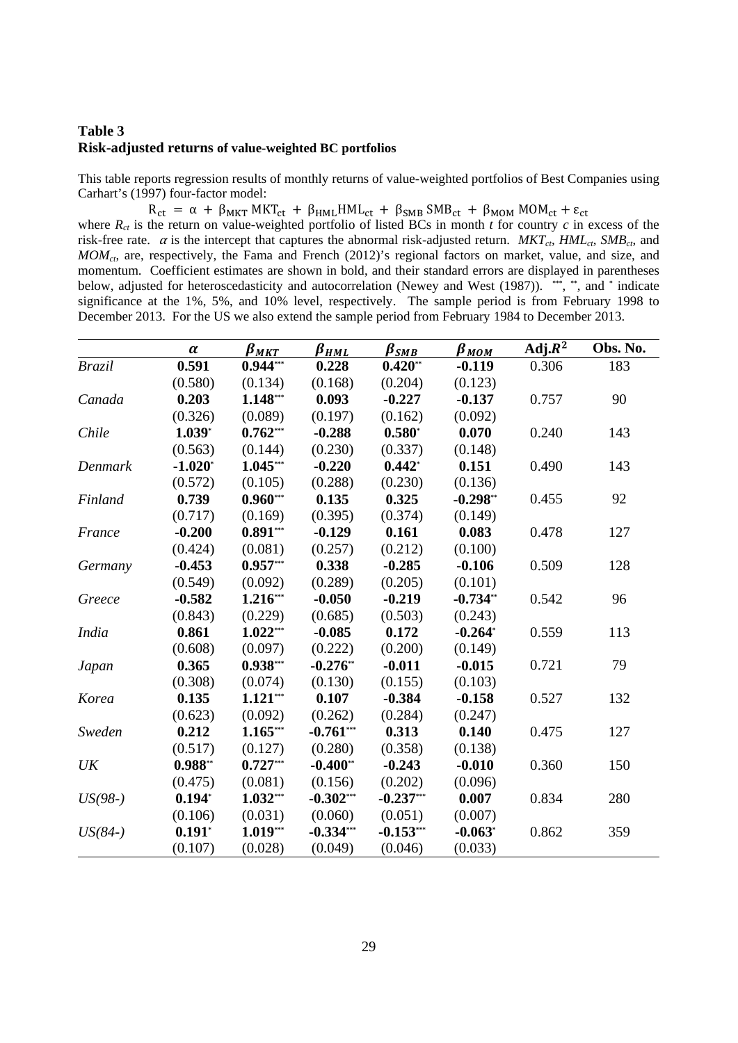## Table 3

**Risk-adjusted returns of value-weighted BC portfolios**

This table reports regression results of monthly returns of value-weighted portfolios of Best Companies using Carhart's (1997) four-factor model:

$$R_{ct} = \alpha + \beta_{MKT}\, MKT_{ct} + \beta_{HML} HML_{ct} + \beta_{SMB}\, SMB_{ct} + \beta_{MOM}\, MOM_{ct} + \varepsilon_{ct}$$

where $R_{ct}$ is the return on value-weighted portfolio of listed BCs in month $t$ for country $c$ in excess of the risk-free rate. $\alpha$ is the intercept that captures the abnormal risk-adjusted return. $MKT_{ct}$, $HML_{ct}$, $SMB_{ct}$, and $MOM_{ct}$, are, respectively, the Fama and French (2012)'s regional factors on market, value, and size, and momentum. Coefficient estimates are shown in bold, and their standard errors are displayed in parentheses below, adjusted for heteroscedasticity and autocorrelation (Newey and West (1987)). \*\*\*, \*\*, and \* indicate significance at the 1%, 5%, and 10% level, respectively. The sample period is from February 1998 to December 2013. For the US we also extend the sample period from February 1984 to December 2013.

| | $\alpha$ | $\beta_{MKT}$ | $\beta_{HML}$ | $\beta_{SMB}$ | $\beta_{MOM}$ | Adj.$R^2$ | Obs. No. |
|---|---|---|---|---|---|---|---|
| *Brazil* | **0.591** | **0.944**\*\*\* | **0.228** | **0.420**\*\* | **-0.119** | 0.306 | 183 |
| | (0.580) | (0.134) | (0.168) | (0.204) | (0.123) | | |
| *Canada* | **0.203** | **1.148**\*\*\* | **0.093** | **-0.227** | **-0.137** | 0.757 | 90 |
| | (0.326) | (0.089) | (0.197) | (0.162) | (0.092) | | |
| *Chile* | **1.039**\* | **0.762**\*\*\* | **-0.288** | **0.580**\* | **0.070** | 0.240 | 143 |
| | (0.563) | (0.144) | (0.230) | (0.337) | (0.148) | | |
| *Denmark* | **-1.020**\* | **1.045**\*\*\* | **-0.220** | **0.442**\* | **0.151** | 0.490 | 143 |
| | (0.572) | (0.105) | (0.288) | (0.230) | (0.136) | | |
| *Finland* | **0.739** | **0.960**\*\*\* | **0.135** | **0.325** | **-0.298**\*\* | 0.455 | 92 |
| | (0.717) | (0.169) | (0.395) | (0.374) | (0.149) | | |
| *France* | **-0.200** | **0.891**\*\*\* | **-0.129** | **0.161** | **0.083** | 0.478 | 127 |
| | (0.424) | (0.081) | (0.257) | (0.212) | (0.100) | | |
| *Germany* | **-0.453** | **0.957**\*\*\* | **0.338** | **-0.285** | **-0.106** | 0.509 | 128 |
| | (0.549) | (0.092) | (0.289) | (0.205) | (0.101) | | |
| *Greece* | **-0.582** | **1.216**\*\*\* | **-0.050** | **-0.219** | **-0.734**\*\* | 0.542 | 96 |
| | (0.843) | (0.229) | (0.685) | (0.503) | (0.243) | | |
| *India* | **0.861** | **1.022**\*\*\* | **-0.085** | **0.172** | **-0.264**\* | 0.559 | 113 |
| | (0.608) | (0.097) | (0.222) | (0.200) | (0.149) | | |
| *Japan* | **0.365** | **0.938**\*\*\* | **-0.276**\*\* | **-0.011** | **-0.015** | 0.721 | 79 |
| | (0.308) | (0.074) | (0.130) | (0.155) | (0.103) | | |
| *Korea* | **0.135** | **1.121**\*\*\* | **0.107** | **-0.384** | **-0.158** | 0.527 | 132 |
| | (0.623) | (0.092) | (0.262) | (0.284) | (0.247) | | |
| *Sweden* | **0.212** | **1.165**\*\*\* | **-0.761**\*\*\* | **0.313** | **0.140** | 0.475 | 127 |
| | (0.517) | (0.127) | (0.280) | (0.358) | (0.138) | | |
| *UK* | **0.988**\*\* | **0.727**\*\*\* | **-0.400**\*\* | **-0.243** | **-0.010** | 0.360 | 150 |
| | (0.475) | (0.081) | (0.156) | (0.202) | (0.096) | | |
| *US(98-)* | **0.194**\* | **1.032**\*\*\* | **-0.302**\*\*\* | **-0.237**\*\*\* | **0.007** | 0.834 | 280 |
| | (0.106) | (0.031) | (0.060) | (0.051) | (0.007) | | |
| *US(84-)* | **0.191**\* | **1.019**\*\*\* | **-0.334**\*\*\* | **-0.153**\*\*\* | **-0.063**\* | 0.862 | 359 |
| | (0.107) | (0.028) | (0.049) | (0.046) | (0.033) | | |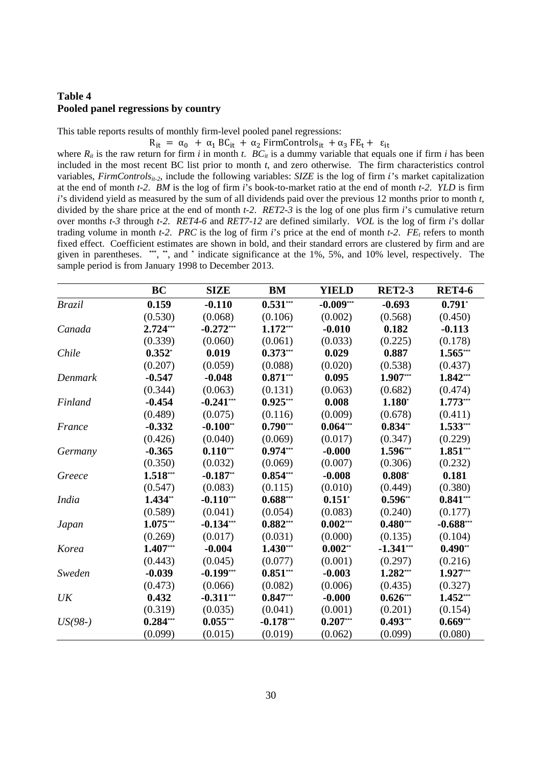**Table 4**
**Pooled panel regressions by country**

This table reports results of monthly firm-level pooled panel regressions:

$$R_{it} = \alpha_0 + \alpha_1 BC_{it} + \alpha_2 FirmControls_{it} + \alpha_3 FE_t + \varepsilon_{it}$$

where $R_{it}$ is the raw return for firm $i$ in month $t$. $BC_{it}$ is a dummy variable that equals one if firm $i$ has been included in the most recent BC list prior to month $t$, and zero otherwise. The firm characteristics control variables, $FirmControls_{it-2}$, include the following variables: *SIZE* is the log of firm $i$'s market capitalization at the end of month $t$-2. *BM* is the log of firm $i$'s book-to-market ratio at the end of month $t$-2. *YLD* is firm $i$'s dividend yield as measured by the sum of all dividends paid over the previous 12 months prior to month $t$, divided by the share price at the end of month $t$-2. *RET2-3* is the log of one plus firm $i$'s cumulative return over months $t$-3 through $t$-2. *RET4-6* and *RET7-12* are defined similarly. *VOL* is the log of firm $i$'s dollar trading volume in month $t$-2. *PRC* is the log of firm $i$'s price at the end of month $t$-2. $FE_t$ refers to month fixed effect. Coefficient estimates are shown in bold, and their standard errors are clustered by firm and are given in parentheses. ***, **, and * indicate significance at the 1%, 5%, and 10% level, respectively. The sample period is from January 1998 to December 2013.

| | BC | SIZE | BM | YIELD | RET2-3 | RET4-6 |
|---|---|---|---|---|---|---|
| *Brazil* | **0.159** | **-0.110** | **0.531*****| **-0.009***** | **-0.693** | **0.791*** |
| | (0.530) | (0.068) | (0.106) | (0.002) | (0.568) | (0.450) |
| *Canada* | **2.724***** | **-0.272***** | **1.172***** | **-0.010** | **0.182** | **-0.113** |
| | (0.339) | (0.060) | (0.061) | (0.033) | (0.225) | (0.178) |
| *Chile* | **0.352*** | **0.019** | **0.373***** | **0.029** | **0.887** | **1.565***** |
| | (0.207) | (0.059) | (0.088) | (0.020) | (0.538) | (0.437) |
| *Denmark* | **-0.547** | **-0.048** | **0.871***** | **0.095** | **1.907***** | **1.842***** |
| | (0.344) | (0.063) | (0.131) | (0.063) | (0.682) | (0.474) |
| *Finland* | **-0.454** | **-0.241***** | **0.925***** | **0.008** | **1.180*** | **1.773***** |
| | (0.489) | (0.075) | (0.116) | (0.009) | (0.678) | (0.411) |
| *France* | **-0.332** | **-0.100**** | **0.790***** | **0.064***** | **0.834**** | **1.533***** |
| | (0.426) | (0.040) | (0.069) | (0.017) | (0.347) | (0.229) |
| *Germany* | **-0.365** | **0.110***** | **0.974***** | **-0.000** | **1.596***** | **1.851***** |
| | (0.350) | (0.032) | (0.069) | (0.007) | (0.306) | (0.232) |
| *Greece* | **1.518***** | **-0.187**** | **0.854***** | **-0.008** | **0.808*** | **0.181** |
| | (0.547) | (0.083) | (0.115) | (0.010) | (0.449) | (0.380) |
| *India* | **1.434**** | **-0.110***** | **0.688***** | **0.151*** | **0.596**** | **0.841***** |
| | (0.589) | (0.041) | (0.054) | (0.083) | (0.240) | (0.177) |
| *Japan* | **1.075***** | **-0.134***** | **0.882***** | **0.002***** | **0.480***** | **-0.688***** |
| | (0.269) | (0.017) | (0.031) | (0.000) | (0.135) | (0.104) |
| *Korea* | **1.407***** | **-0.004** | **1.430***** | **0.002**** | **-1.341***** | **0.490**** |
| | (0.443) | (0.045) | (0.077) | (0.001) | (0.297) | (0.216) |
| *Sweden* | **-0.039** | **-0.199***** | **0.851***** | **-0.003** | **1.282***** | **1.927***** |
| | (0.473) | (0.066) | (0.082) | (0.006) | (0.435) | (0.327) |
| *UK* | **0.432** | **-0.311***** | **0.847***** | **-0.000** | **0.626***** | **1.452***** |
| | (0.319) | (0.035) | (0.041) | (0.001) | (0.201) | (0.154) |
| *US(98-)* | **0.284***** | **0.055***** | **-0.178***** | **0.207***** | **0.493***** | **0.669***** |
| | (0.099) | (0.015) | (0.019) | (0.062) | (0.099) | (0.080) |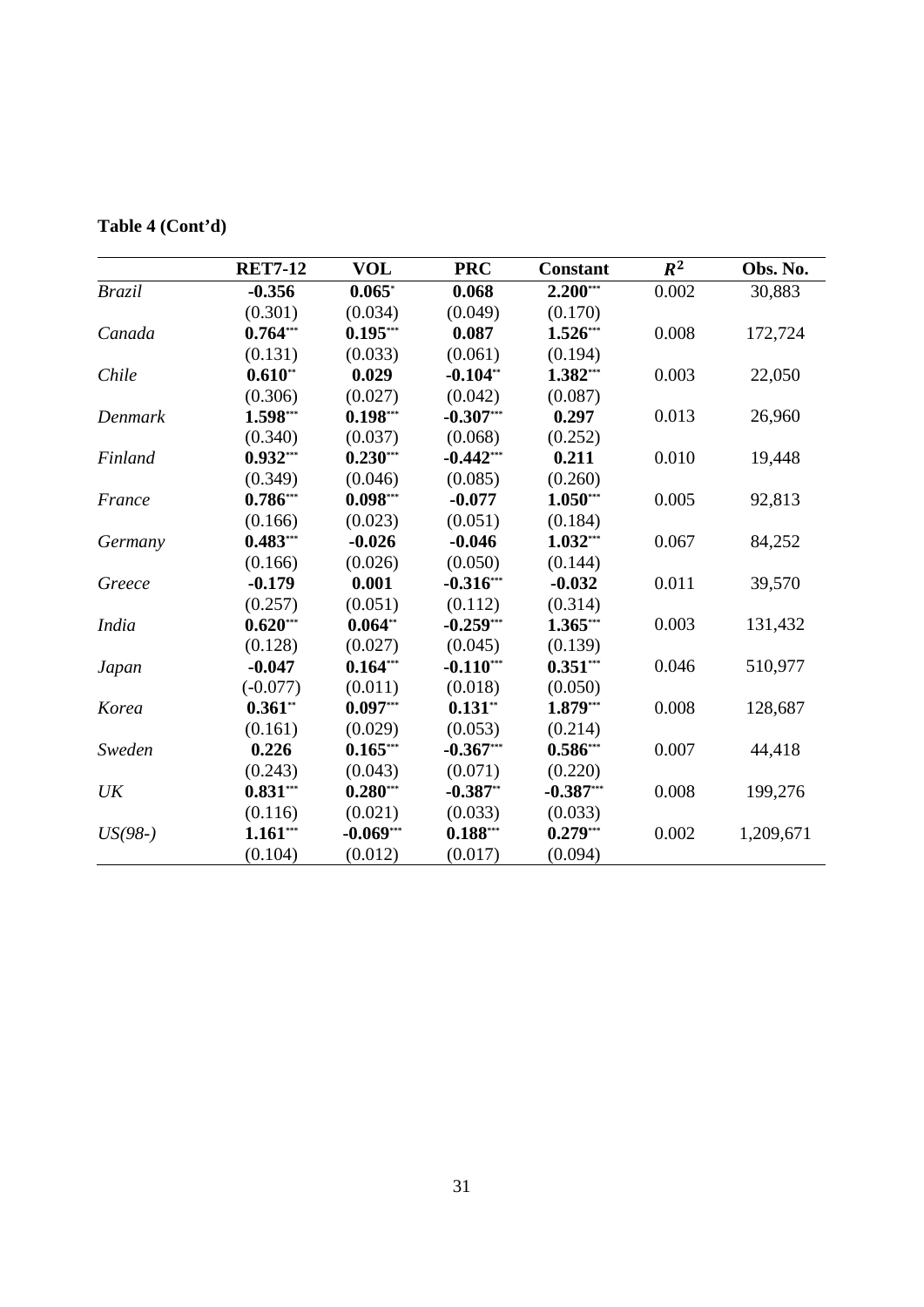**Table 4 (Cont'd)**

| | **RET7-12** | **VOL** | **PRC** | **Constant** | $R^2$ | **Obs. No.** |
|---|---|---|---|---|---|---|
| *Brazil* | **-0.356** | **0.065***[*] | **0.068** | **2.200**[***] | 0.002 | 30,883 |
| | (0.301) | (0.034) | (0.049) | (0.170) | | |
| *Canada* | **0.764**[***] | **0.195**[***] | **0.087** | **1.526**[***] | 0.008 | 172,724 |
| | (0.131) | (0.033) | (0.061) | (0.194) | | |
| *Chile* | **0.610**[**] | **0.029** | **-0.104**[**] | **1.382**[***] | 0.003 | 22,050 |
| | (0.306) | (0.027) | (0.042) | (0.087) | | |
| *Denmark* | **1.598**[***] | **0.198**[***] | **-0.307**[***] | **0.297** | 0.013 | 26,960 |
| | (0.340) | (0.037) | (0.068) | (0.252) | | |
| *Finland* | **0.932**[***] | **0.230**[***] | **-0.442**[***] | **0.211** | 0.010 | 19,448 |
| | (0.349) | (0.046) | (0.085) | (0.260) | | |
| *France* | **0.786**[***] | **0.098**[***] | **-0.077** | **1.050**[***] | 0.005 | 92,813 |
| | (0.166) | (0.023) | (0.051) | (0.184) | | |
| *Germany* | **0.483**[***] | **-0.026** | **-0.046** | **1.032**[***] | 0.067 | 84,252 |
| | (0.166) | (0.026) | (0.050) | (0.144) | | |
| *Greece* | **-0.179** | **0.001** | **-0.316**[***] | **-0.032** | 0.011 | 39,570 |
| | (0.257) | (0.051) | (0.112) | (0.314) | | |
| *India* | **0.620**[***] | **0.064**[**] | **-0.259**[***] | **1.365**[***] | 0.003 | 131,432 |
| | (0.128) | (0.027) | (0.045) | (0.139) | | |
| *Japan* | **-0.047** | **0.164**[***] | **-0.110**[***] | **0.351**[***] | 0.046 | 510,977 |
| | (-0.077) | (0.011) | (0.018) | (0.050) | | |
| *Korea* | **0.361**[**] | **0.097**[***] | **0.131**[**] | **1.879**[***] | 0.008 | 128,687 |
| | (0.161) | (0.029) | (0.053) | (0.214) | | |
| *Sweden* | **0.226** | **0.165**[***] | **-0.367**[***] | **0.586**[***] | 0.007 | 44,418 |
| | (0.243) | (0.043) | (0.071) | (0.220) | | |
| *UK* | **0.831**[***] | **0.280**[***] | **-0.387**[**] | **-0.387**[***] | 0.008 | 199,276 |
| | (0.116) | (0.021) | (0.033) | (0.033) | | |
| *US(98-)* | **1.161**[***] | **-0.069**[***] | **0.188**[***] | **0.279**[***] | 0.002 | 1,209,671 |
| | (0.104) | (0.012) | (0.017) | (0.094) | | |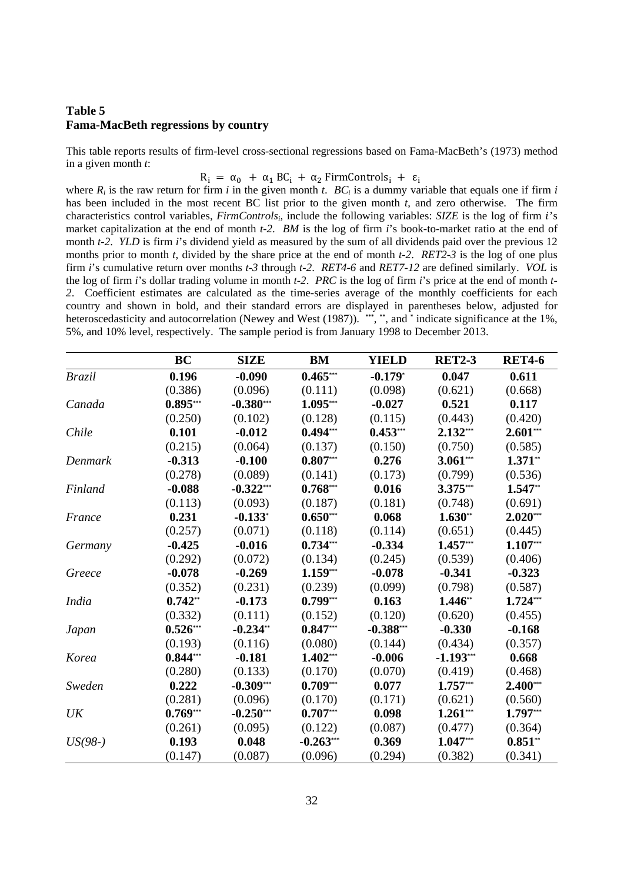**Table 5**
**Fama-MacBeth regressions by country**

This table reports results of firm-level cross-sectional regressions based on Fama-MacBeth's (1973) method in a given month *t*:

$$R_i = \alpha_0 + \alpha_1 BC_i + \alpha_2 FirmControls_i + \varepsilon_i$$

where $R_i$ is the raw return for firm *i* in the given month *t*. $BC_i$ is a dummy variable that equals one if firm *i* has been included in the most recent BC list prior to the given month *t*, and zero otherwise. The firm characteristics control variables, $FirmControls_i$, include the following variables: *SIZE* is the log of firm *i*'s market capitalization at the end of month *t-2*. *BM* is the log of firm *i*'s book-to-market ratio at the end of month *t-2*. *YLD* is firm *i*'s dividend yield as measured by the sum of all dividends paid over the previous 12 months prior to month *t*, divided by the share price at the end of month *t-2*. *RET2-3* is the log of one plus firm *i*'s cumulative return over months *t-3* through *t-2*. *RET4-6* and *RET7-12* are defined similarly. *VOL* is the log of firm *i*'s dollar trading volume in month *t-2*. *PRC* is the log of firm *i*'s price at the end of month *t-2*. Coefficient estimates are calculated as the time-series average of the monthly coefficients for each country and shown in bold, and their standard errors are displayed in parentheses below, adjusted for heteroscedasticity and autocorrelation (Newey and West (1987)). ***, **, and * indicate significance at the 1%, 5%, and 10% level, respectively. The sample period is from January 1998 to December 2013.

| | BC | SIZE | BM | YIELD | RET2-3 | RET4-6 |
|---|---|---|---|---|---|---|
| *Brazil* | **0.196** | **-0.090** | **0.465*** ** | **-0.179*** | **0.047** | **0.611** |
| | (0.386) | (0.096) | (0.111) | (0.098) | (0.621) | (0.668) |
| *Canada* | **0.895*** ** | **-0.380*** ** | **1.095*** ** | **-0.027** | **0.521** | **0.117** |
| | (0.250) | (0.102) | (0.128) | (0.115) | (0.443) | (0.420) |
| *Chile* | **0.101** | **-0.012** | **0.494*** ** | **0.453*** ** | **2.132*** ** | **2.601*** ** |
| | (0.215) | (0.064) | (0.137) | (0.150) | (0.750) | (0.585) |
| *Denmark* | **-0.313** | **-0.100** | **0.807*** ** | **0.276** | **3.061*** ** | **1.371** ** |
| | (0.278) | (0.089) | (0.141) | (0.173) | (0.799) | (0.536) |
| *Finland* | **-0.088** | **-0.322*** ** | **0.768*** ** | **0.016** | **3.375*** ** | **1.547** ** |
| | (0.113) | (0.093) | (0.187) | (0.181) | (0.748) | (0.691) |
| *France* | **0.231** | **-0.133*** | **0.650*** ** | **0.068** | **1.630** ** | **2.020*** ** |
| | (0.257) | (0.071) | (0.118) | (0.114) | (0.651) | (0.445) |
| *Germany* | **-0.425** | **-0.016** | **0.734*** ** | **-0.334** | **1.457*** ** | **1.107*** ** |
| | (0.292) | (0.072) | (0.134) | (0.245) | (0.539) | (0.406) |
| *Greece* | **-0.078** | **-0.269** | **1.159*** ** | **-0.078** | **-0.341** | **-0.323** |
| | (0.352) | (0.231) | (0.239) | (0.099) | (0.798) | (0.587) |
| *India* | **0.742** ** | **-0.173** | **0.799*** ** | **0.163** | **1.446** ** | **1.724*** ** |
| | (0.332) | (0.111) | (0.152) | (0.120) | (0.620) | (0.455) |
| *Japan* | **0.526*** ** | **-0.234** ** | **0.847*** ** | **-0.388*** ** | **-0.330** | **-0.168** |
| | (0.193) | (0.116) | (0.080) | (0.144) | (0.434) | (0.357) |
| *Korea* | **0.844*** ** | **-0.181** | **1.402*** ** | **-0.006** | **-1.193*** ** | **0.668** |
| | (0.280) | (0.133) | (0.170) | (0.070) | (0.419) | (0.468) |
| *Sweden* | **0.222** | **-0.309*** ** | **0.709*** ** | **0.077** | **1.757*** ** | **2.400*** ** |
| | (0.281) | (0.096) | (0.170) | (0.171) | (0.621) | (0.560) |
| *UK* | **0.769*** ** | **-0.250*** ** | **0.707*** ** | **0.098** | **1.261*** ** | **1.797*** ** |
| | (0.261) | (0.095) | (0.122) | (0.087) | (0.477) | (0.364) |
| *US(98-)* | **0.193** | **0.048** | **-0.263*** ** | **0.369** | **1.047*** ** | **0.851** ** |
| | (0.147) | (0.087) | (0.096) | (0.294) | (0.382) | (0.341) |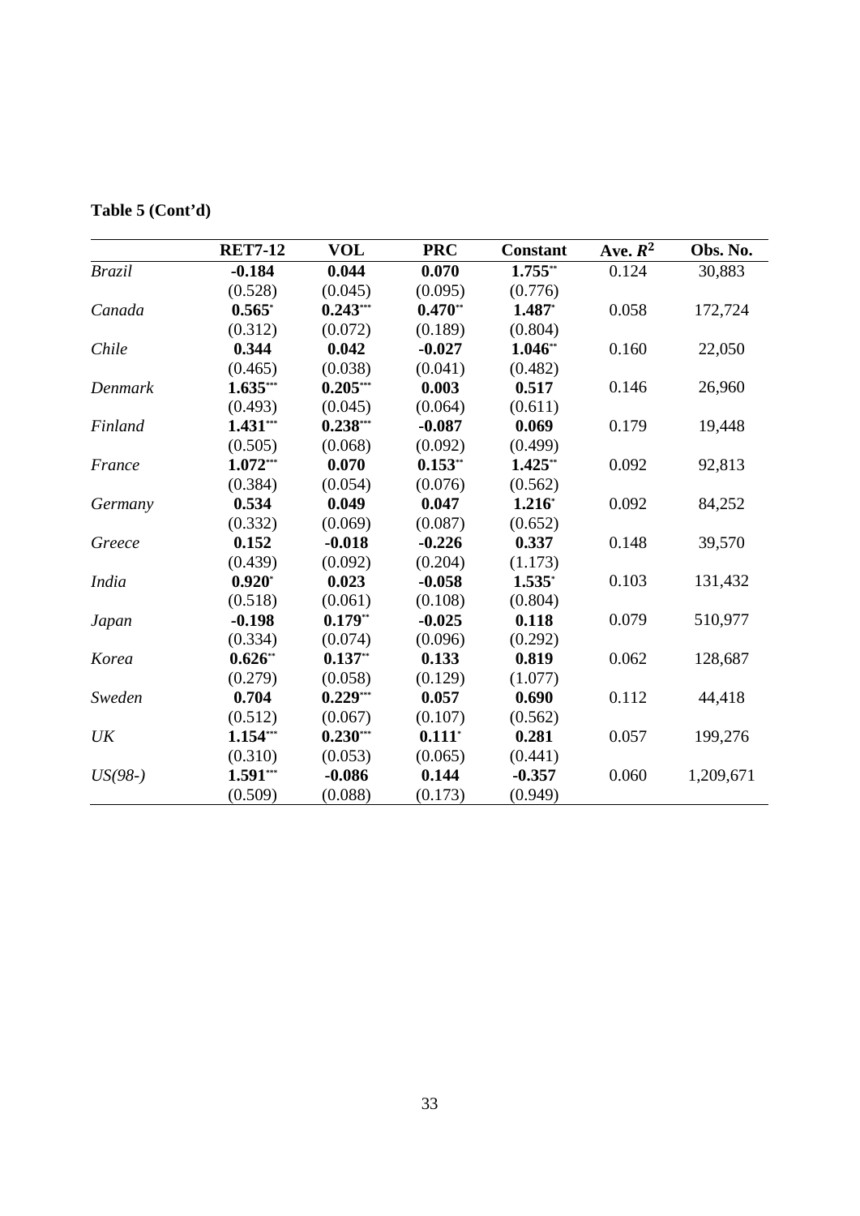**Table 5 (Cont'd)**

| | RET7-12 | VOL | PRC | Constant | Ave. $R^2$ | Obs. No. |
|---|---|---|---|---|---|---|
| *Brazil* | **-0.184** | **0.044** | **0.070** | **1.755**** | 0.124 | 30,883 |
| | (0.528) | (0.045) | (0.095) | (0.776) | | |
| *Canada* | **0.565*** | **0.243***** | **0.470**** | **1.487*** | 0.058 | 172,724 |
| | (0.312) | (0.072) | (0.189) | (0.804) | | |
| *Chile* | **0.344** | **0.042** | **-0.027** | **1.046**** | 0.160 | 22,050 |
| | (0.465) | (0.038) | (0.041) | (0.482) | | |
| *Denmark* | **1.635***** | **0.205***** | **0.003** | **0.517** | 0.146 | 26,960 |
| | (0.493) | (0.045) | (0.064) | (0.611) | | |
| *Finland* | **1.431***** | **0.238***** | **-0.087** | **0.069** | 0.179 | 19,448 |
| | (0.505) | (0.068) | (0.092) | (0.499) | | |
| *France* | **1.072***** | **0.070** | **0.153**** | **1.425**** | 0.092 | 92,813 |
| | (0.384) | (0.054) | (0.076) | (0.562) | | |
| *Germany* | **0.534** | **0.049** | **0.047** | **1.216*** | 0.092 | 84,252 |
| | (0.332) | (0.069) | (0.087) | (0.652) | | |
| *Greece* | **0.152** | **-0.018** | **-0.226** | **0.337** | 0.148 | 39,570 |
| | (0.439) | (0.092) | (0.204) | (1.173) | | |
| *India* | **0.920*** | **0.023** | **-0.058** | **1.535*** | 0.103 | 131,432 |
| | (0.518) | (0.061) | (0.108) | (0.804) | | |
| *Japan* | **-0.198** | **0.179**** | **-0.025** | **0.118** | 0.079 | 510,977 |
| | (0.334) | (0.074) | (0.096) | (0.292) | | |
| *Korea* | **0.626**** | **0.137**** | **0.133** | **0.819** | 0.062 | 128,687 |
| | (0.279) | (0.058) | (0.129) | (1.077) | | |
| *Sweden* | **0.704** | **0.229***** | **0.057** | **0.690** | 0.112 | 44,418 |
| | (0.512) | (0.067) | (0.107) | (0.562) | | |
| *UK* | **1.154***** | **0.230***** | **0.111*** | **0.281** | 0.057 | 199,276 |
| | (0.310) | (0.053) | (0.065) | (0.441) | | |
| *US(98-)* | **1.591***** | **-0.086** | **0.144** | **-0.357** | 0.060 | 1,209,671 |
| | (0.509) | (0.088) | (0.173) | (0.949) | | |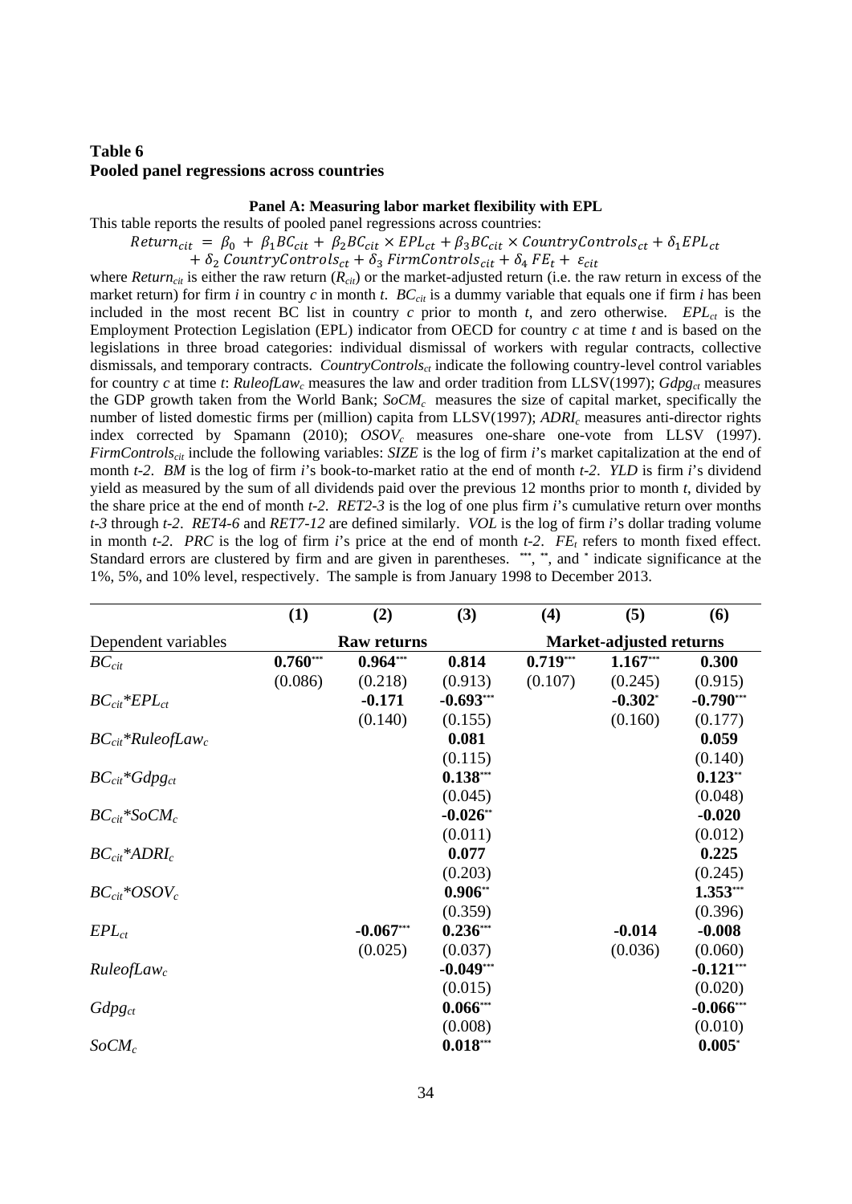# Table 6
## Pooled panel regressions across countries

### Panel A: Measuring labor market flexibility with EPL

This table reports the results of pooled panel regressions across countries:

$$Return_{cit} = \beta_0 + \beta_1 BC_{cit} + \beta_2 BC_{cit} \times EPL_{ct} + \beta_3 BC_{cit} \times CountryControls_{ct} + \delta_1 EPL_{ct} + \delta_2\, CountryControls_{ct} + \delta_3\, FirmControls_{cit} + \delta_4\, FE_t + \varepsilon_{cit}$$

where $Return_{cit}$ is either the raw return ($R_{cit}$) or the market-adjusted return (i.e. the raw return in excess of the market return) for firm *i* in country *c* in month *t*. $BC_{cit}$ is a dummy variable that equals one if firm *i* has been included in the most recent BC list in country *c* prior to month *t*, and zero otherwise. $EPL_{ct}$ is the Employment Protection Legislation (EPL) indicator from OECD for country *c* at time *t* and is based on the legislations in three broad categories: individual dismissal of workers with regular contracts, collective dismissals, and temporary contracts. $CountryControls_{ct}$ indicate the following country-level control variables for country *c* at time *t*: $RuleofLaw_c$ measures the law and order tradition from LLSV(1997); $Gdpg_{ct}$ measures the GDP growth taken from the World Bank; $SoCM_c$ measures the size of capital market, specifically the number of listed domestic firms per (million) capita from LLSV(1997); $ADRI_c$ measures anti-director rights index corrected by Spamann (2010); $OSOV_c$ measures one-share one-vote from LLSV (1997). $FirmControls_{cit}$ include the following variables: *SIZE* is the log of firm *i*'s market capitalization at the end of month *t-2*. *BM* is the log of firm *i*'s book-to-market ratio at the end of month *t-2*. *YLD* is firm *i*'s dividend yield as measured by the sum of all dividends paid over the previous 12 months prior to month *t*, divided by the share price at the end of month *t-2*. *RET2-3* is the log of one plus firm *i*'s cumulative return over months *t-3* through *t-2*. *RET4-6* and *RET7-12* are defined similarly. *VOL* is the log of firm *i*'s dollar trading volume in month *t-2*. *PRC* is the log of firm *i*'s price at the end of month *t-2*. $FE_t$ refers to month fixed effect. Standard errors are clustered by firm and are given in parentheses. \*\*\*, \*\*, and \* indicate significance at the 1%, 5%, and 10% level, respectively. The sample is from January 1998 to December 2013.

| | (1) | (2) | (3) | (4) | (5) | (6) |
|---|---|---|---|---|---|---|
| Dependent variables | Raw returns | | | Market-adjusted returns | | |
| $BC_{cit}$ | **0.760\*\*\*** | **0.964\*\*\*** | **0.814** | **0.719\*\*\*** | **1.167\*\*\*** | **0.300** |
| | (0.086) | (0.218) | (0.913) | (0.107) | (0.245) | (0.915) |
| $BC_{cit}$\*$EPL_{ct}$ | | **-0.171** | **-0.693\*\*\*** | | **-0.302\*** | **-0.790\*\*\*** |
| | | (0.140) | (0.155) | | (0.160) | (0.177) |
| $BC_{cit}$\*$RuleofLaw_c$ | | | **0.081** | | | **0.059** |
| | | | (0.115) | | | (0.140) |
| $BC_{cit}$\*$Gdpg_{ct}$ | | | **0.138\*\*\*** | | | **0.123\*\*** |
| | | | (0.045) | | | (0.048) |
| $BC_{cit}$\*$SoCM_c$ | | | **-0.026\*\*** | | | **-0.020** |
| | | | (0.011) | | | (0.012) |
| $BC_{cit}$\*$ADRI_c$ | | | **0.077** | | | **0.225** |
| | | | (0.203) | | | (0.245) |
| $BC_{cit}$\*$OSOV_c$ | | | **0.906\*\*** | | | **1.353\*\*\*** |
| | | | (0.359) | | | (0.396) |
| $EPL_{ct}$ | | **-0.067\*\*\*** | **0.236\*\*\*** | | **-0.014** | **-0.008** |
| | | (0.025) | (0.037) | | (0.036) | (0.060) |
| $RuleofLaw_c$ | | | **-0.049\*\*\*** | | | **-0.121\*\*\*** |
| | | | (0.015) | | | (0.020) |
| $Gdpg_{ct}$ | | | **0.066\*\*\*** | | | **-0.066\*\*\*** |
| | | | (0.008) | | | (0.010) |
| $SoCM_c$ | | | **0.018\*\*\*** | | | **0.005\*** |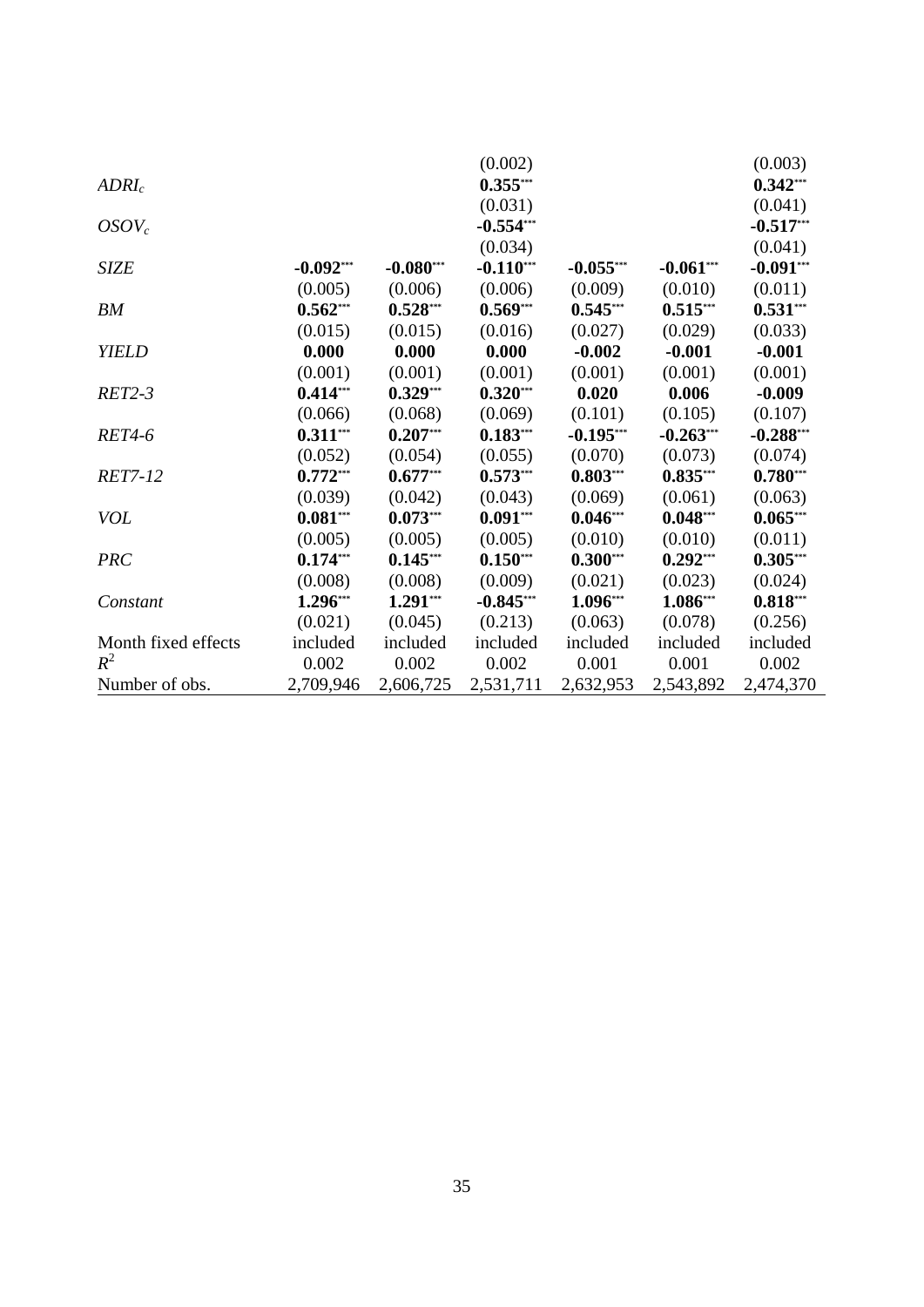| | | | | | | |
|---|---|---|---|---|---|---|
| | | | (0.002) | | | (0.003) |
| $ADRI_c$ | | | **0.355**\*\*\* | | | **0.342**\*\*\* |
| | | | (0.031) | | | (0.041) |
| $OSOV_c$ | | | **-0.554**\*\*\* | | | **-0.517**\*\*\* |
| | | | (0.034) | | | (0.041) |
| *SIZE* | **-0.092**\*\*\* | **-0.080**\*\*\* | **-0.110**\*\*\* | **-0.055**\*\*\* | **-0.061**\*\*\* | **-0.091**\*\*\* |
| | (0.005) | (0.006) | (0.006) | (0.009) | (0.010) | (0.011) |
| *BM* | **0.562**\*\*\* | **0.528**\*\*\* | **0.569**\*\*\* | **0.545**\*\*\* | **0.515**\*\*\* | **0.531**\*\*\* |
| | (0.015) | (0.015) | (0.016) | (0.027) | (0.029) | (0.033) |
| *YIELD* | **0.000** | **0.000** | **0.000** | **-0.002** | **-0.001** | **-0.001** |
| | (0.001) | (0.001) | (0.001) | (0.001) | (0.001) | (0.001) |
| *RET2-3* | **0.414**\*\*\* | **0.329**\*\*\* | **0.320**\*\*\* | **0.020** | **0.006** | **-0.009** |
| | (0.066) | (0.068) | (0.069) | (0.101) | (0.105) | (0.107) |
| *RET4-6* | **0.311**\*\*\* | **0.207**\*\*\* | **0.183**\*\*\* | **-0.195**\*\*\* | **-0.263**\*\*\* | **-0.288**\*\*\* |
| | (0.052) | (0.054) | (0.055) | (0.070) | (0.073) | (0.074) |
| *RET7-12* | **0.772**\*\*\* | **0.677**\*\*\* | **0.573**\*\*\* | **0.803**\*\*\* | **0.835**\*\*\* | **0.780**\*\*\* |
| | (0.039) | (0.042) | (0.043) | (0.069) | (0.061) | (0.063) |
| *VOL* | **0.081**\*\*\* | **0.073**\*\*\* | **0.091**\*\*\* | **0.046**\*\*\* | **0.048**\*\*\* | **0.065**\*\*\* |
| | (0.005) | (0.005) | (0.005) | (0.010) | (0.010) | (0.011) |
| *PRC* | **0.174**\*\*\* | **0.145**\*\*\* | **0.150**\*\*\* | **0.300**\*\*\* | **0.292**\*\*\* | **0.305**\*\*\* |
| | (0.008) | (0.008) | (0.009) | (0.021) | (0.023) | (0.024) |
| *Constant* | **1.296**\*\*\* | **1.291**\*\*\* | **-0.845**\*\*\* | **1.096**\*\*\* | **1.086**\*\*\* | **0.818**\*\*\* |
| | (0.021) | (0.045) | (0.213) | (0.063) | (0.078) | (0.256) |
| Month fixed effects | included | included | included | included | included | included |
| $R^2$ | 0.002 | 0.002 | 0.002 | 0.001 | 0.001 | 0.002 |
| Number of obs. | 2,709,946 | 2,606,725 | 2,531,711 | 2,632,953 | 2,543,892 | 2,474,370 |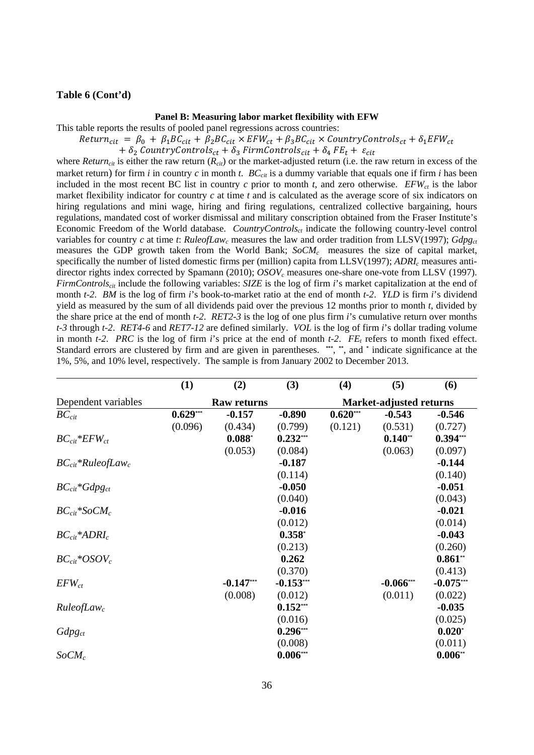**Table 6 (Cont'd)**

**Panel B: Measuring labor market flexibility with EFW**

This table reports the results of pooled panel regressions across countries:

$$Return_{cit} = \beta_0 + \beta_1 BC_{cit} + \beta_2 BC_{cit} \times EFW_{ct} + \beta_3 BC_{cit} \times CountryControls_{ct} + \delta_1 EFW_{ct} + \delta_2 CountryControls_{ct} + \delta_3 FirmControls_{cit} + \delta_4 FE_t + \varepsilon_{cit}$$

where $Return_{cit}$ is either the raw return ($R_{cit}$) or the market-adjusted return (i.e. the raw return in excess of the market return) for firm $i$ in country $c$ in month $t$. $BC_{cit}$ is a dummy variable that equals one if firm $i$ has been included in the most recent BC list in country $c$ prior to month $t$, and zero otherwise. $EFW_{ct}$ is the labor market flexibility indicator for country $c$ at time $t$ and is calculated as the average score of six indicators on hiring regulations and mini wage, hiring and firing regulations, centralized collective bargaining, hours regulations, mandated cost of worker dismissal and military conscription obtained from the Fraser Institute's Economic Freedom of the World database. $CountryControls_{ct}$ indicate the following country-level control variables for country $c$ at time $t$: $RuleofLaw_c$ measures the law and order tradition from LLSV(1997); $Gdpg_{ct}$ measures the GDP growth taken from the World Bank; $SoCM_c$ measures the size of capital market, specifically the number of listed domestic firms per (million) capita from LLSV(1997); $ADRI_c$ measures anti-director rights index corrected by Spamann (2010); $OSOV_c$ measures one-share one-vote from LLSV (1997). $FirmControls_{cit}$ include the following variables: *SIZE* is the log of firm $i$'s market capitalization at the end of month $t$-2. *BM* is the log of firm $i$'s book-to-market ratio at the end of month $t$-2. *YLD* is firm $i$'s dividend yield as measured by the sum of all dividends paid over the previous 12 months prior to month $t$, divided by the share price at the end of month $t$-2. *RET2-3* is the log of one plus firm $i$'s cumulative return over months $t$-3 through $t$-2. *RET4-6* and *RET7-12* are defined similarly. *VOL* is the log of firm $i$'s dollar trading volume in month $t$-2. *PRC* is the log of firm $i$'s price at the end of month $t$-2. $FE_t$ refers to month fixed effect. Standard errors are clustered by firm and are given in parentheses. \*\*\*, \*\*, and \* indicate significance at the 1%, 5%, and 10% level, respectively. The sample is from January 2002 to December 2013.

| | (1) | (2) | (3) | (4) | (5) | (6) |
|---|---|---|---|---|---|---|
| Dependent variables | | Raw returns | | | Market-adjusted returns | |
| $BC_{cit}$ | **0.629\*\*\*** | **-0.157** | **-0.890** | **0.620\*\*\*** | **-0.543** | **-0.546** |
| | (0.096) | (0.434) | (0.799) | (0.121) | (0.531) | (0.727) |
| $BC_{cit}$\*$EFW_{ct}$ | | **0.088\*** | **0.232\*\*\*** | | **0.140\*\*** | **0.394\*\*\*** |
| | | (0.053) | (0.084) | | (0.063) | (0.097) |
| $BC_{cit}$\*$RuleofLaw_c$ | | | **-0.187** | | | **-0.144** |
| | | | (0.114) | | | (0.140) |
| $BC_{cit}$\*$Gdpg_{ct}$ | | | **-0.050** | | | **-0.051** |
| | | | (0.040) | | | (0.043) |
| $BC_{cit}$\*$SoCM_c$ | | | **-0.016** | | | **-0.021** |
| | | | (0.012) | | | (0.014) |
| $BC_{cit}$\*$ADRI_c$ | | | **0.358\*** | | | **-0.043** |
| | | | (0.213) | | | (0.260) |
| $BC_{cit}$\*$OSOV_c$ | | | **0.262** | | | **0.861\*\*** |
| | | | (0.370) | | | (0.413) |
| $EFW_{ct}$ | | **-0.147\*\*\*** | **-0.153\*\*\*** | | **-0.066\*\*\*** | **-0.075\*\*\*** |
| | | (0.008) | (0.012) | | (0.011) | (0.022) |
| $RuleofLaw_c$ | | | **0.152\*\*\*** | | | **-0.035** |
| | | | (0.016) | | | (0.025) |
| $Gdpg_{ct}$ | | | **0.296\*\*\*** | | | **0.020\*** |
| | | | (0.008) | | | (0.011) |
| $SoCM_c$ | | | **0.006\*\*\*** | | | **0.006\*\*** |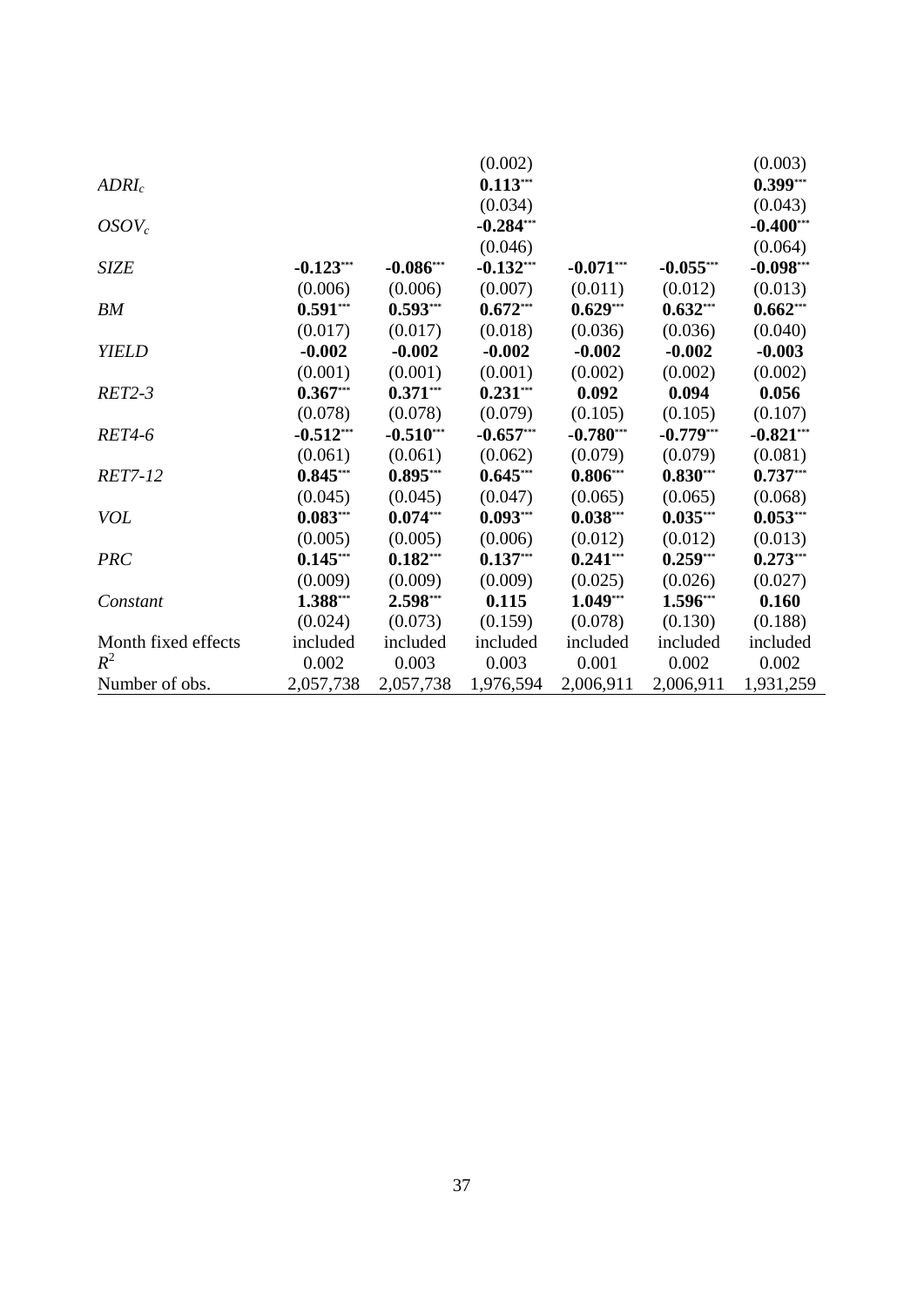| | | | | | | |
|---|---|---|---|---|---|---|
| | | | (0.002) | | | (0.003) |
| *$ADRI_c$* | | | **0.113**\*\*\* | | | **0.399**\*\*\* |
| | | | (0.034) | | | (0.043) |
| *$OSOV_c$* | | | **-0.284**\*\*\* | | | **-0.400**\*\*\* |
| | | | (0.046) | | | (0.064) |
| *SIZE* | **-0.123**\*\*\* | **-0.086**\*\*\* | **-0.132**\*\*\* | **-0.071**\*\*\* | **-0.055**\*\*\* | **-0.098**\*\*\* |
| | (0.006) | (0.006) | (0.007) | (0.011) | (0.012) | (0.013) |
| *BM* | **0.591**\*\*\* | **0.593**\*\*\* | **0.672**\*\*\* | **0.629**\*\*\* | **0.632**\*\*\* | **0.662**\*\*\* |
| | (0.017) | (0.017) | (0.018) | (0.036) | (0.036) | (0.040) |
| *YIELD* | **-0.002** | **-0.002** | **-0.002** | **-0.002** | **-0.002** | **-0.003** |
| | (0.001) | (0.001) | (0.001) | (0.002) | (0.002) | (0.002) |
| *RET2-3* | **0.367**\*\*\* | **0.371**\*\*\* | **0.231**\*\*\* | **0.092** | **0.094** | **0.056** |
| | (0.078) | (0.078) | (0.079) | (0.105) | (0.105) | (0.107) |
| *RET4-6* | **-0.512**\*\*\* | **-0.510**\*\*\* | **-0.657**\*\*\* | **-0.780**\*\*\* | **-0.779**\*\*\* | **-0.821**\*\*\* |
| | (0.061) | (0.061) | (0.062) | (0.079) | (0.079) | (0.081) |
| *RET7-12* | **0.845**\*\*\* | **0.895**\*\*\* | **0.645**\*\*\* | **0.806**\*\*\* | **0.830**\*\*\* | **0.737**\*\*\* |
| | (0.045) | (0.045) | (0.047) | (0.065) | (0.065) | (0.068) |
| *VOL* | **0.083**\*\*\* | **0.074**\*\*\* | **0.093**\*\*\* | **0.038**\*\*\* | **0.035**\*\*\* | **0.053**\*\*\* |
| | (0.005) | (0.005) | (0.006) | (0.012) | (0.012) | (0.013) |
| *PRC* | **0.145**\*\*\* | **0.182**\*\*\* | **0.137**\*\*\* | **0.241**\*\*\* | **0.259**\*\*\* | **0.273**\*\*\* |
| | (0.009) | (0.009) | (0.009) | (0.025) | (0.026) | (0.027) |
| *Constant* | **1.388**\*\*\* | **2.598**\*\*\* | **0.115** | **1.049**\*\*\* | **1.596**\*\*\* | **0.160** |
| | (0.024) | (0.073) | (0.159) | (0.078) | (0.130) | (0.188) |
| Month fixed effects | included | included | included | included | included | included |
| $R^2$ | 0.002 | 0.003 | 0.003 | 0.001 | 0.002 | 0.002 |
| Number of obs. | 2,057,738 | 2,057,738 | 1,976,594 | 2,006,911 | 2,006,911 | 1,931,259 |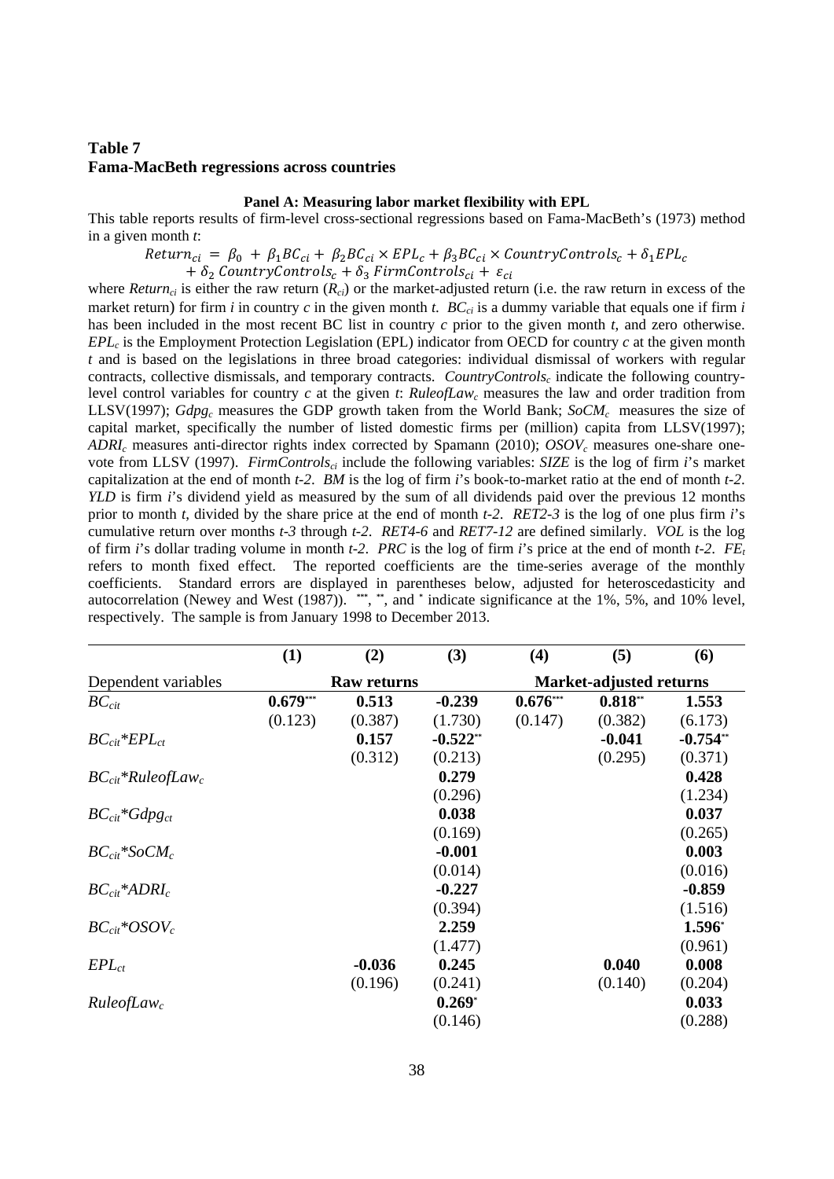## Table 7
**Fama-MacBeth regressions across countries**

**Panel A: Measuring labor market flexibility with EPL**

This table reports results of firm-level cross-sectional regressions based on Fama-MacBeth's (1973) method in a given month *t*:

$$Return_{ci} = \beta_0 + \beta_1 BC_{ci} + \beta_2 BC_{ci} \times EPL_c + \beta_3 BC_{ci} \times CountryControls_c + \delta_1 EPL_c + \delta_2 \; CountryControls_c + \delta_3 \; FirmControls_{ci} + \varepsilon_{ci}$$

where $Return_{ci}$ is either the raw return ($R_{ci}$) or the market-adjusted return (i.e. the raw return in excess of the market return) for firm *i* in country *c* in the given month *t*. $BC_{ci}$ is a dummy variable that equals one if firm *i* has been included in the most recent BC list in country *c* prior to the given month *t*, and zero otherwise. $EPL_c$ is the Employment Protection Legislation (EPL) indicator from OECD for country *c* at the given month *t* and is based on the legislations in three broad categories: individual dismissal of workers with regular contracts, collective dismissals, and temporary contracts. $CountryControls_c$ indicate the following country-level control variables for country *c* at the given *t*: $RuleofLaw_c$ measures the law and order tradition from LLSV(1997); $Gdpg_c$ measures the GDP growth taken from the World Bank; $SoCM_c$ measures the size of capital market, specifically the number of listed domestic firms per (million) capita from LLSV(1997); $ADRI_c$ measures anti-director rights index corrected by Spamann (2010); $OSOV_c$ measures one-share one-vote from LLSV (1997). $FirmControls_{ci}$ include the following variables: *SIZE* is the log of firm *i*'s market capitalization at the end of month *t-2*. *BM* is the log of firm *i*'s book-to-market ratio at the end of month *t-2*. *YLD* is firm *i*'s dividend yield as measured by the sum of all dividends paid over the previous 12 months prior to month *t*, divided by the share price at the end of month *t-2*. *RET2-3* is the log of one plus firm *i*'s cumulative return over months *t-3* through *t-2*. *RET4-6* and *RET7-12* are defined similarly. *VOL* is the log of firm *i*'s dollar trading volume in month *t-2*. *PRC* is the log of firm *i*'s price at the end of month *t-2*. $FE_t$ refers to month fixed effect. The reported coefficients are the time-series average of the monthly coefficients. Standard errors are displayed in parentheses below, adjusted for heteroscedasticity and autocorrelation (Newey and West (1987)). \*\*\*, \*\*, and \* indicate significance at the 1%, 5%, and 10% level, respectively. The sample is from January 1998 to December 2013.

| | (1) | (2) | (3) | (4) | (5) | (6) |
|---|---|---|---|---|---|---|
| Dependent variables | Raw returns | | | Market-adjusted returns | | |
| $BC_{cit}$ | **0.679\*\*\*** | **0.513** | **-0.239** | **0.676\*\*\*** | **0.818\*\*** | **1.553** |
| | (0.123) | (0.387) | (1.730) | (0.147) | (0.382) | (6.173) |
| $BC_{cit}$\*$EPL_{ct}$ | | **0.157** | **-0.522\*\*** | | **-0.041** | **-0.754\*\*** |
| | | (0.312) | (0.213) | | (0.295) | (0.371) |
| $BC_{cit}$\*$RuleofLaw_c$ | | | **0.279** | | | **0.428** |
| | | | (0.296) | | | (1.234) |
| $BC_{cit}$\*$Gdpg_{ct}$ | | | **0.038** | | | **0.037** |
| | | | (0.169) | | | (0.265) |
| $BC_{cit}$\*$SoCM_c$ | | | **-0.001** | | | **0.003** |
| | | | (0.014) | | | (0.016) |
| $BC_{cit}$\*$ADRI_c$ | | | **-0.227** | | | **-0.859** |
| | | | (0.394) | | | (1.516) |
| $BC_{cit}$\*$OSOV_c$ | | | **2.259** | | | **1.596\*** |
| | | | (1.477) | | | (0.961) |
| $EPL_{ct}$ | | **-0.036** | **0.245** | | **0.040** | **0.008** |
| | | (0.196) | (0.241) | | (0.140) | (0.204) |
| $RuleofLaw_c$ | | | **0.269\*** | | | **0.033** |
| | | | (0.146) | | | (0.288) |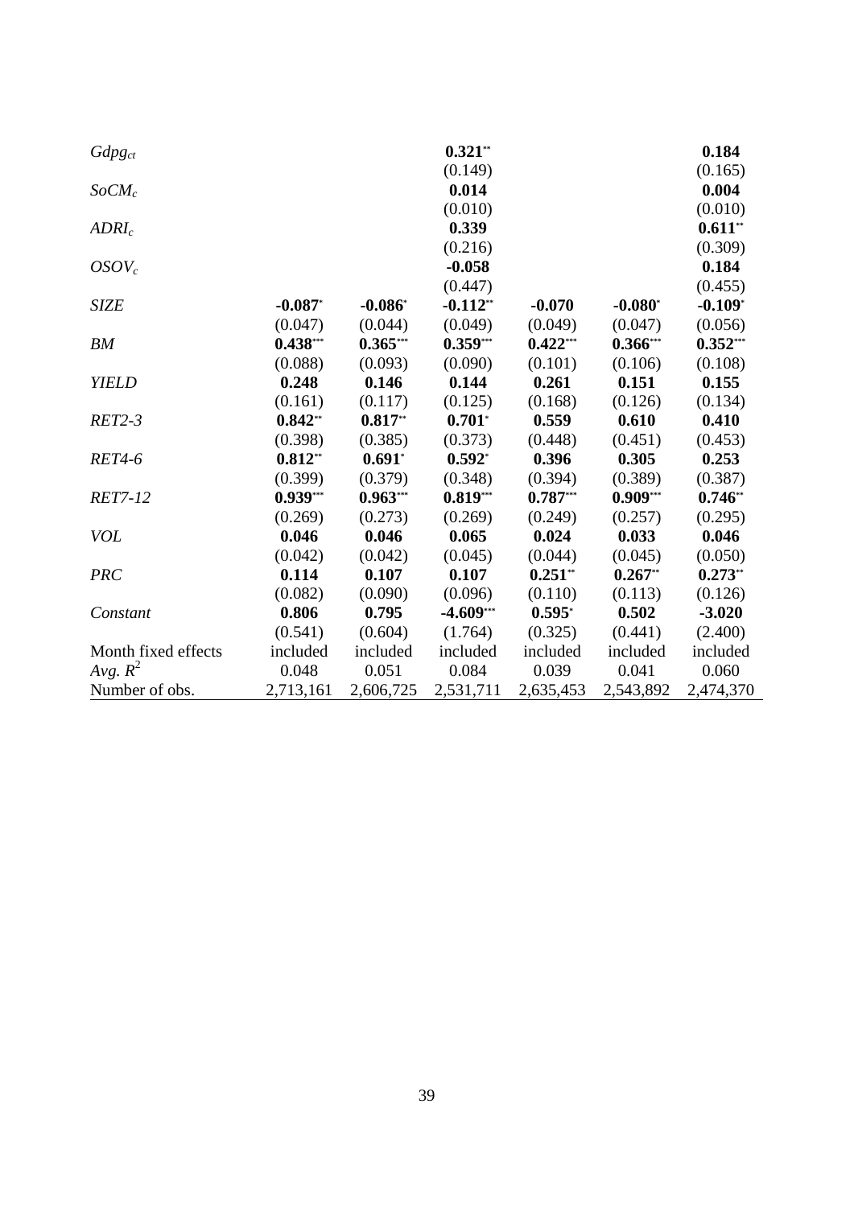| | | | | | | |
|---|---|---|---|---|---|---|
| $Gdpg_{ct}$ | | | **0.321**** | | | **0.184** |
| | | | (0.149) | | | (0.165) |
| $SoCM_c$ | | | **0.014** | | | **0.004** |
| | | | (0.010) | | | (0.010) |
| $ADRI_c$ | | | **0.339** | | | **0.611**** |
| | | | (0.216) | | | (0.309) |
| $OSOV_c$ | | | **-0.058** | | | **0.184** |
| | | | (0.447) | | | (0.455) |
| *SIZE* | **-0.087*** | **-0.086*** | **-0.112**** | **-0.070** | **-0.080*** | **-0.109*** |
| | (0.047) | (0.044) | (0.049) | (0.049) | (0.047) | (0.056) |
| *BM* | **0.438***** | **0.365***** | **0.359***** | **0.422***** | **0.366***** | **0.352***** |
| | (0.088) | (0.093) | (0.090) | (0.101) | (0.106) | (0.108) |
| *YIELD* | **0.248** | **0.146** | **0.144** | **0.261** | **0.151** | **0.155** |
| | (0.161) | (0.117) | (0.125) | (0.168) | (0.126) | (0.134) |
| *RET2-3* | **0.842**** | **0.817**** | **0.701*** | **0.559** | **0.610** | **0.410** |
| | (0.398) | (0.385) | (0.373) | (0.448) | (0.451) | (0.453) |
| *RET4-6* | **0.812**** | **0.691*** | **0.592*** | **0.396** | **0.305** | **0.253** |
| | (0.399) | (0.379) | (0.348) | (0.394) | (0.389) | (0.387) |
| *RET7-12* | **0.939***** | **0.963***** | **0.819***** | **0.787***** | **0.909***** | **0.746**** |
| | (0.269) | (0.273) | (0.269) | (0.249) | (0.257) | (0.295) |
| *VOL* | **0.046** | **0.046** | **0.065** | **0.024** | **0.033** | **0.046** |
| | (0.042) | (0.042) | (0.045) | (0.044) | (0.045) | (0.050) |
| *PRC* | **0.114** | **0.107** | **0.107** | **0.251**** | **0.267**** | **0.273**** |
| | (0.082) | (0.090) | (0.096) | (0.110) | (0.113) | (0.126) |
| *Constant* | **0.806** | **0.795** | **-4.609***** | **0.595*** | **0.502** | **-3.020** |
| | (0.541) | (0.604) | (1.764) | (0.325) | (0.441) | (2.400) |
| Month fixed effects | included | included | included | included | included | included |
| *Avg.* $R^2$ | 0.048 | 0.051 | 0.084 | 0.039 | 0.041 | 0.060 |
| Number of obs. | 2,713,161 | 2,606,725 | 2,531,711 | 2,635,453 | 2,543,892 | 2,474,370 |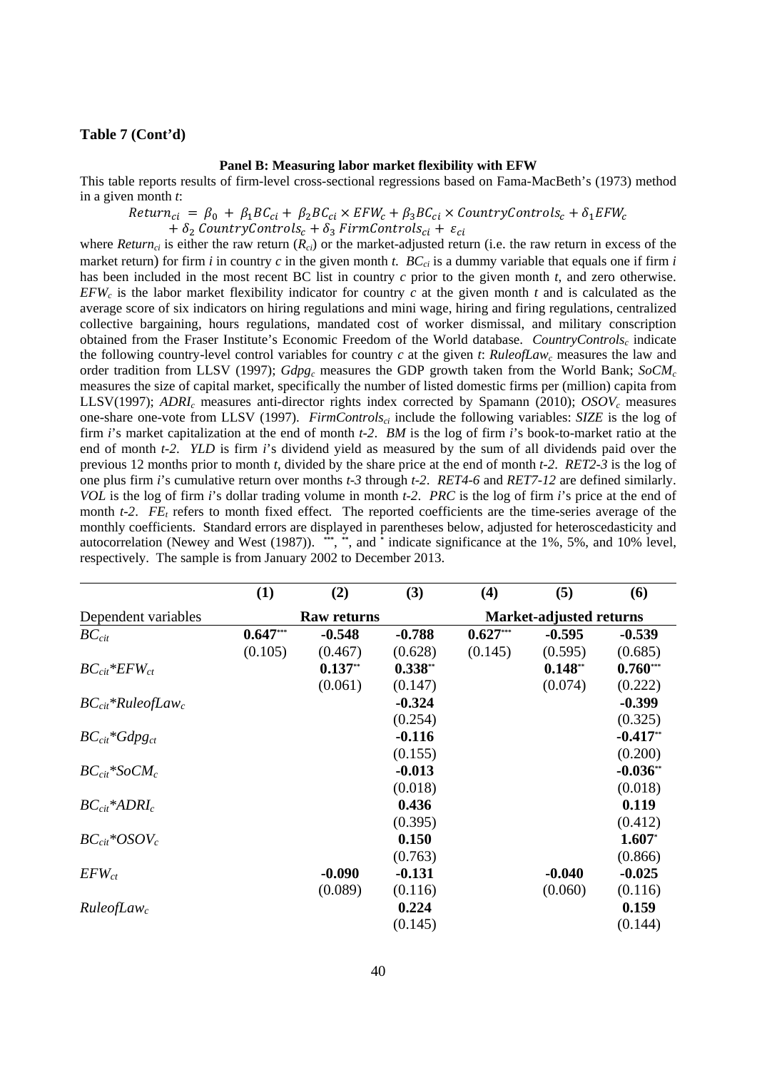**Table 7 (Cont'd)**

**Panel B: Measuring labor market flexibility with EFW**

This table reports results of firm-level cross-sectional regressions based on Fama-MacBeth's (1973) method in a given month *t*:

$$Return_{ci} = \beta_0 + \beta_1 BC_{ci} + \beta_2 BC_{ci} \times EFW_c + \beta_3 BC_{ci} \times CountryControls_c + \delta_1 EFW_c + \delta_2 \, CountryControls_c + \delta_3 \, FirmControls_{ci} + \varepsilon_{ci}$$

where $Return_{ci}$ is either the raw return ($R_{ci}$) or the market-adjusted return (i.e. the raw return in excess of the market return) for firm *i* in country *c* in the given month *t*. $BC_{ci}$ is a dummy variable that equals one if firm *i* has been included in the most recent BC list in country *c* prior to the given month *t*, and zero otherwise. $EFW_c$ is the labor market flexibility indicator for country *c* at the given month *t* and is calculated as the average score of six indicators on hiring regulations and mini wage, hiring and firing regulations, centralized collective bargaining, hours regulations, mandated cost of worker dismissal, and military conscription obtained from the Fraser Institute's Economic Freedom of the World database. $CountryControls_c$ indicate the following country-level control variables for country *c* at the given *t*: $RuleofLaw_c$ measures the law and order tradition from LLSV (1997); $Gdpg_c$ measures the GDP growth taken from the World Bank; $SoCM_c$ measures the size of capital market, specifically the number of listed domestic firms per (million) capita from LLSV(1997); $ADRI_c$ measures anti-director rights index corrected by Spamann (2010); $OSOV_c$ measures one-share one-vote from LLSV (1997). $FirmControls_{ci}$ include the following variables: *SIZE* is the log of firm *i*'s market capitalization at the end of month *t-2*. *BM* is the log of firm *i*'s book-to-market ratio at the end of month *t-2*. *YLD* is firm *i*'s dividend yield as measured by the sum of all dividends paid over the previous 12 months prior to month *t*, divided by the share price at the end of month *t-2*. *RET2-3* is the log of one plus firm *i*'s cumulative return over months *t-3* through *t-2*. *RET4-6* and *RET7-12* are defined similarly. *VOL* is the log of firm *i*'s dollar trading volume in month *t-2*. *PRC* is the log of firm *i*'s price at the end of month *t-2*. $FE_t$ refers to month fixed effect. The reported coefficients are the time-series average of the monthly coefficients. Standard errors are displayed in parentheses below, adjusted for heteroscedasticity and autocorrelation (Newey and West (1987)). \*\*\*, \*\*, and \* indicate significance at the 1%, 5%, and 10% level, respectively. The sample is from January 2002 to December 2013.

| | (1) | (2) | (3) | (4) | (5) | (6) |
|---|---|---|---|---|---|---|
| Dependent variables | **Raw returns** | | | **Market-adjusted returns** | | |
| $BC_{cit}$ | **0.647**\*\*\* | **-0.548** | **-0.788** | **0.627**\*\*\* | **-0.595** | **-0.539** |
| | (0.105) | (0.467) | (0.628) | (0.145) | (0.595) | (0.685) |
| $BC_{cit}$\*$EFW_{ct}$ | | **0.137**\*\* | **0.338**\*\* | | **0.148**\*\* | **0.760**\*\*\* |
| | | (0.061) | (0.147) | | (0.074) | (0.222) |
| $BC_{cit}$\*$RuleofLaw_c$ | | | **-0.324** | | | **-0.399** |
| | | | (0.254) | | | (0.325) |
| $BC_{cit}$\*$Gdpg_{ct}$ | | | **-0.116** | | | **-0.417**\*\* |
| | | | (0.155) | | | (0.200) |
| $BC_{cit}$\*$SoCM_c$ | | | **-0.013** | | | **-0.036**\*\* |
| | | | (0.018) | | | (0.018) |
| $BC_{cit}$\*$ADRI_c$ | | | **0.436** | | | **0.119** |
| | | | (0.395) | | | (0.412) |
| $BC_{cit}$\*$OSOV_c$ | | | **0.150** | | | **1.607**\* |
| | | | (0.763) | | | (0.866) |
| $EFW_{ct}$ | | **-0.090** | **-0.131** | | **-0.040** | **-0.025** |
| | | (0.089) | (0.116) | | (0.060) | (0.116) |
| $RuleofLaw_c$ | | | **0.224** | | | **0.159** |
| | | | (0.145) | | | (0.144) |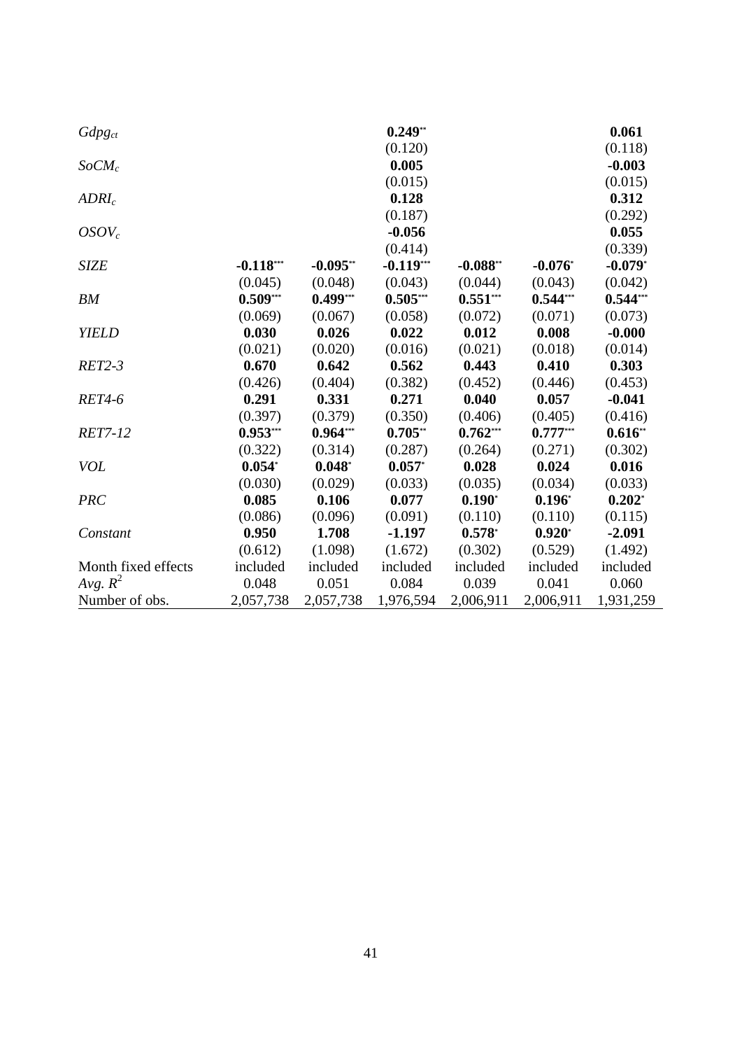| | | | | | | |
|---|---|---|---|---|---|---|
| $Gdpg_{ct}$ | | | **0.249**** | | | **0.061** |
| | | | (0.120) | | | (0.118) |
| $SoCM_c$ | | | **0.005** | | | **-0.003** |
| | | | (0.015) | | | (0.015) |
| $ADRI_c$ | | | **0.128** | | | **0.312** |
| | | | (0.187) | | | (0.292) |
| $OSOV_c$ | | | **-0.056** | | | **0.055** |
| | | | (0.414) | | | (0.339) |
| *SIZE* | **-0.118***** | **-0.095**** | **-0.119***** | **-0.088**** | **-0.076*** | **-0.079*** |
| | (0.045) | (0.048) | (0.043) | (0.044) | (0.043) | (0.042) |
| *BM* | **0.509***** | **0.499***** | **0.505***** | **0.551***** | **0.544***** | **0.544***** |
| | (0.069) | (0.067) | (0.058) | (0.072) | (0.071) | (0.073) |
| *YIELD* | **0.030** | **0.026** | **0.022** | **0.012** | **0.008** | **-0.000** |
| | (0.021) | (0.020) | (0.016) | (0.021) | (0.018) | (0.014) |
| *RET2-3* | **0.670** | **0.642** | **0.562** | **0.443** | **0.410** | **0.303** |
| | (0.426) | (0.404) | (0.382) | (0.452) | (0.446) | (0.453) |
| *RET4-6* | **0.291** | **0.331** | **0.271** | **0.040** | **0.057** | **-0.041** |
| | (0.397) | (0.379) | (0.350) | (0.406) | (0.405) | (0.416) |
| *RET7-12* | **0.953***** | **0.964***** | **0.705**** | **0.762***** | **0.777***** | **0.616**** |
| | (0.322) | (0.314) | (0.287) | (0.264) | (0.271) | (0.302) |
| *VOL* | **0.054*** | **0.048*** | **0.057*** | **0.028** | **0.024** | **0.016** |
| | (0.030) | (0.029) | (0.033) | (0.035) | (0.034) | (0.033) |
| *PRC* | **0.085** | **0.106** | **0.077** | **0.190*** | **0.196*** | **0.202*** |
| | (0.086) | (0.096) | (0.091) | (0.110) | (0.110) | (0.115) |
| *Constant* | **0.950** | **1.708** | **-1.197** | **0.578*** | **0.920*** | **-2.091** |
| | (0.612) | (1.098) | (1.672) | (0.302) | (0.529) | (1.492) |
| Month fixed effects | included | included | included | included | included | included |
| *Avg.* $R^2$ | 0.048 | 0.051 | 0.084 | 0.039 | 0.041 | 0.060 |
| Number of obs. | 2,057,738 | 2,057,738 | 1,976,594 | 2,006,911 | 2,006,911 | 1,931,259 |